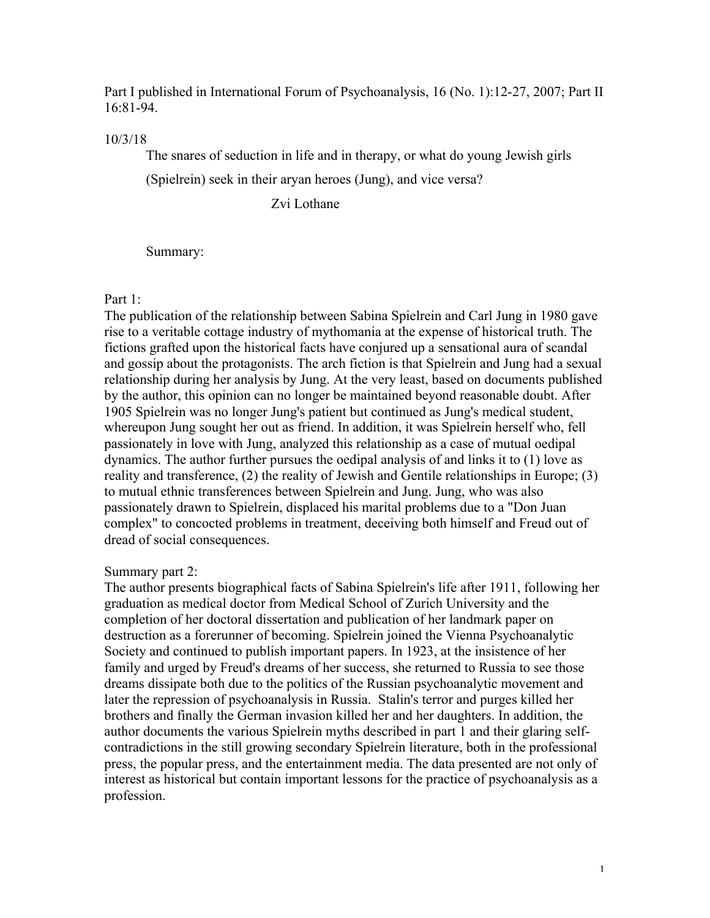Part I published in International Forum of Psychoanalysis, 16 (No. 1):12-27, 2007; Part II 16:81-94.

10/3/18

# The snares of seduction in life and in therapy, or what do young Jewish girls (Spielrein) seek in their aryan heroes (Jung), and vice versa?

Zvi Lothane

Summary:

Part 1:

The publication of the relationship between Sabina Spielrein and Carl Jung in 1980 gave rise to a veritable cottage industry of mythomania at the expense of historical truth. The fictions grafted upon the historical facts have conjured up a sensational aura of scandal and gossip about the protagonists. The arch fiction is that Spielrein and Jung had a sexual relationship during her analysis by Jung. At the very least, based on documents published by the author, this opinion can no longer be maintained beyond reasonable doubt. After 1905 Spielrein was no longer Jung's patient but continued as Jung's medical student, whereupon Jung sought her out as friend. In addition, it was Spielrein herself who, fell passionately in love with Jung, analyzed this relationship as a case of mutual oedipal dynamics. The author further pursues the oedipal analysis of and links it to (1) love as reality and transference, (2) the reality of Jewish and Gentile relationships in Europe; (3) to mutual ethnic transferences between Spielrein and Jung. Jung, who was also passionately drawn to Spielrein, displaced his marital problems due to a "Don Juan complex" to concocted problems in treatment, deceiving both himself and Freud out of dread of social consequences.

Summary part 2:

The author presents biographical facts of Sabina Spielrein's life after 1911, following her graduation as medical doctor from Medical School of Zurich University and the completion of her doctoral dissertation and publication of her landmark paper on destruction as a forerunner of becoming. Spielrein joined the Vienna Psychoanalytic Society and continued to publish important papers. In 1923, at the insistence of her family and urged by Freud's dreams of her success, she returned to Russia to see those dreams dissipate both due to the politics of the Russian psychoanalytic movement and later the repression of psychoanalysis in Russia. Stalin's terror and purges killed her brothers and finally the German invasion killed her and her daughters. In addition, the author documents the various Spielrein myths described in part 1 and their glaring self-contradictions in the still growing secondary Spielrein literature, both in the professional press, the popular press, and the entertainment media. The data presented are not only of interest as historical but contain important lessons for the practice of psychoanalysis as a profession.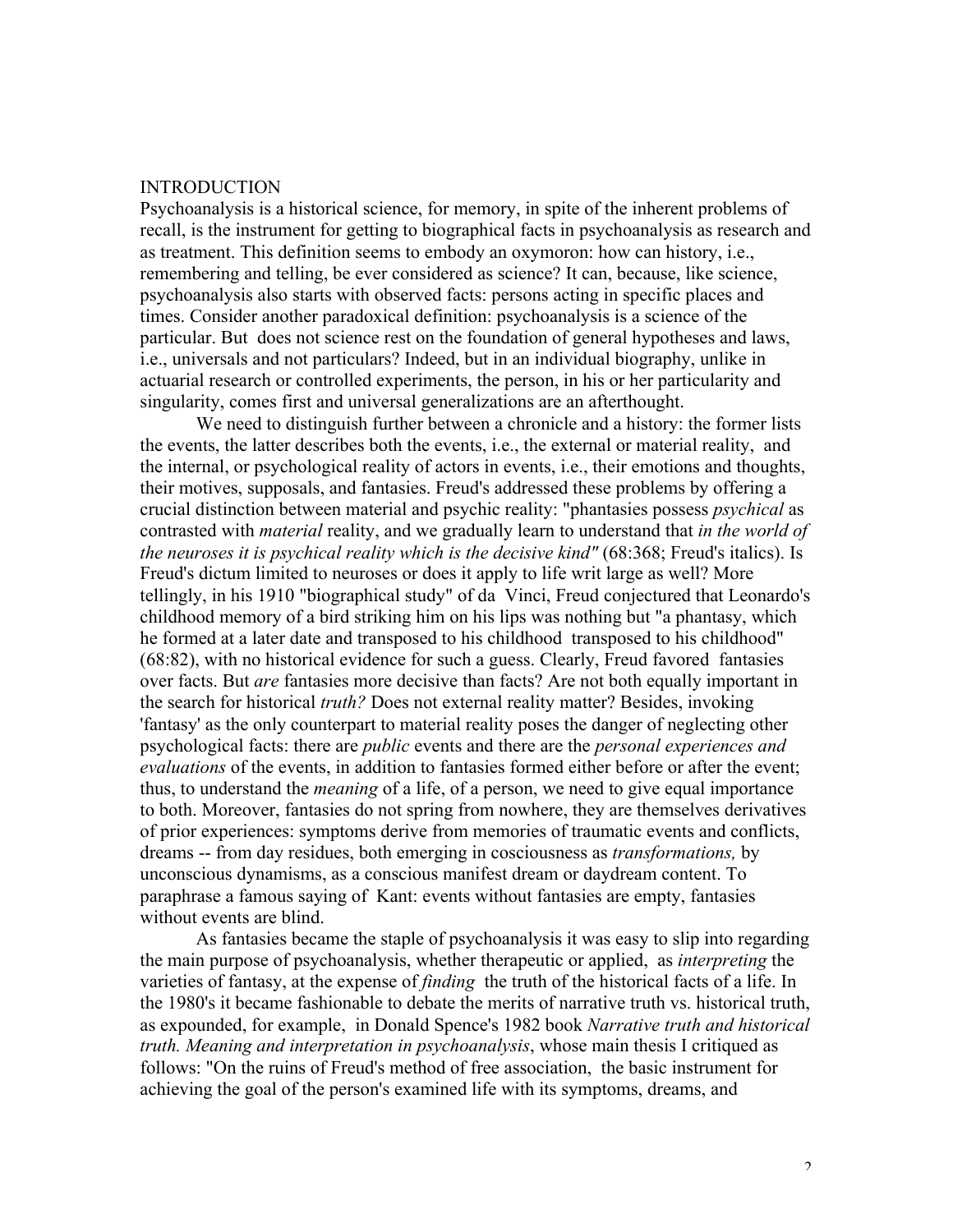# INTRODUCTION

Psychoanalysis is a historical science, for memory, in spite of the inherent problems of recall, is the instrument for getting to biographical facts in psychoanalysis as research and as treatment. This definition seems to embody an oxymoron: how can history, i.e., remembering and telling, be ever considered as science? It can, because, like science, psychoanalysis also starts with observed facts: persons acting in specific places and times. Consider another paradoxical definition: psychoanalysis is a science of the particular. But does not science rest on the foundation of general hypotheses and laws, i.e., universals and not particulars? Indeed, but in an individual biography, unlike in actuarial research or controlled experiments, the person, in his or her particularity and singularity, comes first and universal generalizations are an afterthought.

We need to distinguish further between a chronicle and a history: the former lists the events, the latter describes both the events, i.e., the external or material reality, and the internal, or psychological reality of actors in events, i.e., their emotions and thoughts, their motives, supposals, and fantasies. Freud's addressed these problems by offering a crucial distinction between material and psychic reality: "phantasies possess *psychical* as contrasted with *material* reality, and we gradually learn to understand that *in the world of the neuroses it is psychical reality which is the decisive kind"* (68:368; Freud's italics). Is Freud's dictum limited to neuroses or does it apply to life writ large as well? More tellingly, in his 1910 "biographical study" of da Vinci, Freud conjectured that Leonardo's childhood memory of a bird striking him on his lips was nothing but "a phantasy, which he formed at a later date and transposed to his childhood transposed to his childhood" (68:82), with no historical evidence for such a guess. Clearly, Freud favored fantasies over facts. But *are* fantasies more decisive than facts? Are not both equally important in the search for historical *truth?* Does not external reality matter? Besides, invoking 'fantasy' as the only counterpart to material reality poses the danger of neglecting other psychological facts: there are *public* events and there are the *personal experiences and evaluations* of the events, in addition to fantasies formed either before or after the event; thus, to understand the *meaning* of a life, of a person, we need to give equal importance to both. Moreover, fantasies do not spring from nowhere, they are themselves derivatives of prior experiences: symptoms derive from memories of traumatic events and conflicts, dreams -- from day residues, both emerging in cosciousness as *transformations,* by unconscious dynamisms, as a conscious manifest dream or daydream content. To paraphrase a famous saying of Kant: events without fantasies are empty, fantasies without events are blind.

As fantasies became the staple of psychoanalysis it was easy to slip into regarding the main purpose of psychoanalysis, whether therapeutic or applied, as *interpreting* the varieties of fantasy, at the expense of *finding* the truth of the historical facts of a life. In the 1980's it became fashionable to debate the merits of narrative truth vs. historical truth, as expounded, for example, in Donald Spence's 1982 book *Narrative truth and historical truth. Meaning and interpretation in psychoanalysis*, whose main thesis I critiqued as follows: "On the ruins of Freud's method of free association, the basic instrument for achieving the goal of the person's examined life with its symptoms, dreams, and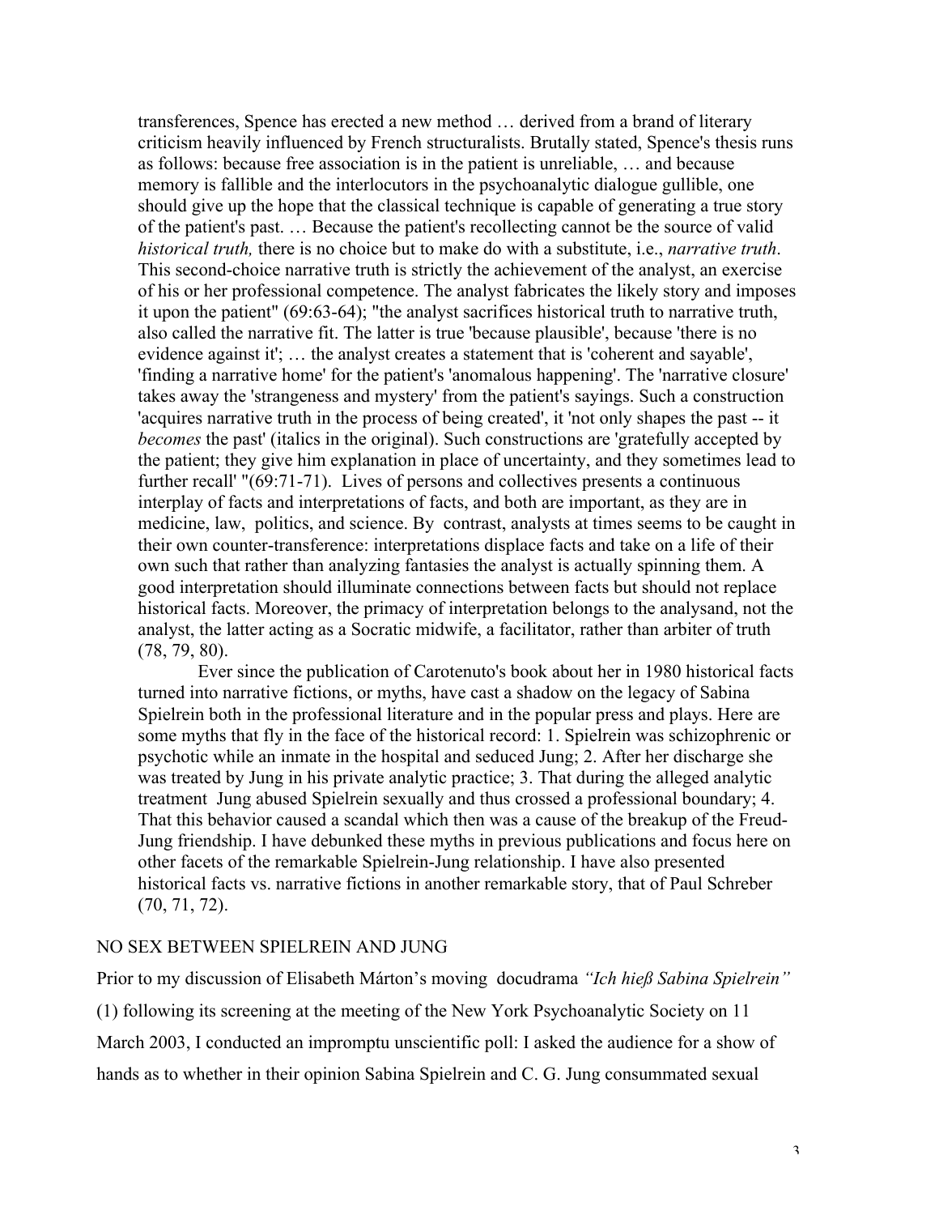transferences, Spence has erected a new method … derived from a brand of literary criticism heavily influenced by French structuralists. Brutally stated, Spence's thesis runs as follows: because free association is in the patient is unreliable, … and because memory is fallible and the interlocutors in the psychoanalytic dialogue gullible, one should give up the hope that the classical technique is capable of generating a true story of the patient's past. … Because the patient's recollecting cannot be the source of valid *historical truth,* there is no choice but to make do with a substitute, i.e., *narrative truth*. This second-choice narrative truth is strictly the achievement of the analyst, an exercise of his or her professional competence. The analyst fabricates the likely story and imposes it upon the patient" (69:63-64); "the analyst sacrifices historical truth to narrative truth, also called the narrative fit. The latter is true 'because plausible', because 'there is no evidence against it'; … the analyst creates a statement that is 'coherent and sayable', 'finding a narrative home' for the patient's 'anomalous happening'. The 'narrative closure' takes away the 'strangeness and mystery' from the patient's sayings. Such a construction 'acquires narrative truth in the process of being created', it 'not only shapes the past -- it *becomes* the past' (italics in the original). Such constructions are 'gratefully accepted by the patient; they give him explanation in place of uncertainty, and they sometimes lead to further recall' "(69:71-71). Lives of persons and collectives presents a continuous interplay of facts and interpretations of facts, and both are important, as they are in medicine, law, politics, and science. By contrast, analysts at times seems to be caught in their own counter-transference: interpretations displace facts and take on a life of their own such that rather than analyzing fantasies the analyst is actually spinning them. A good interpretation should illuminate connections between facts but should not replace historical facts. Moreover, the primacy of interpretation belongs to the analysand, not the analyst, the latter acting as a Socratic midwife, a facilitator, rather than arbiter of truth (78, 79, 80).

Ever since the publication of Carotenuto's book about her in 1980 historical facts turned into narrative fictions, or myths, have cast a shadow on the legacy of Sabina Spielrein both in the professional literature and in the popular press and plays. Here are some myths that fly in the face of the historical record: 1. Spielrein was schizophrenic or psychotic while an inmate in the hospital and seduced Jung; 2. After her discharge she was treated by Jung in his private analytic practice; 3. That during the alleged analytic treatment Jung abused Spielrein sexually and thus crossed a professional boundary; 4. That this behavior caused a scandal which then was a cause of the breakup of the Freud-Jung friendship. I have debunked these myths in previous publications and focus here on other facets of the remarkable Spielrein-Jung relationship. I have also presented historical facts vs. narrative fictions in another remarkable story, that of Paul Schreber (70, 71, 72).

## NO SEX BETWEEN SPIELREIN AND JUNG

Prior to my discussion of Elisabeth Márton's moving docudrama *"Ich hieß Sabina Spielrein"* (1) following its screening at the meeting of the New York Psychoanalytic Society on 11 March 2003, I conducted an impromptu unscientific poll: I asked the audience for a show of hands as to whether in their opinion Sabina Spielrein and C. G. Jung consummated sexual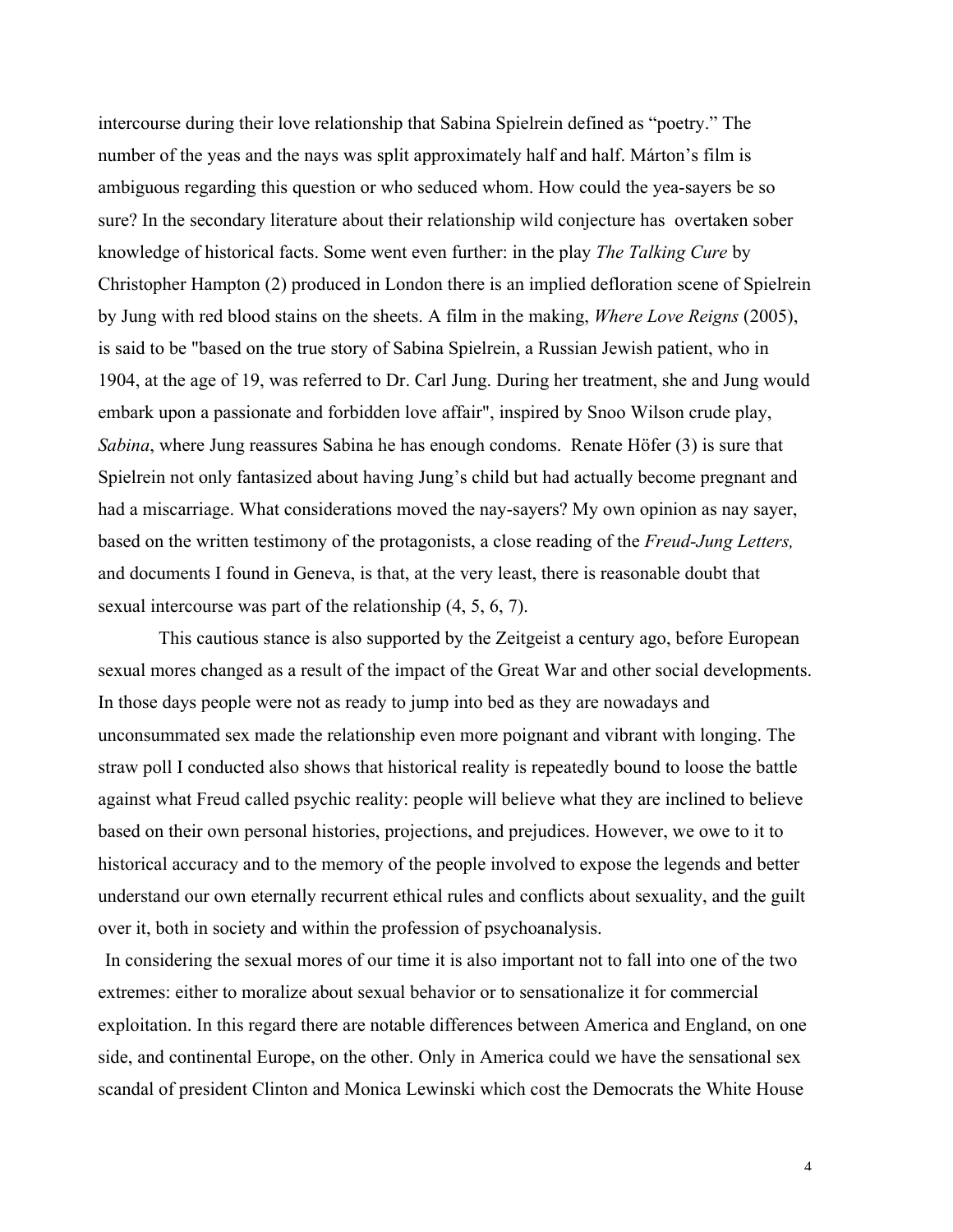intercourse during their love relationship that Sabina Spielrein defined as "poetry." The number of the yeas and the nays was split approximately half and half. Márton's film is ambiguous regarding this question or who seduced whom. How could the yea-sayers be so sure? In the secondary literature about their relationship wild conjecture has overtaken sober knowledge of historical facts. Some went even further: in the play *The Talking Cure* by Christopher Hampton (2) produced in London there is an implied defloration scene of Spielrein by Jung with red blood stains on the sheets. A film in the making, *Where Love Reigns* (2005), is said to be "based on the true story of Sabina Spielrein, a Russian Jewish patient, who in 1904, at the age of 19, was referred to Dr. Carl Jung. During her treatment, she and Jung would embark upon a passionate and forbidden love affair", inspired by Snoo Wilson crude play, *Sabina*, where Jung reassures Sabina he has enough condoms. Renate Höfer (3) is sure that Spielrein not only fantasized about having Jung's child but had actually become pregnant and had a miscarriage. What considerations moved the nay-sayers? My own opinion as nay sayer, based on the written testimony of the protagonists, a close reading of the *Freud-Jung Letters,* and documents I found in Geneva, is that, at the very least, there is reasonable doubt that sexual intercourse was part of the relationship (4, 5, 6, 7).

This cautious stance is also supported by the Zeitgeist a century ago, before European sexual mores changed as a result of the impact of the Great War and other social developments. In those days people were not as ready to jump into bed as they are nowadays and unconsummated sex made the relationship even more poignant and vibrant with longing. The straw poll I conducted also shows that historical reality is repeatedly bound to loose the battle against what Freud called psychic reality: people will believe what they are inclined to believe based on their own personal histories, projections, and prejudices. However, we owe to it to historical accuracy and to the memory of the people involved to expose the legends and better understand our own eternally recurrent ethical rules and conflicts about sexuality, and the guilt over it, both in society and within the profession of psychoanalysis.

In considering the sexual mores of our time it is also important not to fall into one of the two extremes: either to moralize about sexual behavior or to sensationalize it for commercial exploitation. In this regard there are notable differences between America and England, on one side, and continental Europe, on the other. Only in America could we have the sensational sex scandal of president Clinton and Monica Lewinski which cost the Democrats the White House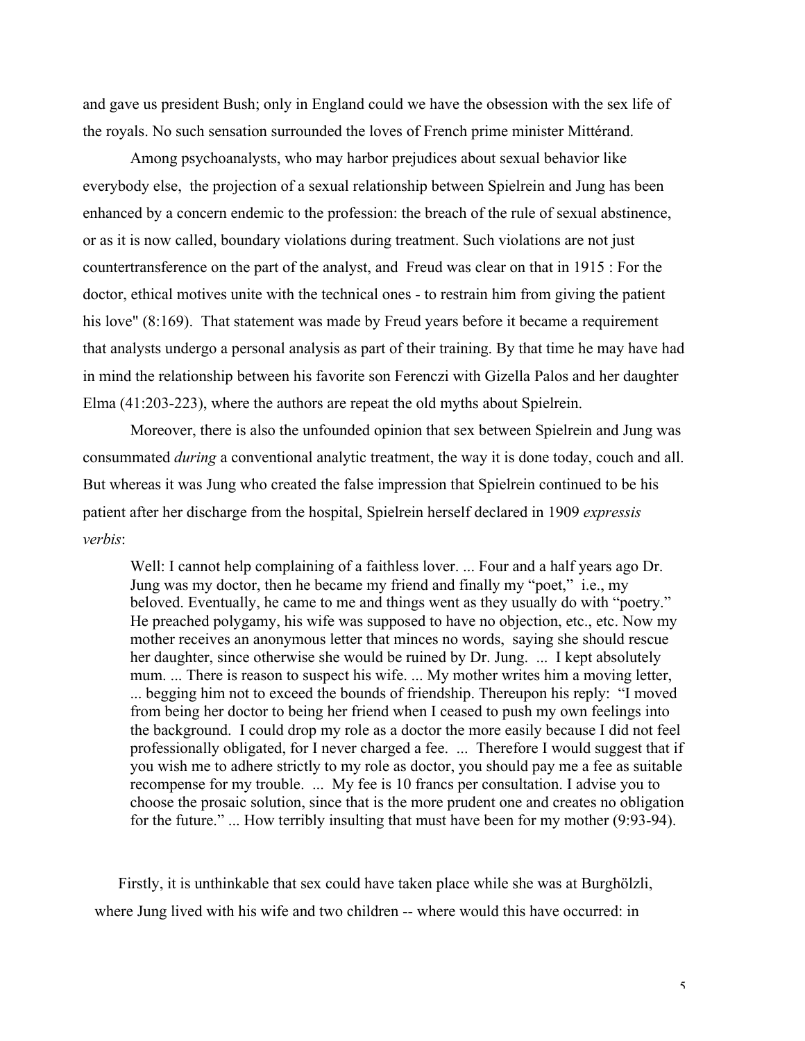and gave us president Bush; only in England could we have the obsession with the sex life of the royals. No such sensation surrounded the loves of French prime minister Mittérand.

Among psychoanalysts, who may harbor prejudices about sexual behavior like everybody else, the projection of a sexual relationship between Spielrein and Jung has been enhanced by a concern endemic to the profession: the breach of the rule of sexual abstinence, or as it is now called, boundary violations during treatment. Such violations are not just countertransference on the part of the analyst, and Freud was clear on that in 1915 : For the doctor, ethical motives unite with the technical ones - to restrain him from giving the patient his love" (8:169). That statement was made by Freud years before it became a requirement that analysts undergo a personal analysis as part of their training. By that time he may have had in mind the relationship between his favorite son Ferenczi with Gizella Palos and her daughter Elma (41:203-223), where the authors are repeat the old myths about Spielrein.

Moreover, there is also the unfounded opinion that sex between Spielrein and Jung was consummated *during* a conventional analytic treatment, the way it is done today, couch and all. But whereas it was Jung who created the false impression that Spielrein continued to be his patient after her discharge from the hospital, Spielrein herself declared in 1909 *expressis verbis*:

> Well: I cannot help complaining of a faithless lover. ... Four and a half years ago Dr. Jung was my doctor, then he became my friend and finally my "poet," i.e., my beloved. Eventually, he came to me and things went as they usually do with "poetry." He preached polygamy, his wife was supposed to have no objection, etc., etc. Now my mother receives an anonymous letter that minces no words, saying she should rescue her daughter, since otherwise she would be ruined by Dr. Jung. ... I kept absolutely mum. ... There is reason to suspect his wife. ... My mother writes him a moving letter, ... begging him not to exceed the bounds of friendship. Thereupon his reply: "I moved from being her doctor to being her friend when I ceased to push my own feelings into the background. I could drop my role as a doctor the more easily because I did not feel professionally obligated, for I never charged a fee. ... Therefore I would suggest that if you wish me to adhere strictly to my role as doctor, you should pay me a fee as suitable recompense for my trouble. ... My fee is 10 francs per consultation. I advise you to choose the prosaic solution, since that is the more prudent one and creates no obligation for the future." ... How terribly insulting that must have been for my mother (9:93-94).

Firstly, it is unthinkable that sex could have taken place while she was at Burghölzli, where Jung lived with his wife and two children -- where would this have occurred: in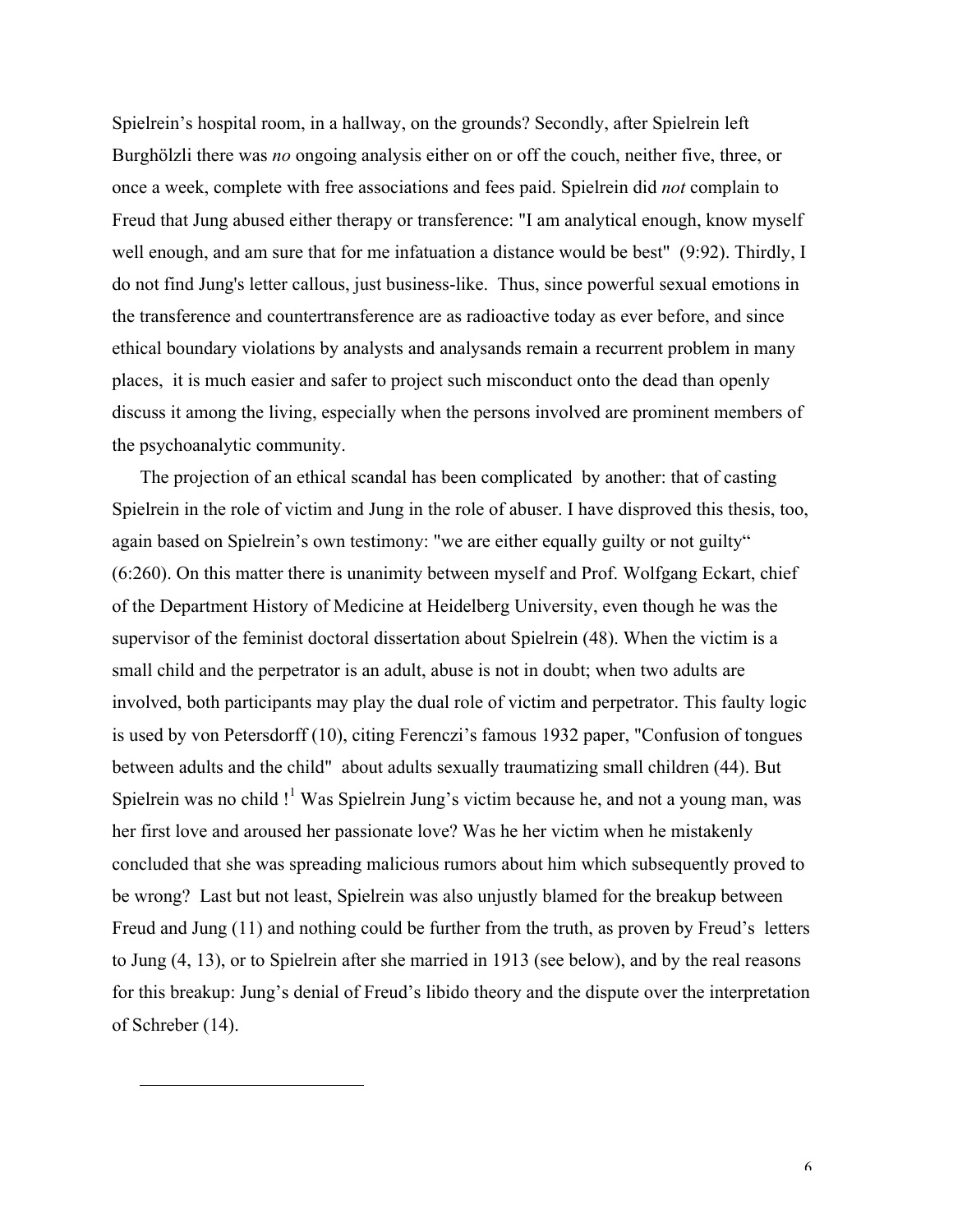Spielrein's hospital room, in a hallway, on the grounds? Secondly, after Spielrein left Burghölzli there was *no* ongoing analysis either on or off the couch, neither five, three, or once a week, complete with free associations and fees paid. Spielrein did *not* complain to Freud that Jung abused either therapy or transference: "I am analytical enough, know myself well enough, and am sure that for me infatuation a distance would be best" (9:92). Thirdly, I do not find Jung's letter callous, just business-like. Thus, since powerful sexual emotions in the transference and countertransference are as radioactive today as ever before, and since ethical boundary violations by analysts and analysands remain a recurrent problem in many places, it is much easier and safer to project such misconduct onto the dead than openly discuss it among the living, especially when the persons involved are prominent members of the psychoanalytic community.

The projection of an ethical scandal has been complicated by another: that of casting Spielrein in the role of victim and Jung in the role of abuser. I have disproved this thesis, too, again based on Spielrein's own testimony: "we are either equally guilty or not guilty" (6:260). On this matter there is unanimity between myself and Prof. Wolfgang Eckart, chief of the Department History of Medicine at Heidelberg University, even though he was the supervisor of the feminist doctoral dissertation about Spielrein (48). When the victim is a small child and the perpetrator is an adult, abuse is not in doubt; when two adults are involved, both participants may play the dual role of victim and perpetrator. This faulty logic is used by von Petersdorff (10), citing Ferenczi's famous 1932 paper, "Confusion of tongues between adults and the child" about adults sexually traumatizing small children (44). But Spielrein was no child ![1] Was Spielrein Jung's victim because he, and not a young man, was her first love and aroused her passionate love? Was he her victim when he mistakenly concluded that she was spreading malicious rumors about him which subsequently proved to be wrong? Last but not least, Spielrein was also unjustly blamed for the breakup between Freud and Jung (11) and nothing could be further from the truth, as proven by Freud's letters to Jung (4, 13), or to Spielrein after she married in 1913 (see below), and by the real reasons for this breakup: Jung's denial of Freud's libido theory and the dispute over the interpretation of Schreber (14).

---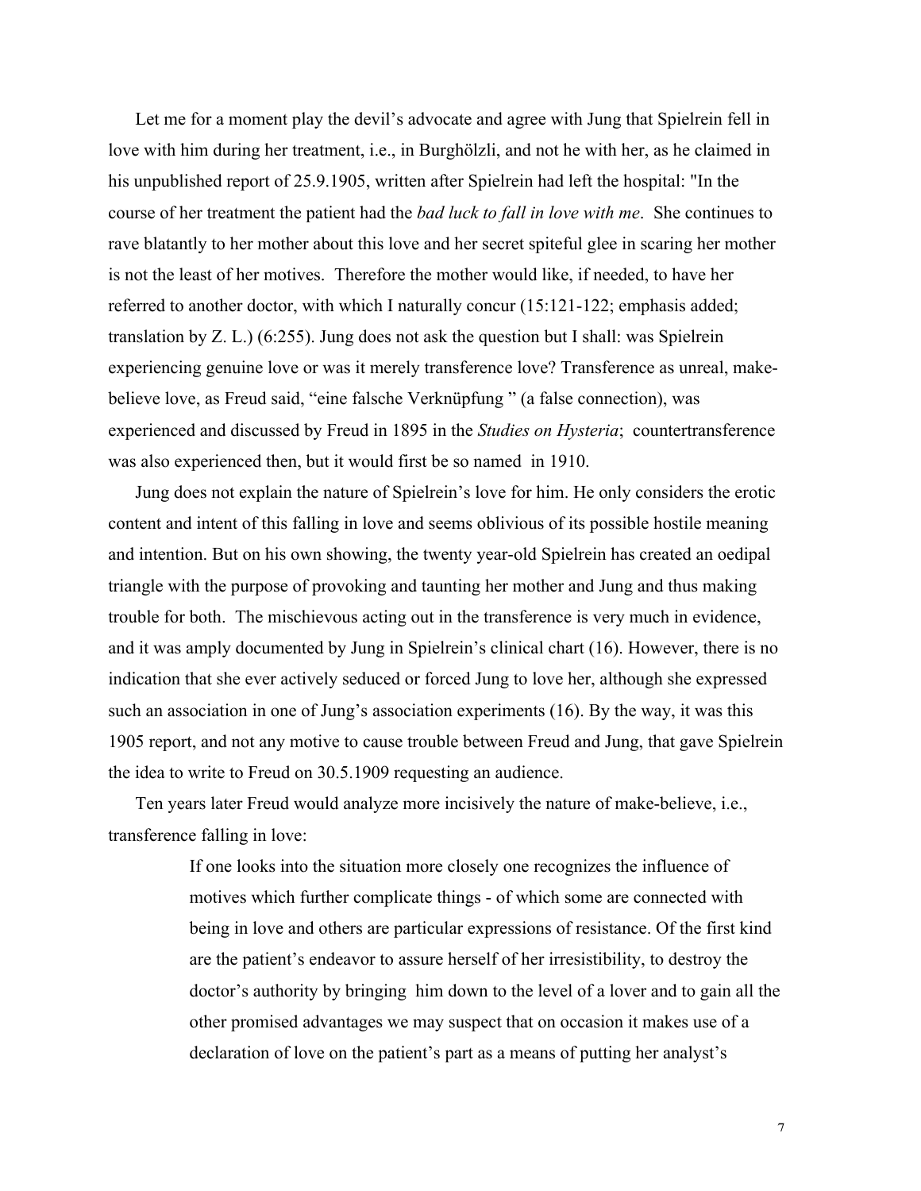Let me for a moment play the devil's advocate and agree with Jung that Spielrein fell in love with him during her treatment, i.e., in Burghölzli, and not he with her, as he claimed in his unpublished report of 25.9.1905, written after Spielrein had left the hospital: "In the course of her treatment the patient had the *bad luck to fall in love with me*. She continues to rave blatantly to her mother about this love and her secret spiteful glee in scaring her mother is not the least of her motives. Therefore the mother would like, if needed, to have her referred to another doctor, with which I naturally concur (15:121-122; emphasis added; translation by Z. L.) (6:255). Jung does not ask the question but I shall: was Spielrein experiencing genuine love or was it merely transference love? Transference as unreal, make-believe love, as Freud said, "eine falsche Verknüpfung " (a false connection), was experienced and discussed by Freud in 1895 in the *Studies on Hysteria*; countertransference was also experienced then, but it would first be so named in 1910.

Jung does not explain the nature of Spielrein's love for him. He only considers the erotic content and intent of this falling in love and seems oblivious of its possible hostile meaning and intention. But on his own showing, the twenty year-old Spielrein has created an oedipal triangle with the purpose of provoking and taunting her mother and Jung and thus making trouble for both. The mischievous acting out in the transference is very much in evidence, and it was amply documented by Jung in Spielrein's clinical chart (16). However, there is no indication that she ever actively seduced or forced Jung to love her, although she expressed such an association in one of Jung's association experiments (16). By the way, it was this 1905 report, and not any motive to cause trouble between Freud and Jung, that gave Spielrein the idea to write to Freud on 30.5.1909 requesting an audience.

Ten years later Freud would analyze more incisively the nature of make-believe, i.e., transference falling in love:

> If one looks into the situation more closely one recognizes the influence of motives which further complicate things - of which some are connected with being in love and others are particular expressions of resistance. Of the first kind are the patient's endeavor to assure herself of her irresistibility, to destroy the doctor's authority by bringing him down to the level of a lover and to gain all the other promised advantages we may suspect that on occasion it makes use of a declaration of love on the patient's part as a means of putting her analyst's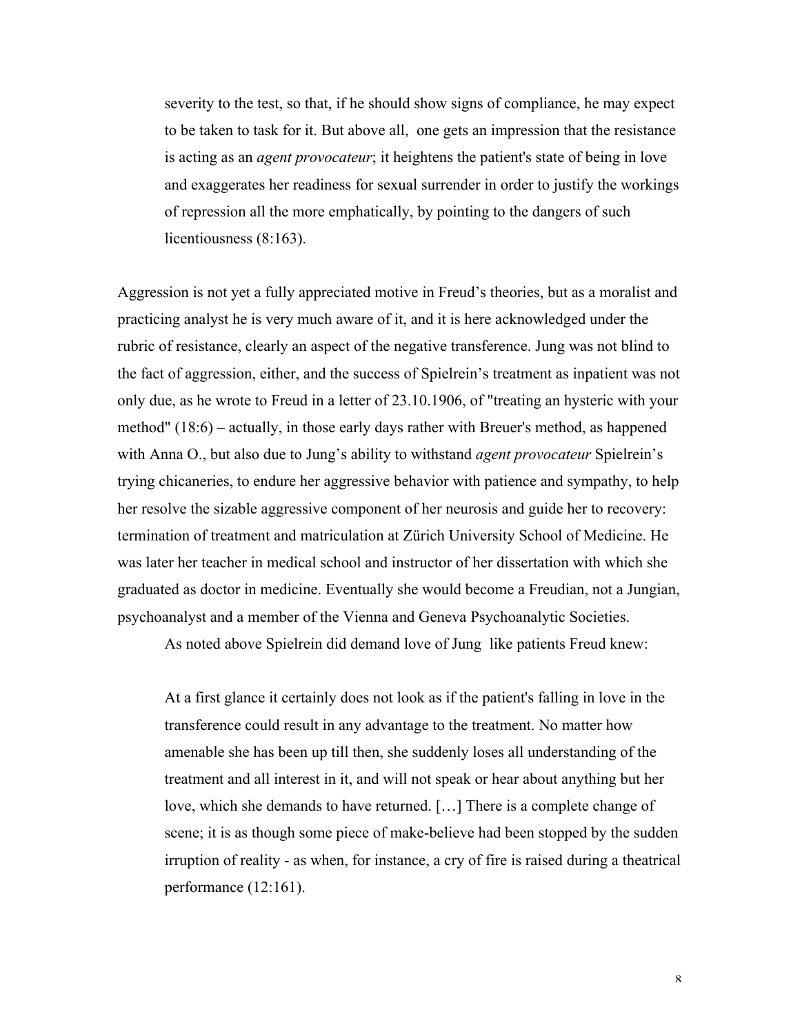> severity to the test, so that, if he should show signs of compliance, he may expect to be taken to task for it. But above all, one gets an impression that the resistance is acting as an *agent provocateur*; it heightens the patient's state of being in love and exaggerates her readiness for sexual surrender in order to justify the workings of repression all the more emphatically, by pointing to the dangers of such licentiousness (8:163).

Aggression is not yet a fully appreciated motive in Freud's theories, but as a moralist and practicing analyst he is very much aware of it, and it is here acknowledged under the rubric of resistance, clearly an aspect of the negative transference. Jung was not blind to the fact of aggression, either, and the success of Spielrein's treatment as inpatient was not only due, as he wrote to Freud in a letter of 23.10.1906, of "treating an hysteric with your method" (18:6) – actually, in those early days rather with Breuer's method, as happened with Anna O., but also due to Jung's ability to withstand *agent provocateur* Spielrein's trying chicaneries, to endure her aggressive behavior with patience and sympathy, to help her resolve the sizable aggressive component of her neurosis and guide her to recovery: termination of treatment and matriculation at Zürich University School of Medicine. He was later her teacher in medical school and instructor of her dissertation with which she graduated as doctor in medicine. Eventually she would become a Freudian, not a Jungian, psychoanalyst and a member of the Vienna and Geneva Psychoanalytic Societies.

As noted above Spielrein did demand love of Jung like patients Freud knew:

> At a first glance it certainly does not look as if the patient's falling in love in the transference could result in any advantage to the treatment. No matter how amenable she has been up till then, she suddenly loses all understanding of the treatment and all interest in it, and will not speak or hear about anything but her love, which she demands to have returned. […] There is a complete change of scene; it is as though some piece of make-believe had been stopped by the sudden irruption of reality - as when, for instance, a cry of fire is raised during a theatrical performance (12:161).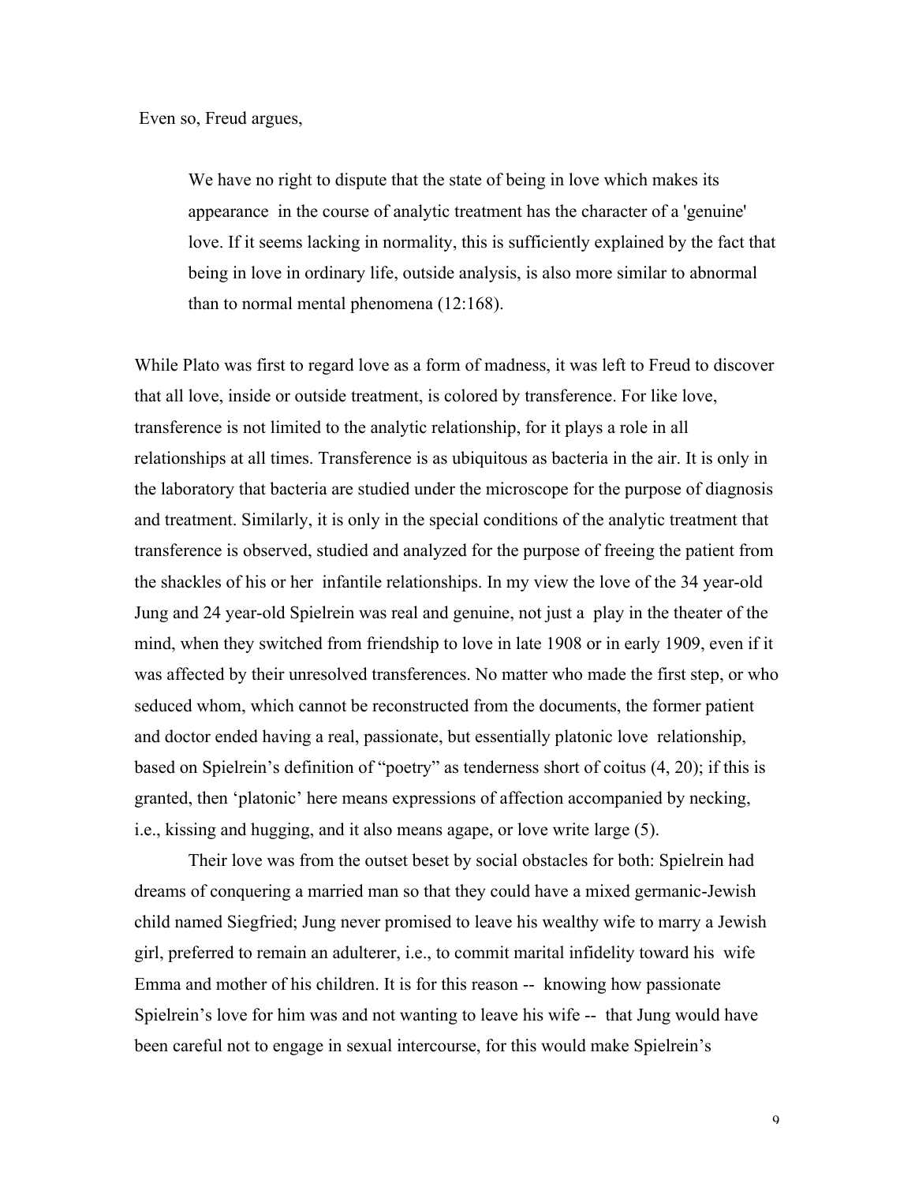Even so, Freud argues,

> We have no right to dispute that the state of being in love which makes its appearance in the course of analytic treatment has the character of a 'genuine' love. If it seems lacking in normality, this is sufficiently explained by the fact that being in love in ordinary life, outside analysis, is also more similar to abnormal than to normal mental phenomena (12:168).

While Plato was first to regard love as a form of madness, it was left to Freud to discover that all love, inside or outside treatment, is colored by transference. For like love, transference is not limited to the analytic relationship, for it plays a role in all relationships at all times. Transference is as ubiquitous as bacteria in the air. It is only in the laboratory that bacteria are studied under the microscope for the purpose of diagnosis and treatment. Similarly, it is only in the special conditions of the analytic treatment that transference is observed, studied and analyzed for the purpose of freeing the patient from the shackles of his or her infantile relationships. In my view the love of the 34 year-old Jung and 24 year-old Spielrein was real and genuine, not just a play in the theater of the mind, when they switched from friendship to love in late 1908 or in early 1909, even if it was affected by their unresolved transferences. No matter who made the first step, or who seduced whom, which cannot be reconstructed from the documents, the former patient and doctor ended having a real, passionate, but essentially platonic love relationship, based on Spielrein's definition of "poetry" as tenderness short of coitus (4, 20); if this is granted, then 'platonic' here means expressions of affection accompanied by necking, i.e., kissing and hugging, and it also means agape, or love write large (5).

Their love was from the outset beset by social obstacles for both: Spielrein had dreams of conquering a married man so that they could have a mixed germanic-Jewish child named Siegfried; Jung never promised to leave his wealthy wife to marry a Jewish girl, preferred to remain an adulterer, i.e., to commit marital infidelity toward his wife Emma and mother of his children. It is for this reason -- knowing how passionate Spielrein's love for him was and not wanting to leave his wife -- that Jung would have been careful not to engage in sexual intercourse, for this would make Spielrein's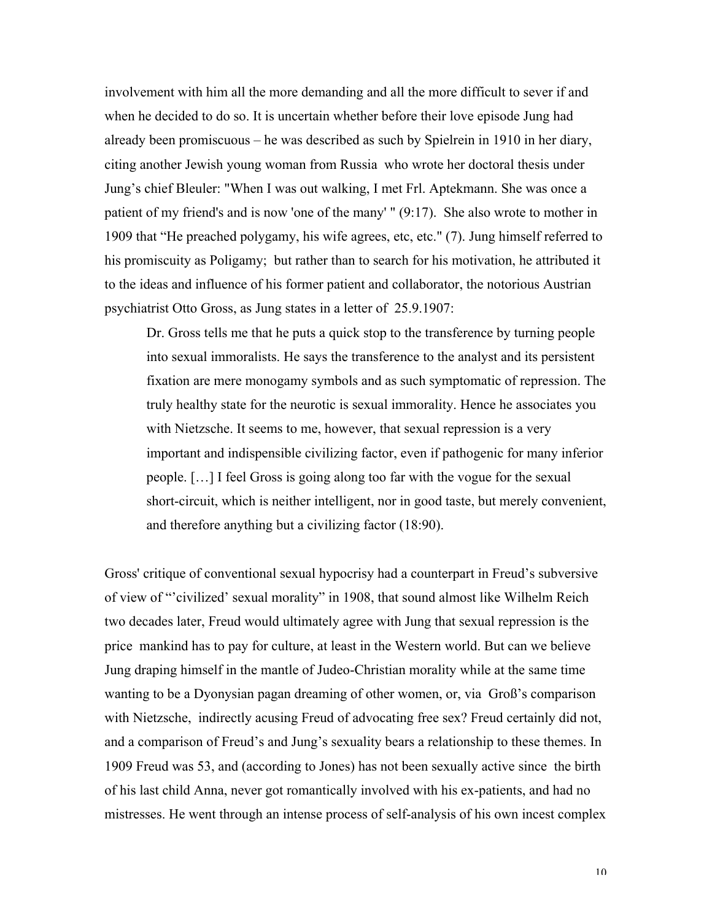involvement with him all the more demanding and all the more difficult to sever if and when he decided to do so. It is uncertain whether before their love episode Jung had already been promiscuous – he was described as such by Spielrein in 1910 in her diary, citing another Jewish young woman from Russia who wrote her doctoral thesis under Jung's chief Bleuler: "When I was out walking, I met Frl. Aptekmann. She was once a patient of my friend's and is now 'one of the many' " (9:17). She also wrote to mother in 1909 that "He preached polygamy, his wife agrees, etc, etc." (7). Jung himself referred to his promiscuity as Poligamy; but rather than to search for his motivation, he attributed it to the ideas and influence of his former patient and collaborator, the notorious Austrian psychiatrist Otto Gross, as Jung states in a letter of 25.9.1907:

> Dr. Gross tells me that he puts a quick stop to the transference by turning people into sexual immoralists. He says the transference to the analyst and its persistent fixation are mere monogamy symbols and as such symptomatic of repression. The truly healthy state for the neurotic is sexual immorality. Hence he associates you with Nietzsche. It seems to me, however, that sexual repression is a very important and indispensible civilizing factor, even if pathogenic for many inferior people. […] I feel Gross is going along too far with the vogue for the sexual short-circuit, which is neither intelligent, nor in good taste, but merely convenient, and therefore anything but a civilizing factor (18:90).

Gross' critique of conventional sexual hypocrisy had a counterpart in Freud's subversive of view of "'civilized' sexual morality" in 1908, that sound almost like Wilhelm Reich two decades later, Freud would ultimately agree with Jung that sexual repression is the price mankind has to pay for culture, at least in the Western world. But can we believe Jung draping himself in the mantle of Judeo-Christian morality while at the same time wanting to be a Dyonysian pagan dreaming of other women, or, via Groß's comparison with Nietzsche, indirectly acusing Freud of advocating free sex? Freud certainly did not, and a comparison of Freud's and Jung's sexuality bears a relationship to these themes. In 1909 Freud was 53, and (according to Jones) has not been sexually active since the birth of his last child Anna, never got romantically involved with his ex-patients, and had no mistresses. He went through an intense process of self-analysis of his own incest complex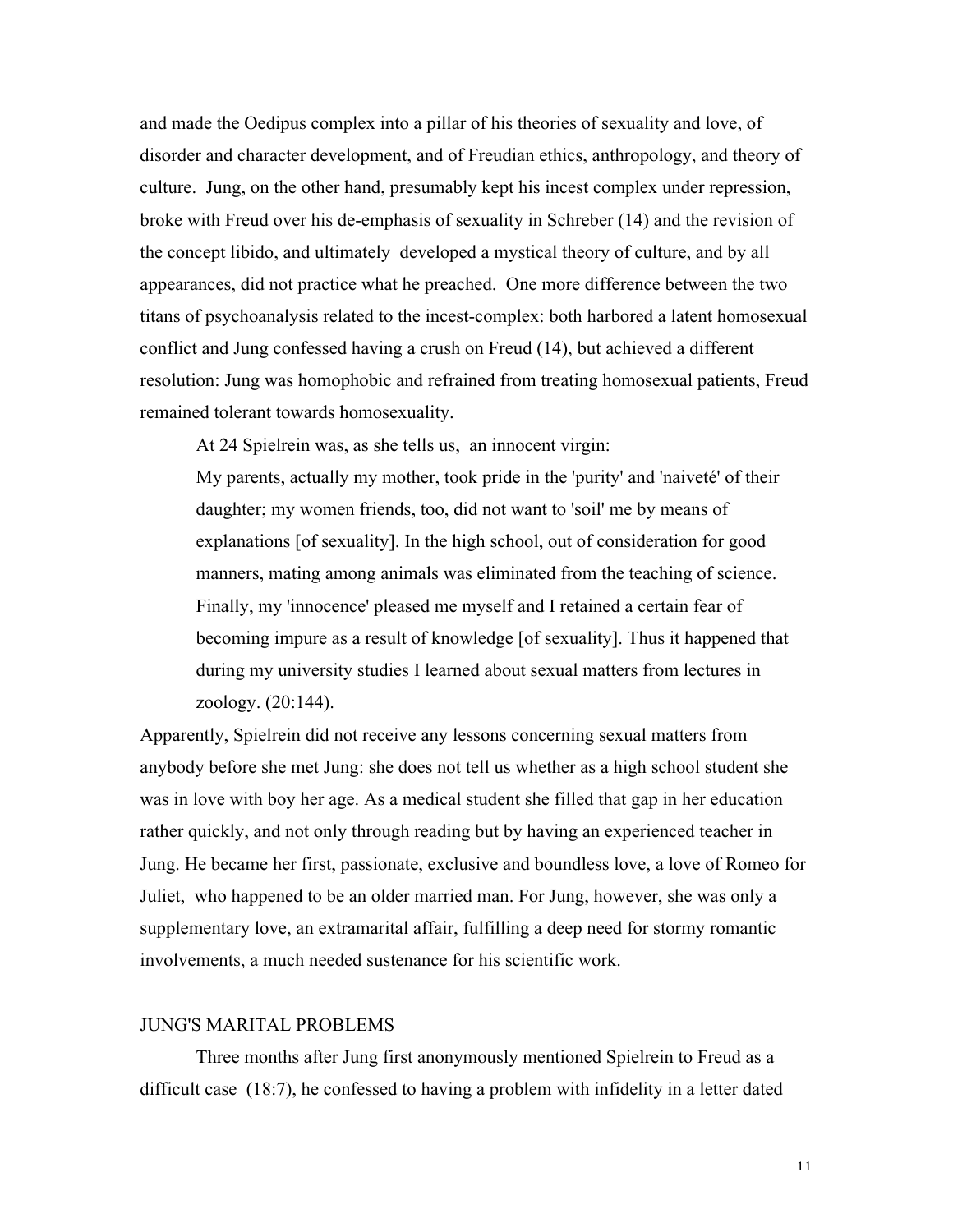and made the Oedipus complex into a pillar of his theories of sexuality and love, of disorder and character development, and of Freudian ethics, anthropology, and theory of culture. Jung, on the other hand, presumably kept his incest complex under repression, broke with Freud over his de-emphasis of sexuality in Schreber (14) and the revision of the concept libido, and ultimately developed a mystical theory of culture, and by all appearances, did not practice what he preached. One more difference between the two titans of psychoanalysis related to the incest-complex: both harbored a latent homosexual conflict and Jung confessed having a crush on Freud (14), but achieved a different resolution: Jung was homophobic and refrained from treating homosexual patients, Freud remained tolerant towards homosexuality.

At 24 Spielrein was, as she tells us, an innocent virgin:

> My parents, actually my mother, took pride in the 'purity' and 'naiveté' of their daughter; my women friends, too, did not want to 'soil' me by means of explanations [of sexuality]. In the high school, out of consideration for good manners, mating among animals was eliminated from the teaching of science. Finally, my 'innocence' pleased me myself and I retained a certain fear of becoming impure as a result of knowledge [of sexuality]. Thus it happened that during my university studies I learned about sexual matters from lectures in zoology. (20:144).

Apparently, Spielrein did not receive any lessons concerning sexual matters from anybody before she met Jung: she does not tell us whether as a high school student she was in love with boy her age. As a medical student she filled that gap in her education rather quickly, and not only through reading but by having an experienced teacher in Jung. He became her first, passionate, exclusive and boundless love, a love of Romeo for Juliet, who happened to be an older married man. For Jung, however, she was only a supplementary love, an extramarital affair, fulfilling a deep need for stormy romantic involvements, a much needed sustenance for his scientific work.

## JUNG'S MARITAL PROBLEMS

Three months after Jung first anonymously mentioned Spielrein to Freud as a difficult case (18:7), he confessed to having a problem with infidelity in a letter dated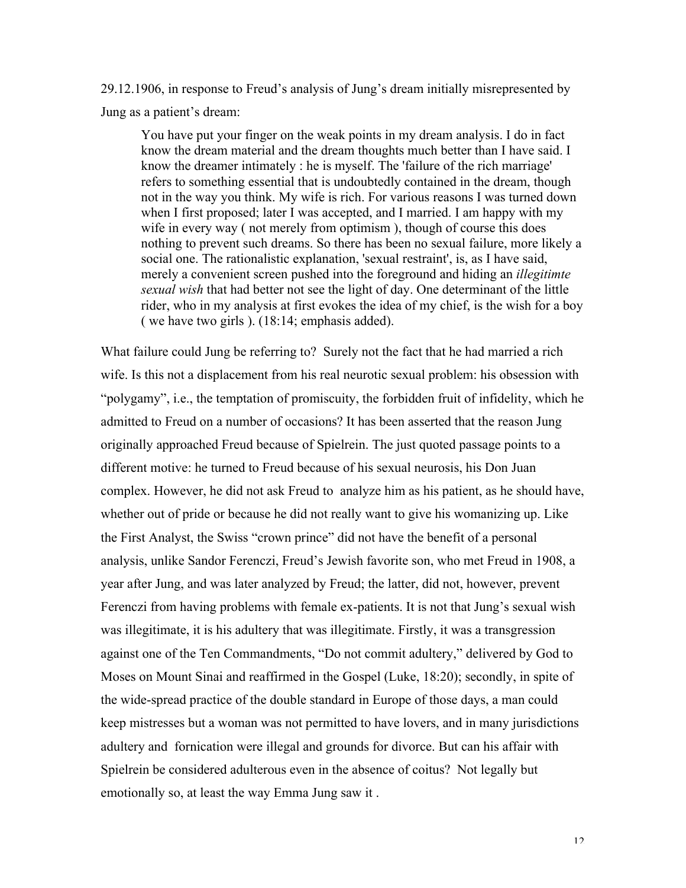29.12.1906, in response to Freud's analysis of Jung's dream initially misrepresented by Jung as a patient's dream:

> You have put your finger on the weak points in my dream analysis. I do in fact know the dream material and the dream thoughts much better than I have said. I know the dreamer intimately : he is myself. The 'failure of the rich marriage' refers to something essential that is undoubtedly contained in the dream, though not in the way you think. My wife is rich. For various reasons I was turned down when I first proposed; later I was accepted, and I married. I am happy with my wife in every way ( not merely from optimism ), though of course this does nothing to prevent such dreams. So there has been no sexual failure, more likely a social one. The rationalistic explanation, 'sexual restraint', is, as I have said, merely a convenient screen pushed into the foreground and hiding an *illegitimte sexual wish* that had better not see the light of day. One determinant of the little rider, who in my analysis at first evokes the idea of my chief, is the wish for a boy ( we have two girls ). (18:14; emphasis added).

What failure could Jung be referring to? Surely not the fact that he had married a rich wife. Is this not a displacement from his real neurotic sexual problem: his obsession with "polygamy", i.e., the temptation of promiscuity, the forbidden fruit of infidelity, which he admitted to Freud on a number of occasions? It has been asserted that the reason Jung originally approached Freud because of Spielrein. The just quoted passage points to a different motive: he turned to Freud because of his sexual neurosis, his Don Juan complex. However, he did not ask Freud to analyze him as his patient, as he should have, whether out of pride or because he did not really want to give his womanizing up. Like the First Analyst, the Swiss "crown prince" did not have the benefit of a personal analysis, unlike Sandor Ferenczi, Freud's Jewish favorite son, who met Freud in 1908, a year after Jung, and was later analyzed by Freud; the latter, did not, however, prevent Ferenczi from having problems with female ex-patients. It is not that Jung's sexual wish was illegitimate, it is his adultery that was illegitimate. Firstly, it was a transgression against one of the Ten Commandments, "Do not commit adultery," delivered by God to Moses on Mount Sinai and reaffirmed in the Gospel (Luke, 18:20); secondly, in spite of the wide-spread practice of the double standard in Europe of those days, a man could keep mistresses but a woman was not permitted to have lovers, and in many jurisdictions adultery and fornication were illegal and grounds for divorce. But can his affair with Spielrein be considered adulterous even in the absence of coitus? Not legally but emotionally so, at least the way Emma Jung saw it .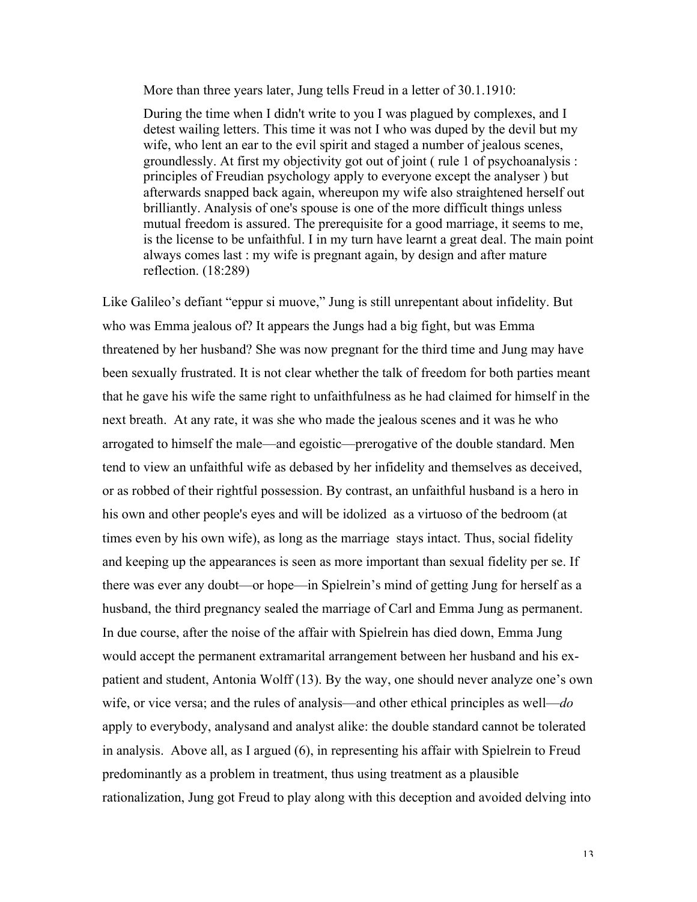More than three years later, Jung tells Freud in a letter of 30.1.1910:

> During the time when I didn't write to you I was plagued by complexes, and I detest wailing letters. This time it was not I who was duped by the devil but my wife, who lent an ear to the evil spirit and staged a number of jealous scenes, groundlessly. At first my objectivity got out of joint ( rule 1 of psychoanalysis : principles of Freudian psychology apply to everyone except the analyser ) but afterwards snapped back again, whereupon my wife also straightened herself out brilliantly. Analysis of one's spouse is one of the more difficult things unless mutual freedom is assured. The prerequisite for a good marriage, it seems to me, is the license to be unfaithful. I in my turn have learnt a great deal. The main point always comes last : my wife is pregnant again, by design and after mature reflection. (18:289)

Like Galileo's defiant "eppur si muove," Jung is still unrepentant about infidelity. But who was Emma jealous of? It appears the Jungs had a big fight, but was Emma threatened by her husband? She was now pregnant for the third time and Jung may have been sexually frustrated. It is not clear whether the talk of freedom for both parties meant that he gave his wife the same right to unfaithfulness as he had claimed for himself in the next breath. At any rate, it was she who made the jealous scenes and it was he who arrogated to himself the male—and egoistic—prerogative of the double standard. Men tend to view an unfaithful wife as debased by her infidelity and themselves as deceived, or as robbed of their rightful possession. By contrast, an unfaithful husband is a hero in his own and other people's eyes and will be idolized as a virtuoso of the bedroom (at times even by his own wife), as long as the marriage stays intact. Thus, social fidelity and keeping up the appearances is seen as more important than sexual fidelity per se. If there was ever any doubt—or hope—in Spielrein's mind of getting Jung for herself as a husband, the third pregnancy sealed the marriage of Carl and Emma Jung as permanent. In due course, after the noise of the affair with Spielrein has died down, Emma Jung would accept the permanent extramarital arrangement between her husband and his ex-patient and student, Antonia Wolff (13). By the way, one should never analyze one's own wife, or vice versa; and the rules of analysis—and other ethical principles as well—*do* apply to everybody, analysand and analyst alike: the double standard cannot be tolerated in analysis. Above all, as I argued (6), in representing his affair with Spielrein to Freud predominantly as a problem in treatment, thus using treatment as a plausible rationalization, Jung got Freud to play along with this deception and avoided delving into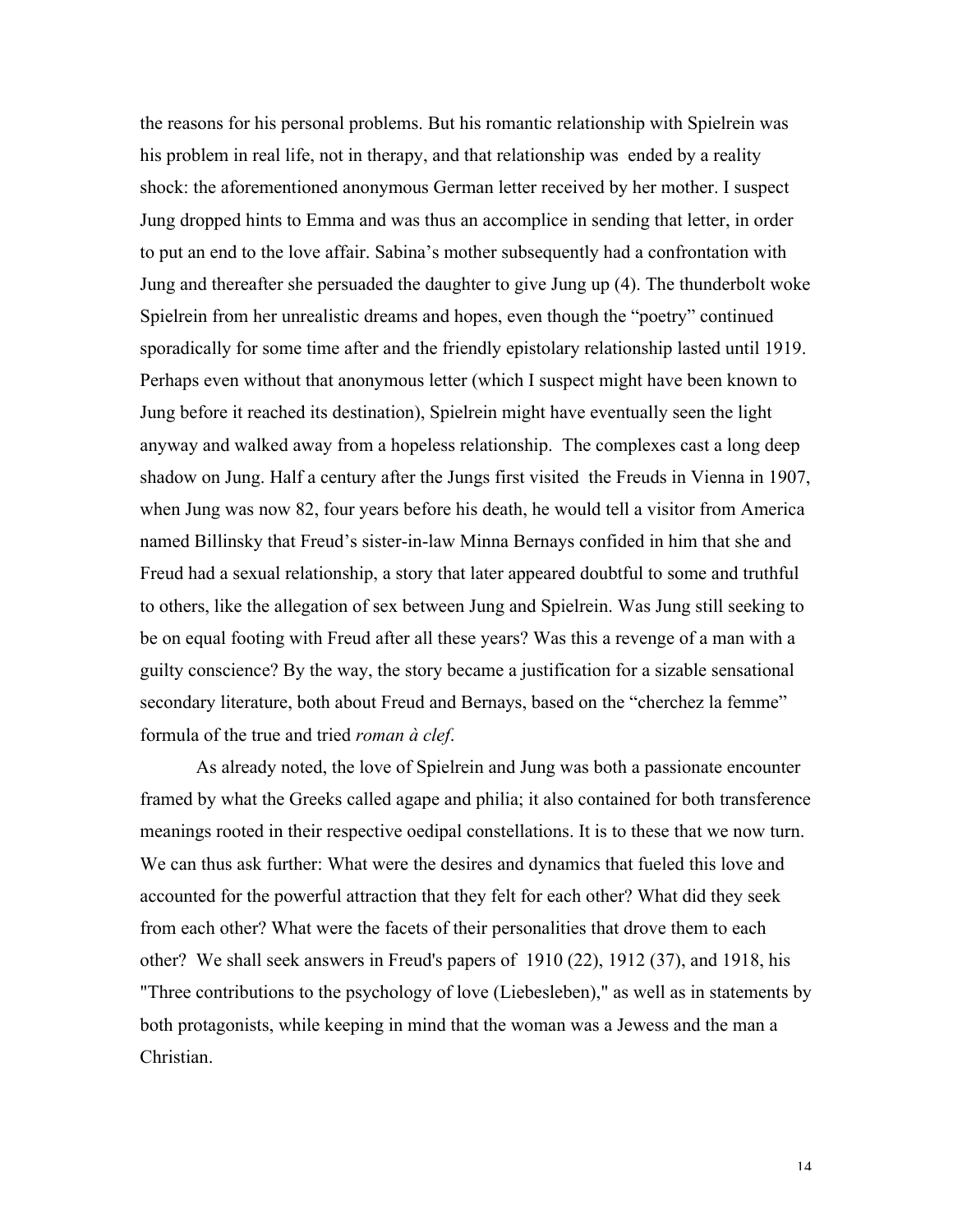the reasons for his personal problems. But his romantic relationship with Spielrein was his problem in real life, not in therapy, and that relationship was ended by a reality shock: the aforementioned anonymous German letter received by her mother. I suspect Jung dropped hints to Emma and was thus an accomplice in sending that letter, in order to put an end to the love affair. Sabina's mother subsequently had a confrontation with Jung and thereafter she persuaded the daughter to give Jung up (4). The thunderbolt woke Spielrein from her unrealistic dreams and hopes, even though the "poetry" continued sporadically for some time after and the friendly epistolary relationship lasted until 1919. Perhaps even without that anonymous letter (which I suspect might have been known to Jung before it reached its destination), Spielrein might have eventually seen the light anyway and walked away from a hopeless relationship. The complexes cast a long deep shadow on Jung. Half a century after the Jungs first visited the Freuds in Vienna in 1907, when Jung was now 82, four years before his death, he would tell a visitor from America named Billinsky that Freud's sister-in-law Minna Bernays confided in him that she and Freud had a sexual relationship, a story that later appeared doubtful to some and truthful to others, like the allegation of sex between Jung and Spielrein. Was Jung still seeking to be on equal footing with Freud after all these years? Was this a revenge of a man with a guilty conscience? By the way, the story became a justification for a sizable sensational secondary literature, both about Freud and Bernays, based on the "cherchez la femme" formula of the true and tried *roman à clef*.

As already noted, the love of Spielrein and Jung was both a passionate encounter framed by what the Greeks called agape and philia; it also contained for both transference meanings rooted in their respective oedipal constellations. It is to these that we now turn. We can thus ask further: What were the desires and dynamics that fueled this love and accounted for the powerful attraction that they felt for each other? What did they seek from each other? What were the facets of their personalities that drove them to each other? We shall seek answers in Freud's papers of 1910 (22), 1912 (37), and 1918, his "Three contributions to the psychology of love (Liebesleben)," as well as in statements by both protagonists, while keeping in mind that the woman was a Jewess and the man a Christian.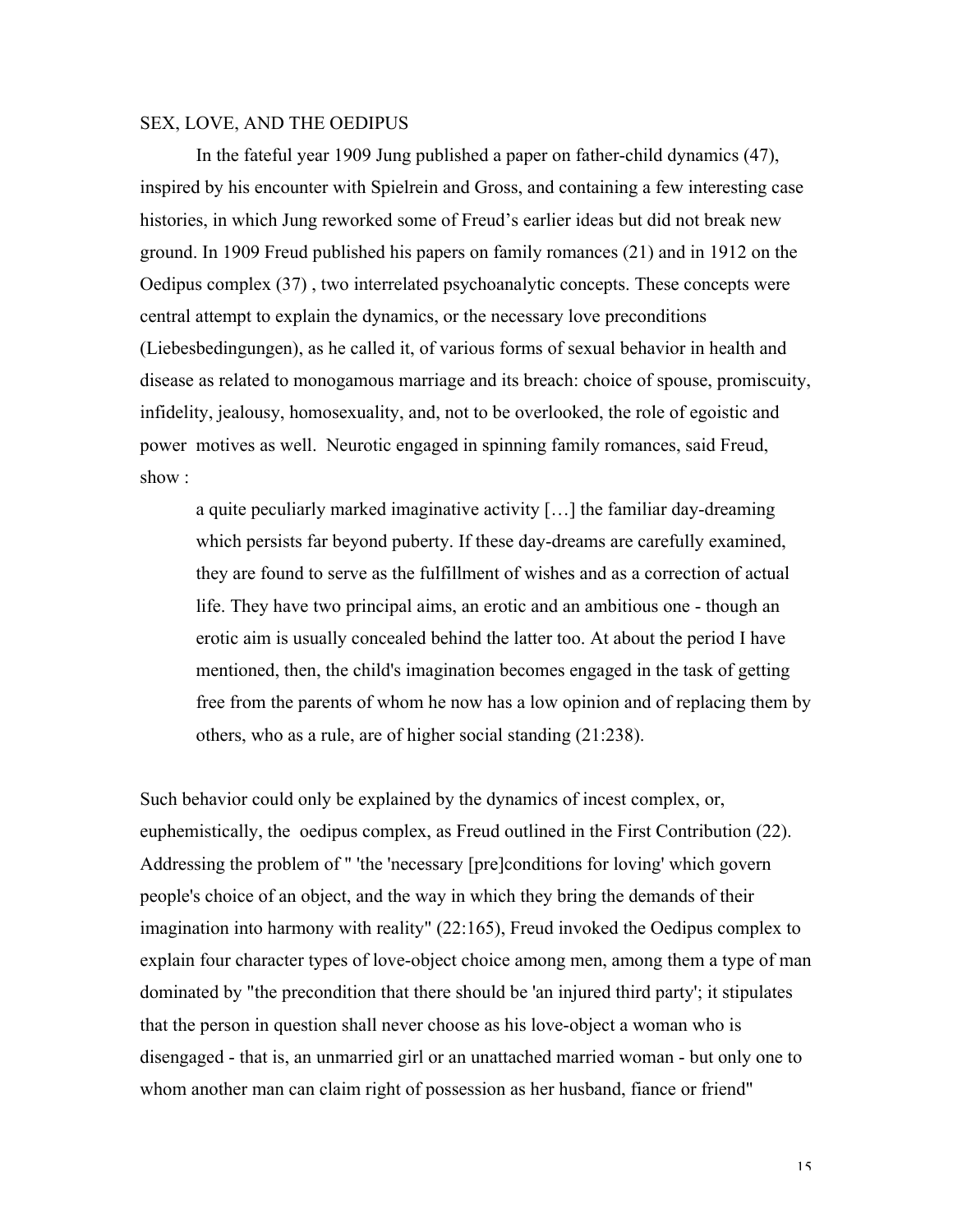## SEX, LOVE, AND THE OEDIPUS

In the fateful year 1909 Jung published a paper on father-child dynamics (47), inspired by his encounter with Spielrein and Gross, and containing a few interesting case histories, in which Jung reworked some of Freud's earlier ideas but did not break new ground. In 1909 Freud published his papers on family romances (21) and in 1912 on the Oedipus complex (37) , two interrelated psychoanalytic concepts. These concepts were central attempt to explain the dynamics, or the necessary love preconditions (Liebesbedingungen), as he called it, of various forms of sexual behavior in health and disease as related to monogamous marriage and its breach: choice of spouse, promiscuity, infidelity, jealousy, homosexuality, and, not to be overlooked, the role of egoistic and power motives as well. Neurotic engaged in spinning family romances, said Freud, show :

> a quite peculiarly marked imaginative activity […] the familiar day-dreaming which persists far beyond puberty. If these day-dreams are carefully examined, they are found to serve as the fulfillment of wishes and as a correction of actual life. They have two principal aims, an erotic and an ambitious one - though an erotic aim is usually concealed behind the latter too. At about the period I have mentioned, then, the child's imagination becomes engaged in the task of getting free from the parents of whom he now has a low opinion and of replacing them by others, who as a rule, are of higher social standing (21:238).

Such behavior could only be explained by the dynamics of incest complex, or, euphemistically, the oedipus complex, as Freud outlined in the First Contribution (22). Addressing the problem of " 'the 'necessary [pre]conditions for loving' which govern people's choice of an object, and the way in which they bring the demands of their imagination into harmony with reality" (22:165), Freud invoked the Oedipus complex to explain four character types of love-object choice among men, among them a type of man dominated by "the precondition that there should be 'an injured third party'; it stipulates that the person in question shall never choose as his love-object a woman who is disengaged - that is, an unmarried girl or an unattached married woman - but only one to whom another man can claim right of possession as her husband, fiance or friend"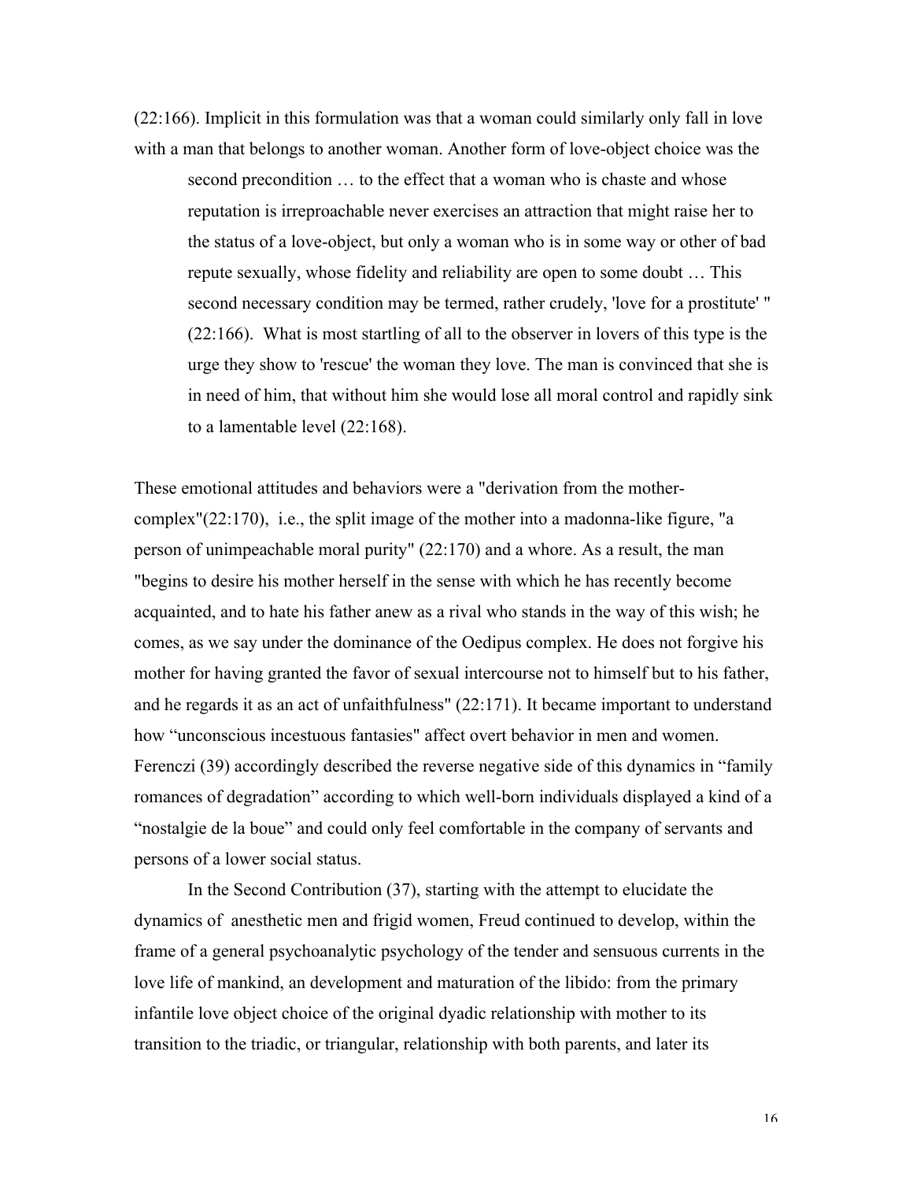(22:166). Implicit in this formulation was that a woman could similarly only fall in love with a man that belongs to another woman. Another form of love-object choice was the

> second precondition … to the effect that a woman who is chaste and whose reputation is irreproachable never exercises an attraction that might raise her to the status of a love-object, but only a woman who is in some way or other of bad repute sexually, whose fidelity and reliability are open to some doubt … This second necessary condition may be termed, rather crudely, 'love for a prostitute' " (22:166). What is most startling of all to the observer in lovers of this type is the urge they show to 'rescue' the woman they love. The man is convinced that she is in need of him, that without him she would lose all moral control and rapidly sink to a lamentable level (22:168).

These emotional attitudes and behaviors were a "derivation from the mother-complex"(22:170), i.e., the split image of the mother into a madonna-like figure, "a person of unimpeachable moral purity" (22:170) and a whore. As a result, the man "begins to desire his mother herself in the sense with which he has recently become acquainted, and to hate his father anew as a rival who stands in the way of this wish; he comes, as we say under the dominance of the Oedipus complex. He does not forgive his mother for having granted the favor of sexual intercourse not to himself but to his father, and he regards it as an act of unfaithfulness" (22:171). It became important to understand how "unconscious incestuous fantasies" affect overt behavior in men and women. Ferenczi (39) accordingly described the reverse negative side of this dynamics in "family romances of degradation" according to which well-born individuals displayed a kind of a "nostalgie de la boue" and could only feel comfortable in the company of servants and persons of a lower social status.

In the Second Contribution (37), starting with the attempt to elucidate the dynamics of anesthetic men and frigid women, Freud continued to develop, within the frame of a general psychoanalytic psychology of the tender and sensuous currents in the love life of mankind, an development and maturation of the libido: from the primary infantile love object choice of the original dyadic relationship with mother to its transition to the triadic, or triangular, relationship with both parents, and later its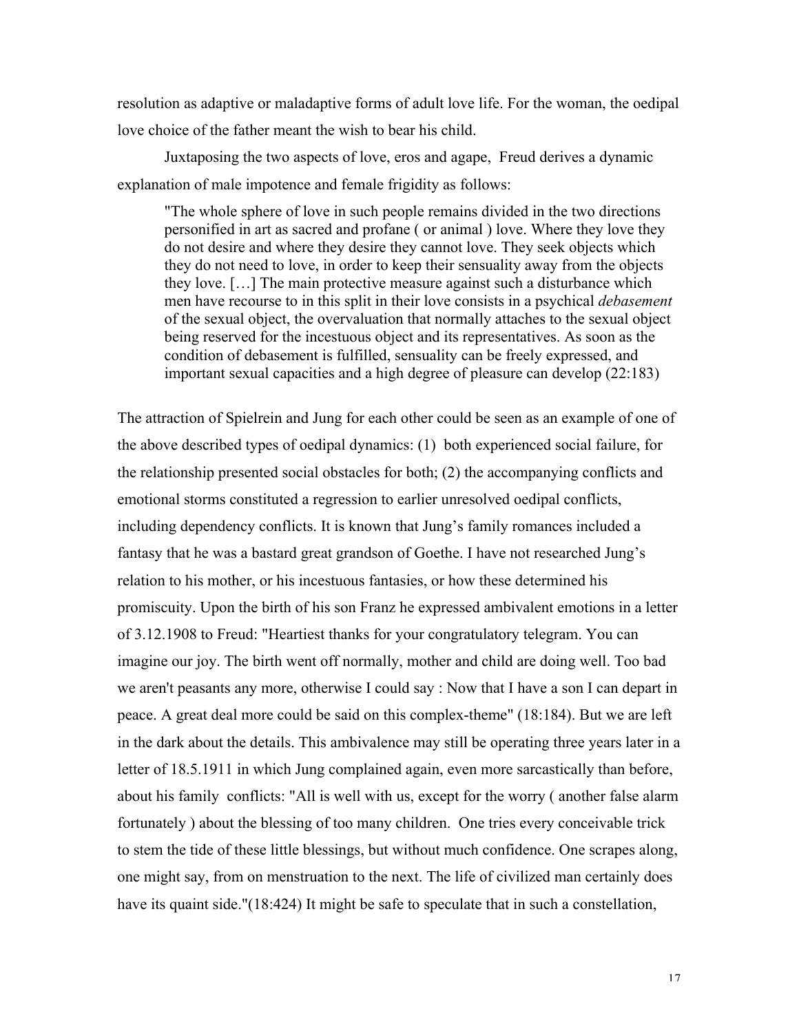resolution as adaptive or maladaptive forms of adult love life. For the woman, the oedipal love choice of the father meant the wish to bear his child.

Juxtaposing the two aspects of love, eros and agape, Freud derives a dynamic explanation of male impotence and female frigidity as follows:

> "The whole sphere of love in such people remains divided in the two directions personified in art as sacred and profane ( or animal ) love. Where they love they do not desire and where they desire they cannot love. They seek objects which they do not need to love, in order to keep their sensuality away from the objects they love. […] The main protective measure against such a disturbance which men have recourse to in this split in their love consists in a psychical *debasement* of the sexual object, the overvaluation that normally attaches to the sexual object being reserved for the incestuous object and its representatives. As soon as the condition of debasement is fulfilled, sensuality can be freely expressed, and important sexual capacities and a high degree of pleasure can develop (22:183)

The attraction of Spielrein and Jung for each other could be seen as an example of one of the above described types of oedipal dynamics: (1) both experienced social failure, for the relationship presented social obstacles for both; (2) the accompanying conflicts and emotional storms constituted a regression to earlier unresolved oedipal conflicts, including dependency conflicts. It is known that Jung's family romances included a fantasy that he was a bastard great grandson of Goethe. I have not researched Jung's relation to his mother, or his incestuous fantasies, or how these determined his promiscuity. Upon the birth of his son Franz he expressed ambivalent emotions in a letter of 3.12.1908 to Freud: "Heartiest thanks for your congratulatory telegram. You can imagine our joy. The birth went off normally, mother and child are doing well. Too bad we aren't peasants any more, otherwise I could say : Now that I have a son I can depart in peace. A great deal more could be said on this complex-theme" (18:184). But we are left in the dark about the details. This ambivalence may still be operating three years later in a letter of 18.5.1911 in which Jung complained again, even more sarcastically than before, about his family conflicts: "All is well with us, except for the worry ( another false alarm fortunately ) about the blessing of too many children. One tries every conceivable trick to stem the tide of these little blessings, but without much confidence. One scrapes along, one might say, from on menstruation to the next. The life of civilized man certainly does have its quaint side."(18:424) It might be safe to speculate that in such a constellation,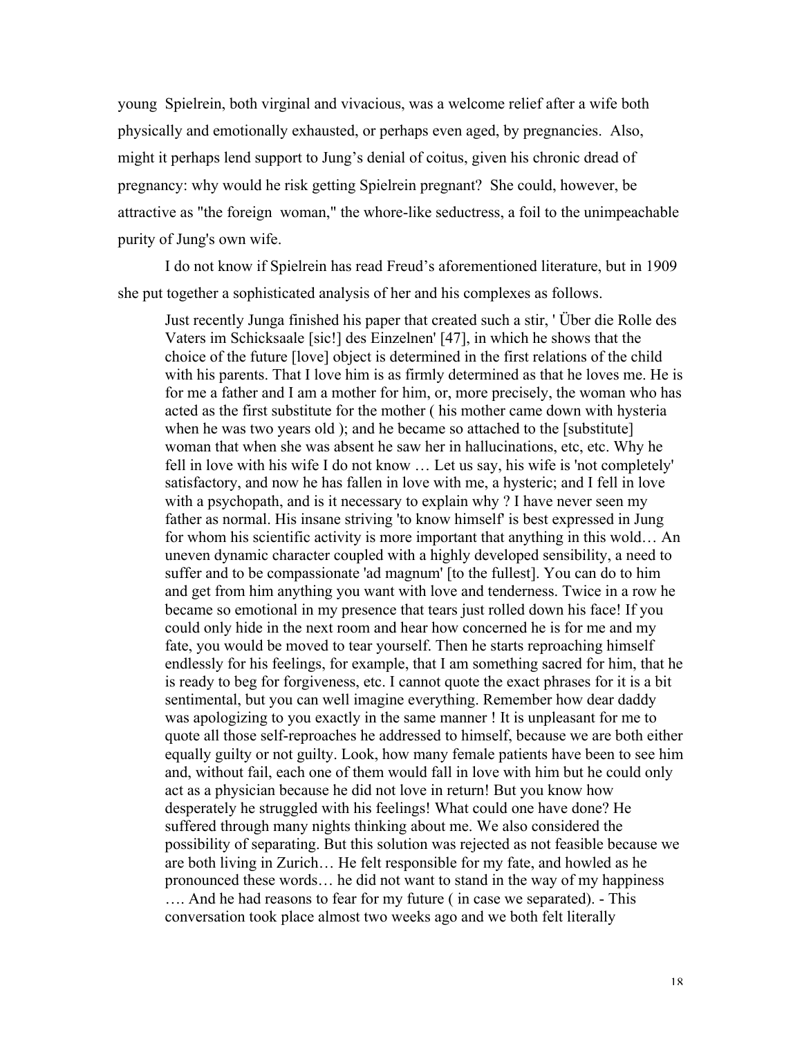young Spielrein, both virginal and vivacious, was a welcome relief after a wife both physically and emotionally exhausted, or perhaps even aged, by pregnancies. Also, might it perhaps lend support to Jung's denial of coitus, given his chronic dread of pregnancy: why would he risk getting Spielrein pregnant? She could, however, be attractive as "the foreign woman," the whore-like seductress, a foil to the unimpeachable purity of Jung's own wife.

I do not know if Spielrein has read Freud's aforementioned literature, but in 1909 she put together a sophisticated analysis of her and his complexes as follows.

> Just recently Junga finished his paper that created such a stir, ' Über die Rolle des Vaters im Schicksaale [sic!] des Einzelnen' [47], in which he shows that the choice of the future [love] object is determined in the first relations of the child with his parents. That I love him is as firmly determined as that he loves me. He is for me a father and I am a mother for him, or, more precisely, the woman who has acted as the first substitute for the mother ( his mother came down with hysteria when he was two years old ); and he became so attached to the [substitute] woman that when she was absent he saw her in hallucinations, etc, etc. Why he fell in love with his wife I do not know … Let us say, his wife is 'not completely' satisfactory, and now he has fallen in love with me, a hysteric; and I fell in love with a psychopath, and is it necessary to explain why ? I have never seen my father as normal. His insane striving 'to know himself' is best expressed in Jung for whom his scientific activity is more important that anything in this wold… An uneven dynamic character coupled with a highly developed sensibility, a need to suffer and to be compassionate 'ad magnum' [to the fullest]. You can do to him and get from him anything you want with love and tenderness. Twice in a row he became so emotional in my presence that tears just rolled down his face! If you could only hide in the next room and hear how concerned he is for me and my fate, you would be moved to tear yourself. Then he starts reproaching himself endlessly for his feelings, for example, that I am something sacred for him, that he is ready to beg for forgiveness, etc. I cannot quote the exact phrases for it is a bit sentimental, but you can well imagine everything. Remember how dear daddy was apologizing to you exactly in the same manner ! It is unpleasant for me to quote all those self-reproaches he addressed to himself, because we are both either equally guilty or not guilty. Look, how many female patients have been to see him and, without fail, each one of them would fall in love with him but he could only act as a physician because he did not love in return! But you know how desperately he struggled with his feelings! What could one have done? He suffered through many nights thinking about me. We also considered the possibility of separating. But this solution was rejected as not feasible because we are both living in Zurich… He felt responsible for my fate, and howled as he pronounced these words… he did not want to stand in the way of my happiness …. And he had reasons to fear for my future ( in case we separated). - This conversation took place almost two weeks ago and we both felt literally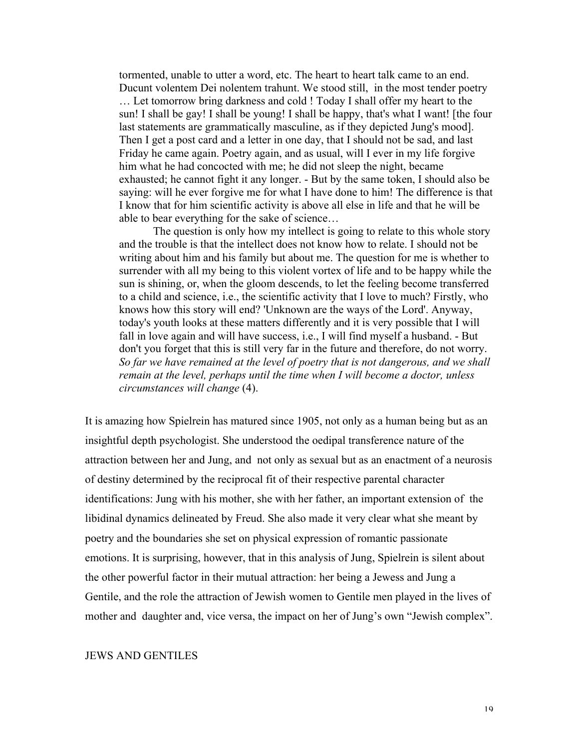> tormented, unable to utter a word, etc. The heart to heart talk came to an end. Ducunt volentem Dei nolentem trahunt. We stood still, in the most tender poetry … Let tomorrow bring darkness and cold ! Today I shall offer my heart to the sun! I shall be gay! I shall be young! I shall be happy, that's what I want! [the four last statements are grammatically masculine, as if they depicted Jung's mood]. Then I get a post card and a letter in one day, that I should not be sad, and last Friday he came again. Poetry again, and as usual, will I ever in my life forgive him what he had concocted with me; he did not sleep the night, became exhausted; he cannot fight it any longer. - But by the same token, I should also be saying: will he ever forgive me for what I have done to him! The difference is that I know that for him scientific activity is above all else in life and that he will be able to bear everything for the sake of science…
>
> The question is only how my intellect is going to relate to this whole story and the trouble is that the intellect does not know how to relate. I should not be writing about him and his family but about me. The question for me is whether to surrender with all my being to this violent vortex of life and to be happy while the sun is shining, or, when the gloom descends, to let the feeling become transferred to a child and science, i.e., the scientific activity that I love to much? Firstly, who knows how this story will end? 'Unknown are the ways of the Lord'. Anyway, today's youth looks at these matters differently and it is very possible that I will fall in love again and will have success, i.e., I will find myself a husband. - But don't you forget that this is still very far in the future and therefore, do not worry. *So far we have remained at the level of poetry that is not dangerous, and we shall remain at the level, perhaps until the time when I will become a doctor, unless circumstances will change* (4).

It is amazing how Spielrein has matured since 1905, not only as a human being but as an insightful depth psychologist. She understood the oedipal transference nature of the attraction between her and Jung, and not only as sexual but as an enactment of a neurosis of destiny determined by the reciprocal fit of their respective parental character identifications: Jung with his mother, she with her father, an important extension of the libidinal dynamics delineated by Freud. She also made it very clear what she meant by poetry and the boundaries she set on physical expression of romantic passionate emotions. It is surprising, however, that in this analysis of Jung, Spielrein is silent about the other powerful factor in their mutual attraction: her being a Jewess and Jung a Gentile, and the role the attraction of Jewish women to Gentile men played in the lives of mother and daughter and, vice versa, the impact on her of Jung's own "Jewish complex".

## JEWS AND GENTILES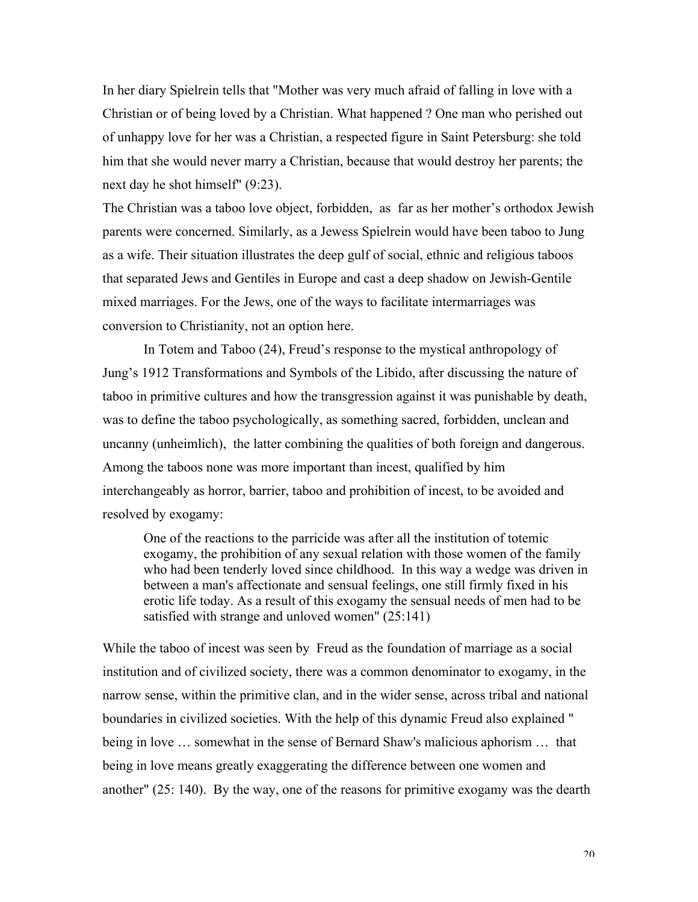In her diary Spielrein tells that "Mother was very much afraid of falling in love with a Christian or of being loved by a Christian. What happened ? One man who perished out of unhappy love for her was a Christian, a respected figure in Saint Petersburg: she told him that she would never marry a Christian, because that would destroy her parents; the next day he shot himself" (9:23).

The Christian was a taboo love object, forbidden, as far as her mother's orthodox Jewish parents were concerned. Similarly, as a Jewess Spielrein would have been taboo to Jung as a wife. Their situation illustrates the deep gulf of social, ethnic and religious taboos that separated Jews and Gentiles in Europe and cast a deep shadow on Jewish-Gentile mixed marriages. For the Jews, one of the ways to facilitate intermarriages was conversion to Christianity, not an option here.

In Totem and Taboo (24), Freud's response to the mystical anthropology of Jung's 1912 Transformations and Symbols of the Libido, after discussing the nature of taboo in primitive cultures and how the transgression against it was punishable by death, was to define the taboo psychologically, as something sacred, forbidden, unclean and uncanny (unheimlich), the latter combining the qualities of both foreign and dangerous. Among the taboos none was more important than incest, qualified by him interchangeably as horror, barrier, taboo and prohibition of incest, to be avoided and resolved by exogamy:

> One of the reactions to the parricide was after all the institution of totemic exogamy, the prohibition of any sexual relation with those women of the family who had been tenderly loved since childhood. In this way a wedge was driven in between a man's affectionate and sensual feelings, one still firmly fixed in his erotic life today. As a result of this exogamy the sensual needs of men had to be satisfied with strange and unloved women" (25:141)

While the taboo of incest was seen by Freud as the foundation of marriage as a social institution and of civilized society, there was a common denominator to exogamy, in the narrow sense, within the primitive clan, and in the wider sense, across tribal and national boundaries in civilized societies. With the help of this dynamic Freud also explained " being in love … somewhat in the sense of Bernard Shaw's malicious aphorism … that being in love means greatly exaggerating the difference between one women and another" (25: 140). By the way, one of the reasons for primitive exogamy was the dearth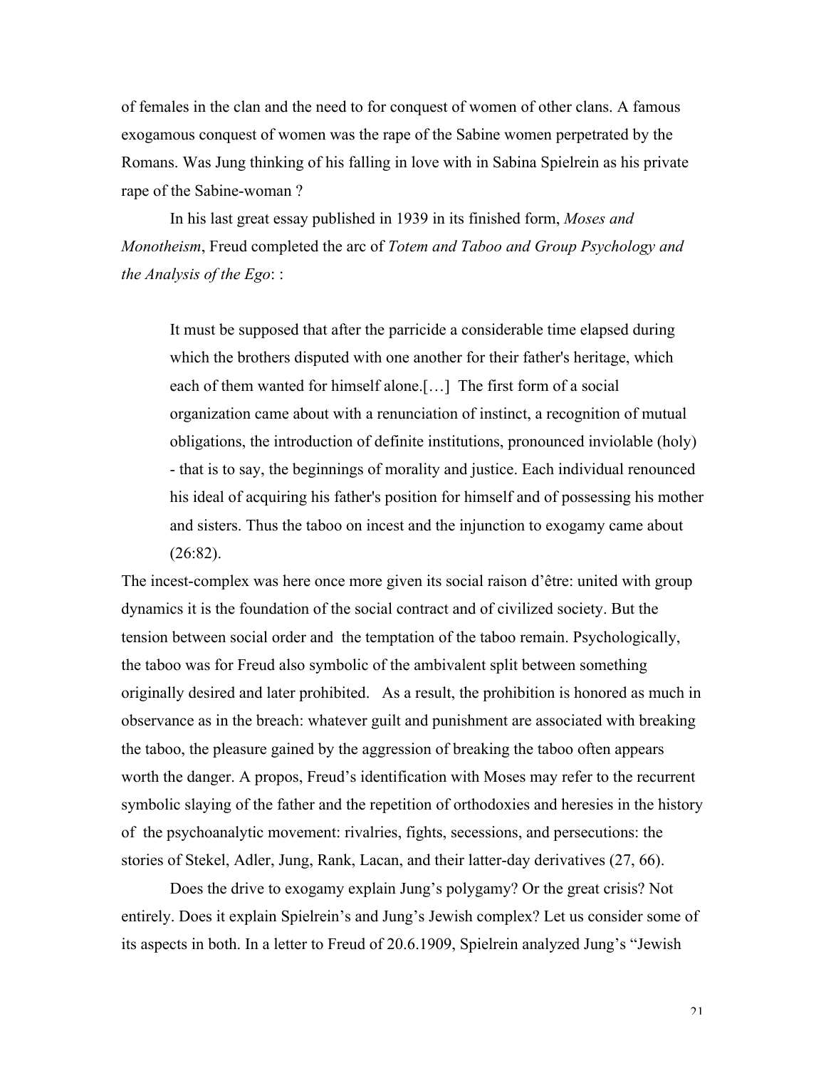of females in the clan and the need to for conquest of women of other clans. A famous exogamous conquest of women was the rape of the Sabine women perpetrated by the Romans. Was Jung thinking of his falling in love with in Sabina Spielrein as his private rape of the Sabine-woman ?

In his last great essay published in 1939 in its finished form, *Moses and Monotheism*, Freud completed the arc of *Totem and Taboo and Group Psychology and the Analysis of the Ego*: :

> It must be supposed that after the parricide a considerable time elapsed during which the brothers disputed with one another for their father's heritage, which each of them wanted for himself alone.[…] The first form of a social organization came about with a renunciation of instinct, a recognition of mutual obligations, the introduction of definite institutions, pronounced inviolable (holy) - that is to say, the beginnings of morality and justice. Each individual renounced his ideal of acquiring his father's position for himself and of possessing his mother and sisters. Thus the taboo on incest and the injunction to exogamy came about (26:82).

The incest-complex was here once more given its social raison d'être: united with group dynamics it is the foundation of the social contract and of civilized society. But the tension between social order and the temptation of the taboo remain. Psychologically, the taboo was for Freud also symbolic of the ambivalent split between something originally desired and later prohibited. As a result, the prohibition is honored as much in observance as in the breach: whatever guilt and punishment are associated with breaking the taboo, the pleasure gained by the aggression of breaking the taboo often appears worth the danger. A propos, Freud's identification with Moses may refer to the recurrent symbolic slaying of the father and the repetition of orthodoxies and heresies in the history of the psychoanalytic movement: rivalries, fights, secessions, and persecutions: the stories of Stekel, Adler, Jung, Rank, Lacan, and their latter-day derivatives (27, 66).

Does the drive to exogamy explain Jung's polygamy? Or the great crisis? Not entirely. Does it explain Spielrein's and Jung's Jewish complex? Let us consider some of its aspects in both. In a letter to Freud of 20.6.1909, Spielrein analyzed Jung's "Jewish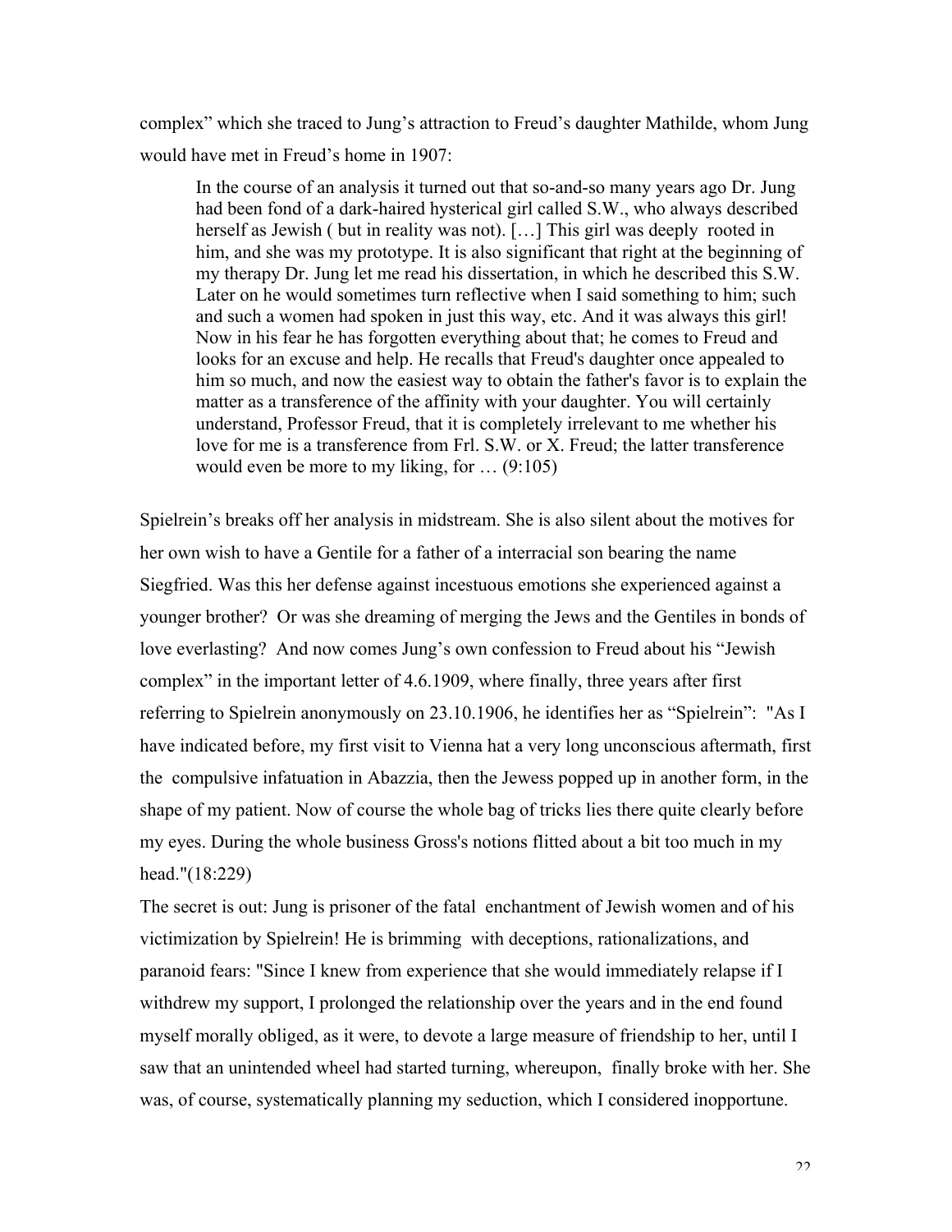complex" which she traced to Jung's attraction to Freud's daughter Mathilde, whom Jung would have met in Freud's home in 1907:

> In the course of an analysis it turned out that so-and-so many years ago Dr. Jung had been fond of a dark-haired hysterical girl called S.W., who always described herself as Jewish ( but in reality was not). […] This girl was deeply rooted in him, and she was my prototype. It is also significant that right at the beginning of my therapy Dr. Jung let me read his dissertation, in which he described this S.W. Later on he would sometimes turn reflective when I said something to him; such and such a women had spoken in just this way, etc. And it was always this girl! Now in his fear he has forgotten everything about that; he comes to Freud and looks for an excuse and help. He recalls that Freud's daughter once appealed to him so much, and now the easiest way to obtain the father's favor is to explain the matter as a transference of the affinity with your daughter. You will certainly understand, Professor Freud, that it is completely irrelevant to me whether his love for me is a transference from Frl. S.W. or X. Freud; the latter transference would even be more to my liking, for … (9:105)

Spielrein's breaks off her analysis in midstream. She is also silent about the motives for her own wish to have a Gentile for a father of a interracial son bearing the name Siegfried. Was this her defense against incestuous emotions she experienced against a younger brother? Or was she dreaming of merging the Jews and the Gentiles in bonds of love everlasting? And now comes Jung's own confession to Freud about his "Jewish complex" in the important letter of 4.6.1909, where finally, three years after first referring to Spielrein anonymously on 23.10.1906, he identifies her as "Spielrein": "As I have indicated before, my first visit to Vienna hat a very long unconscious aftermath, first the compulsive infatuation in Abazzia, then the Jewess popped up in another form, in the shape of my patient. Now of course the whole bag of tricks lies there quite clearly before my eyes. During the whole business Gross's notions flitted about a bit too much in my head."(18:229)

The secret is out: Jung is prisoner of the fatal enchantment of Jewish women and of his victimization by Spielrein! He is brimming with deceptions, rationalizations, and paranoid fears: "Since I knew from experience that she would immediately relapse if I withdrew my support, I prolonged the relationship over the years and in the end found myself morally obliged, as it were, to devote a large measure of friendship to her, until I saw that an unintended wheel had started turning, whereupon, finally broke with her. She was, of course, systematically planning my seduction, which I considered inopportune.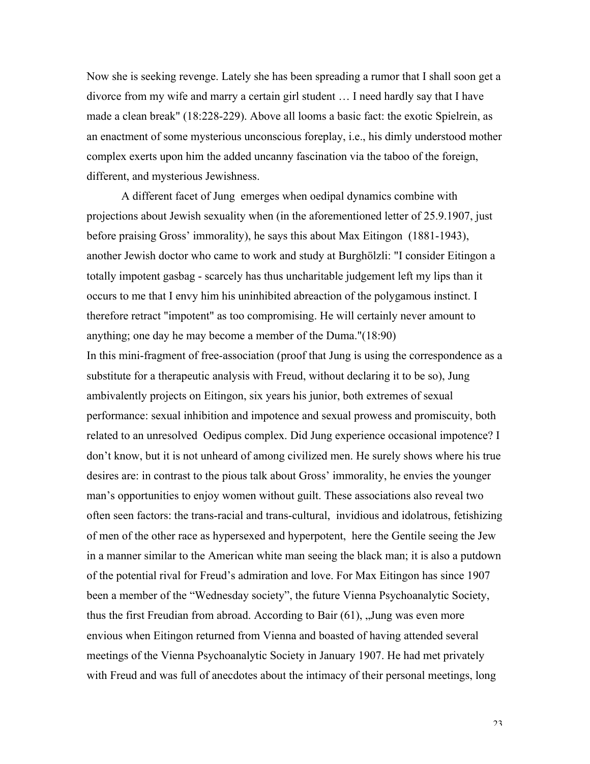Now she is seeking revenge. Lately she has been spreading a rumor that I shall soon get a divorce from my wife and marry a certain girl student … I need hardly say that I have made a clean break" (18:228-229). Above all looms a basic fact: the exotic Spielrein, as an enactment of some mysterious unconscious foreplay, i.e., his dimly understood mother complex exerts upon him the added uncanny fascination via the taboo of the foreign, different, and mysterious Jewishness.

A different facet of Jung emerges when oedipal dynamics combine with projections about Jewish sexuality when (in the aforementioned letter of 25.9.1907, just before praising Gross' immorality), he says this about Max Eitingon (1881-1943), another Jewish doctor who came to work and study at Burghölzli: "I consider Eitingon a totally impotent gasbag - scarcely has thus uncharitable judgement left my lips than it occurs to me that I envy him his uninhibited abreaction of the polygamous instinct. I therefore retract "impotent" as too compromising. He will certainly never amount to anything; one day he may become a member of the Duma."(18:90)

In this mini-fragment of free-association (proof that Jung is using the correspondence as a substitute for a therapeutic analysis with Freud, without declaring it to be so), Jung ambivalently projects on Eitingon, six years his junior, both extremes of sexual performance: sexual inhibition and impotence and sexual prowess and promiscuity, both related to an unresolved Oedipus complex. Did Jung experience occasional impotence? I don't know, but it is not unheard of among civilized men. He surely shows where his true desires are: in contrast to the pious talk about Gross' immorality, he envies the younger man's opportunities to enjoy women without guilt. These associations also reveal two often seen factors: the trans-racial and trans-cultural, invidious and idolatrous, fetishizing of men of the other race as hypersexed and hyperpotent, here the Gentile seeing the Jew in a manner similar to the American white man seeing the black man; it is also a putdown of the potential rival for Freud's admiration and love. For Max Eitingon has since 1907 been a member of the "Wednesday society", the future Vienna Psychoanalytic Society, thus the first Freudian from abroad. According to Bair (61), „Jung was even more envious when Eitingon returned from Vienna and boasted of having attended several meetings of the Vienna Psychoanalytic Society in January 1907. He had met privately with Freud and was full of anecdotes about the intimacy of their personal meetings, long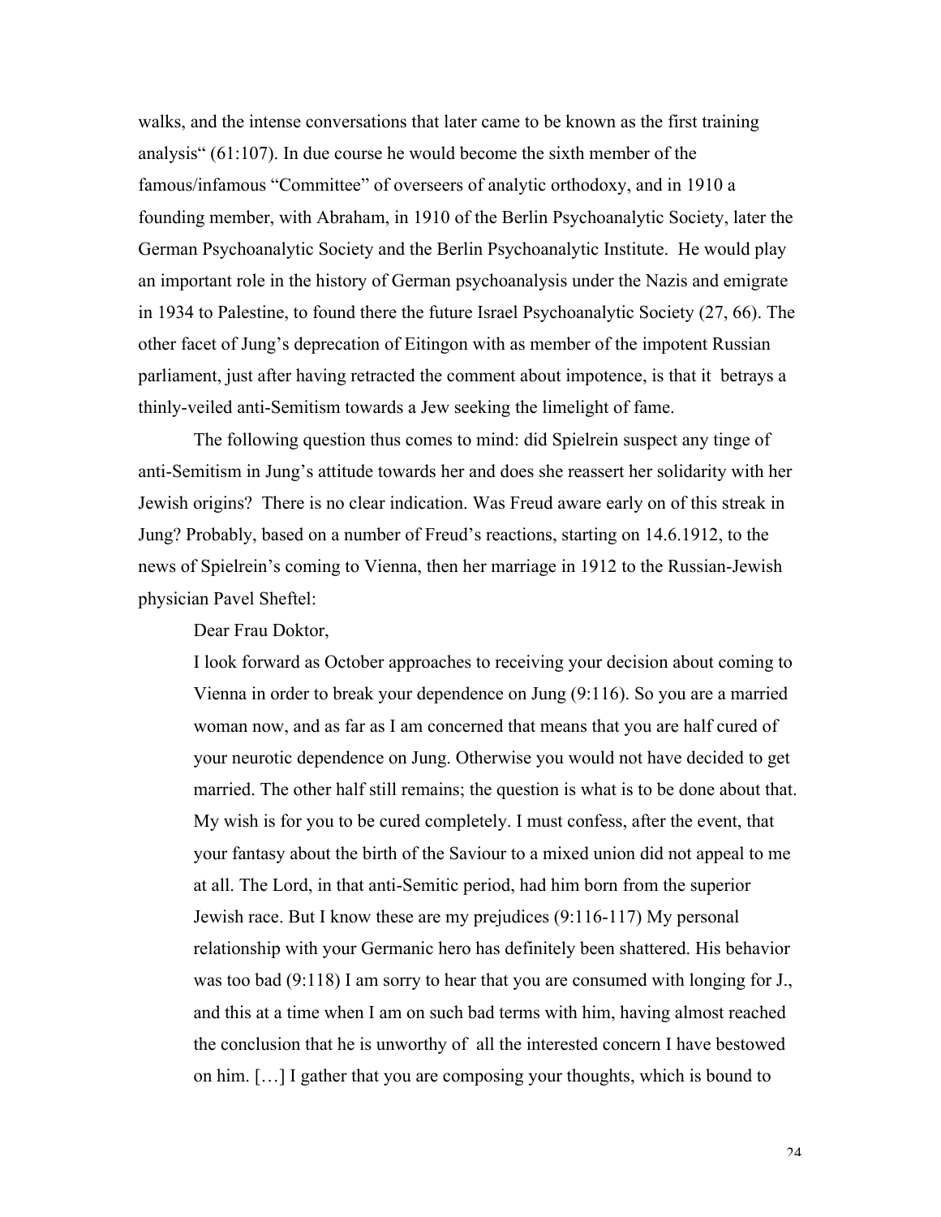walks, and the intense conversations that later came to be known as the first training analysis" (61:107). In due course he would become the sixth member of the famous/infamous "Committee" of overseers of analytic orthodoxy, and in 1910 a founding member, with Abraham, in 1910 of the Berlin Psychoanalytic Society, later the German Psychoanalytic Society and the Berlin Psychoanalytic Institute. He would play an important role in the history of German psychoanalysis under the Nazis and emigrate in 1934 to Palestine, to found there the future Israel Psychoanalytic Society (27, 66). The other facet of Jung's deprecation of Eitingon with as member of the impotent Russian parliament, just after having retracted the comment about impotence, is that it betrays a thinly-veiled anti-Semitism towards a Jew seeking the limelight of fame.

The following question thus comes to mind: did Spielrein suspect any tinge of anti-Semitism in Jung's attitude towards her and does she reassert her solidarity with her Jewish origins? There is no clear indication. Was Freud aware early on of this streak in Jung? Probably, based on a number of Freud's reactions, starting on 14.6.1912, to the news of Spielrein's coming to Vienna, then her marriage in 1912 to the Russian-Jewish physician Pavel Sheftel:

> Dear Frau Doktor,
>
> I look forward as October approaches to receiving your decision about coming to Vienna in order to break your dependence on Jung (9:116). So you are a married woman now, and as far as I am concerned that means that you are half cured of your neurotic dependence on Jung. Otherwise you would not have decided to get married. The other half still remains; the question is what is to be done about that. My wish is for you to be cured completely. I must confess, after the event, that your fantasy about the birth of the Saviour to a mixed union did not appeal to me at all. The Lord, in that anti-Semitic period, had him born from the superior Jewish race. But I know these are my prejudices (9:116-117) My personal relationship with your Germanic hero has definitely been shattered. His behavior was too bad (9:118) I am sorry to hear that you are consumed with longing for J., and this at a time when I am on such bad terms with him, having almost reached the conclusion that he is unworthy of all the interested concern I have bestowed on him. […] I gather that you are composing your thoughts, which is bound to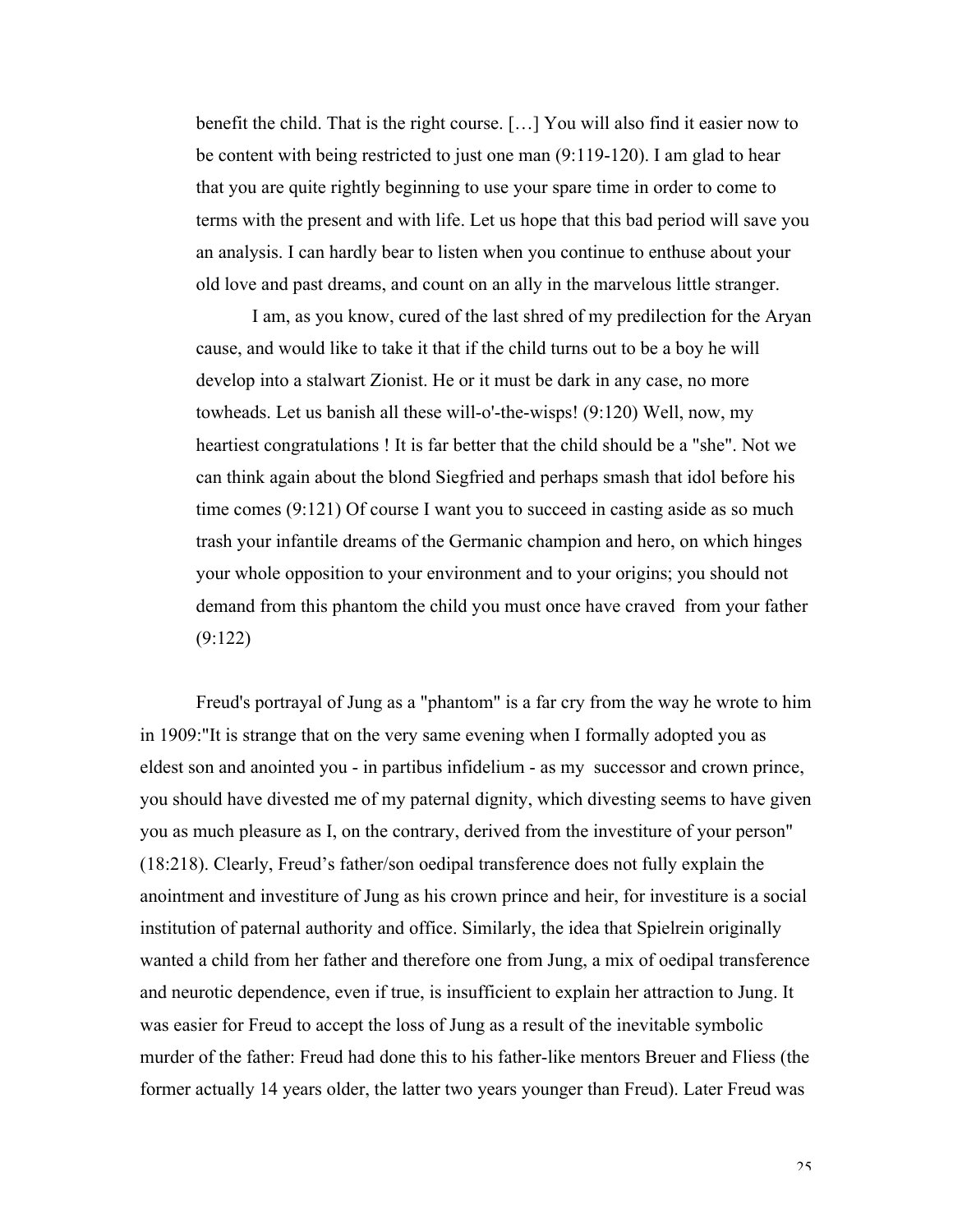> benefit the child. That is the right course. […] You will also find it easier now to be content with being restricted to just one man (9:119-120). I am glad to hear that you are quite rightly beginning to use your spare time in order to come to terms with the present and with life. Let us hope that this bad period will save you an analysis. I can hardly bear to listen when you continue to enthuse about your old love and past dreams, and count on an ally in the marvelous little stranger.
>
> I am, as you know, cured of the last shred of my predilection for the Aryan cause, and would like to take it that if the child turns out to be a boy he will develop into a stalwart Zionist. He or it must be dark in any case, no more towheads. Let us banish all these will-o'-the-wisps! (9:120) Well, now, my heartiest congratulations ! It is far better that the child should be a "she". Not we can think again about the blond Siegfried and perhaps smash that idol before his time comes (9:121) Of course I want you to succeed in casting aside as so much trash your infantile dreams of the Germanic champion and hero, on which hinges your whole opposition to your environment and to your origins; you should not demand from this phantom the child you must once have craved from your father (9:122)

Freud's portrayal of Jung as a "phantom" is a far cry from the way he wrote to him in 1909:"It is strange that on the very same evening when I formally adopted you as eldest son and anointed you - in partibus infidelium - as my successor and crown prince, you should have divested me of my paternal dignity, which divesting seems to have given you as much pleasure as I, on the contrary, derived from the investiture of your person" (18:218). Clearly, Freud's father/son oedipal transference does not fully explain the anointment and investiture of Jung as his crown prince and heir, for investiture is a social institution of paternal authority and office. Similarly, the idea that Spielrein originally wanted a child from her father and therefore one from Jung, a mix of oedipal transference and neurotic dependence, even if true, is insufficient to explain her attraction to Jung. It was easier for Freud to accept the loss of Jung as a result of the inevitable symbolic murder of the father: Freud had done this to his father-like mentors Breuer and Fliess (the former actually 14 years older, the latter two years younger than Freud). Later Freud was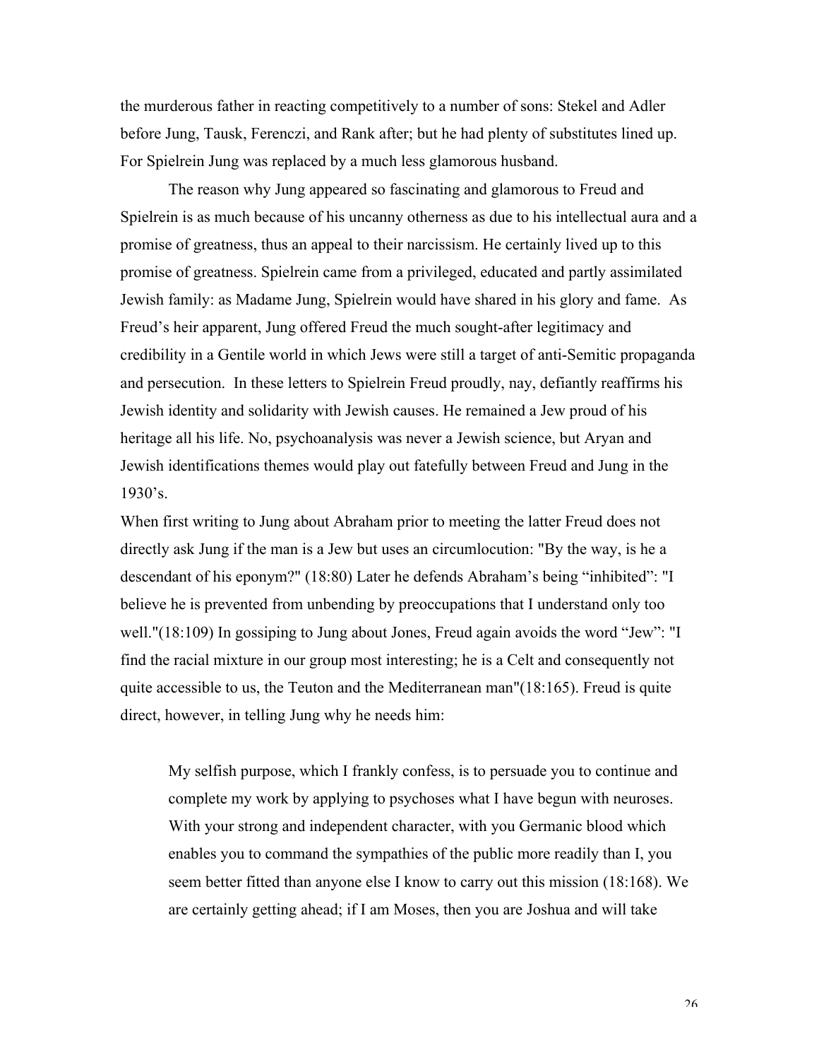the murderous father in reacting competitively to a number of sons: Stekel and Adler before Jung, Tausk, Ferenczi, and Rank after; but he had plenty of substitutes lined up. For Spielrein Jung was replaced by a much less glamorous husband.

The reason why Jung appeared so fascinating and glamorous to Freud and Spielrein is as much because of his uncanny otherness as due to his intellectual aura and a promise of greatness, thus an appeal to their narcissism. He certainly lived up to this promise of greatness. Spielrein came from a privileged, educated and partly assimilated Jewish family: as Madame Jung, Spielrein would have shared in his glory and fame. As Freud's heir apparent, Jung offered Freud the much sought-after legitimacy and credibility in a Gentile world in which Jews were still a target of anti-Semitic propaganda and persecution. In these letters to Spielrein Freud proudly, nay, defiantly reaffirms his Jewish identity and solidarity with Jewish causes. He remained a Jew proud of his heritage all his life. No, psychoanalysis was never a Jewish science, but Aryan and Jewish identifications themes would play out fatefully between Freud and Jung in the 1930's.

When first writing to Jung about Abraham prior to meeting the latter Freud does not directly ask Jung if the man is a Jew but uses an circumlocution: "By the way, is he a descendant of his eponym?" (18:80) Later he defends Abraham's being "inhibited": "I believe he is prevented from unbending by preoccupations that I understand only too well."(18:109) In gossiping to Jung about Jones, Freud again avoids the word "Jew": "I find the racial mixture in our group most interesting; he is a Celt and consequently not quite accessible to us, the Teuton and the Mediterranean man"(18:165). Freud is quite direct, however, in telling Jung why he needs him:

> My selfish purpose, which I frankly confess, is to persuade you to continue and complete my work by applying to psychoses what I have begun with neuroses. With your strong and independent character, with you Germanic blood which enables you to command the sympathies of the public more readily than I, you seem better fitted than anyone else I know to carry out this mission (18:168). We are certainly getting ahead; if I am Moses, then you are Joshua and will take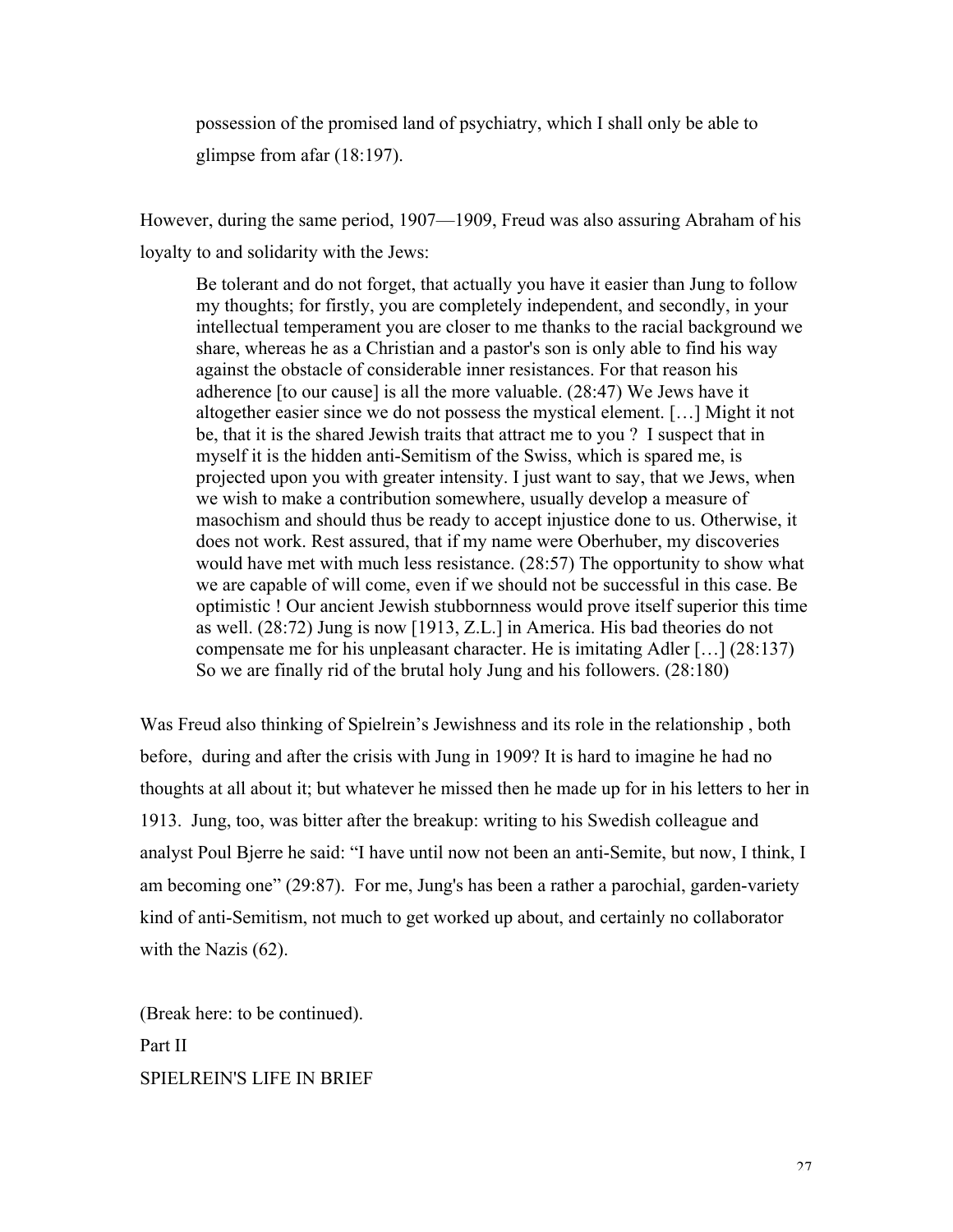> possession of the promised land of psychiatry, which I shall only be able to glimpse from afar (18:197).

However, during the same period, 1907—1909, Freud was also assuring Abraham of his loyalty to and solidarity with the Jews:

> Be tolerant and do not forget, that actually you have it easier than Jung to follow my thoughts; for firstly, you are completely independent, and secondly, in your intellectual temperament you are closer to me thanks to the racial background we share, whereas he as a Christian and a pastor's son is only able to find his way against the obstacle of considerable inner resistances. For that reason his adherence [to our cause] is all the more valuable. (28:47) We Jews have it altogether easier since we do not possess the mystical element. […] Might it not be, that it is the shared Jewish traits that attract me to you ? I suspect that in myself it is the hidden anti-Semitism of the Swiss, which is spared me, is projected upon you with greater intensity. I just want to say, that we Jews, when we wish to make a contribution somewhere, usually develop a measure of masochism and should thus be ready to accept injustice done to us. Otherwise, it does not work. Rest assured, that if my name were Oberhuber, my discoveries would have met with much less resistance. (28:57) The opportunity to show what we are capable of will come, even if we should not be successful in this case. Be optimistic ! Our ancient Jewish stubbornness would prove itself superior this time as well. (28:72) Jung is now [1913, Z.L.] in America. His bad theories do not compensate me for his unpleasant character. He is imitating Adler […] (28:137) So we are finally rid of the brutal holy Jung and his followers. (28:180)

Was Freud also thinking of Spielrein's Jewishness and its role in the relationship , both before, during and after the crisis with Jung in 1909? It is hard to imagine he had no thoughts at all about it; but whatever he missed then he made up for in his letters to her in 1913. Jung, too, was bitter after the breakup: writing to his Swedish colleague and analyst Poul Bjerre he said: "I have until now not been an anti-Semite, but now, I think, I am becoming one" (29:87). For me, Jung's has been a rather a parochial, garden-variety kind of anti-Semitism, not much to get worked up about, and certainly no collaborator with the Nazis (62).

(Break here: to be continued).

Part II

SPIELREIN'S LIFE IN BRIEF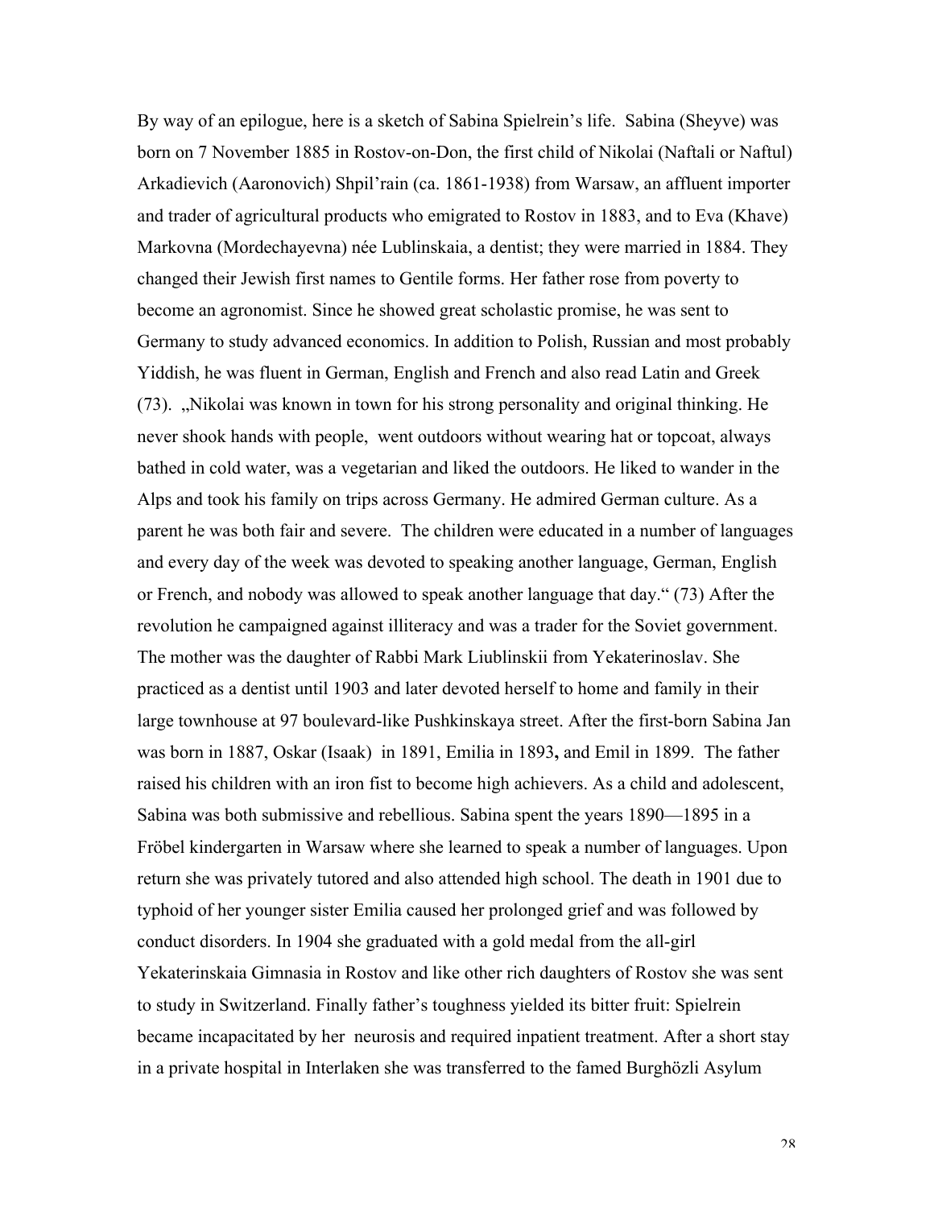By way of an epilogue, here is a sketch of Sabina Spielrein's life. Sabina (Sheyve) was born on 7 November 1885 in Rostov-on-Don, the first child of Nikolai (Naftali or Naftul) Arkadievich (Aaronovich) Shpil'rain (ca. 1861-1938) from Warsaw, an affluent importer and trader of agricultural products who emigrated to Rostov in 1883, and to Eva (Khave) Markovna (Mordechayevna) née Lublinskaia, a dentist; they were married in 1884. They changed their Jewish first names to Gentile forms. Her father rose from poverty to become an agronomist. Since he showed great scholastic promise, he was sent to Germany to study advanced economics. In addition to Polish, Russian and most probably Yiddish, he was fluent in German, English and French and also read Latin and Greek (73). „Nikolai was known in town for his strong personality and original thinking. He never shook hands with people, went outdoors without wearing hat or topcoat, always bathed in cold water, was a vegetarian and liked the outdoors. He liked to wander in the Alps and took his family on trips across Germany. He admired German culture. As a parent he was both fair and severe. The children were educated in a number of languages and every day of the week was devoted to speaking another language, German, English or French, and nobody was allowed to speak another language that day." (73) After the revolution he campaigned against illiteracy and was a trader for the Soviet government. The mother was the daughter of Rabbi Mark Liublinskii from Yekaterinoslav. She practiced as a dentist until 1903 and later devoted herself to home and family in their large townhouse at 97 boulevard-like Pushkinskaya street. After the first-born Sabina Jan was born in 1887, Oskar (Isaak) in 1891, Emilia in 1893**,** and Emil in 1899. The father raised his children with an iron fist to become high achievers. As a child and adolescent, Sabina was both submissive and rebellious. Sabina spent the years 1890—1895 in a Fröbel kindergarten in Warsaw where she learned to speak a number of languages. Upon return she was privately tutored and also attended high school. The death in 1901 due to typhoid of her younger sister Emilia caused her prolonged grief and was followed by conduct disorders. In 1904 she graduated with a gold medal from the all-girl Yekaterinskaia Gimnasia in Rostov and like other rich daughters of Rostov she was sent to study in Switzerland. Finally father's toughness yielded its bitter fruit: Spielrein became incapacitated by her neurosis and required inpatient treatment. After a short stay in a private hospital in Interlaken she was transferred to the famed Burghözli Asylum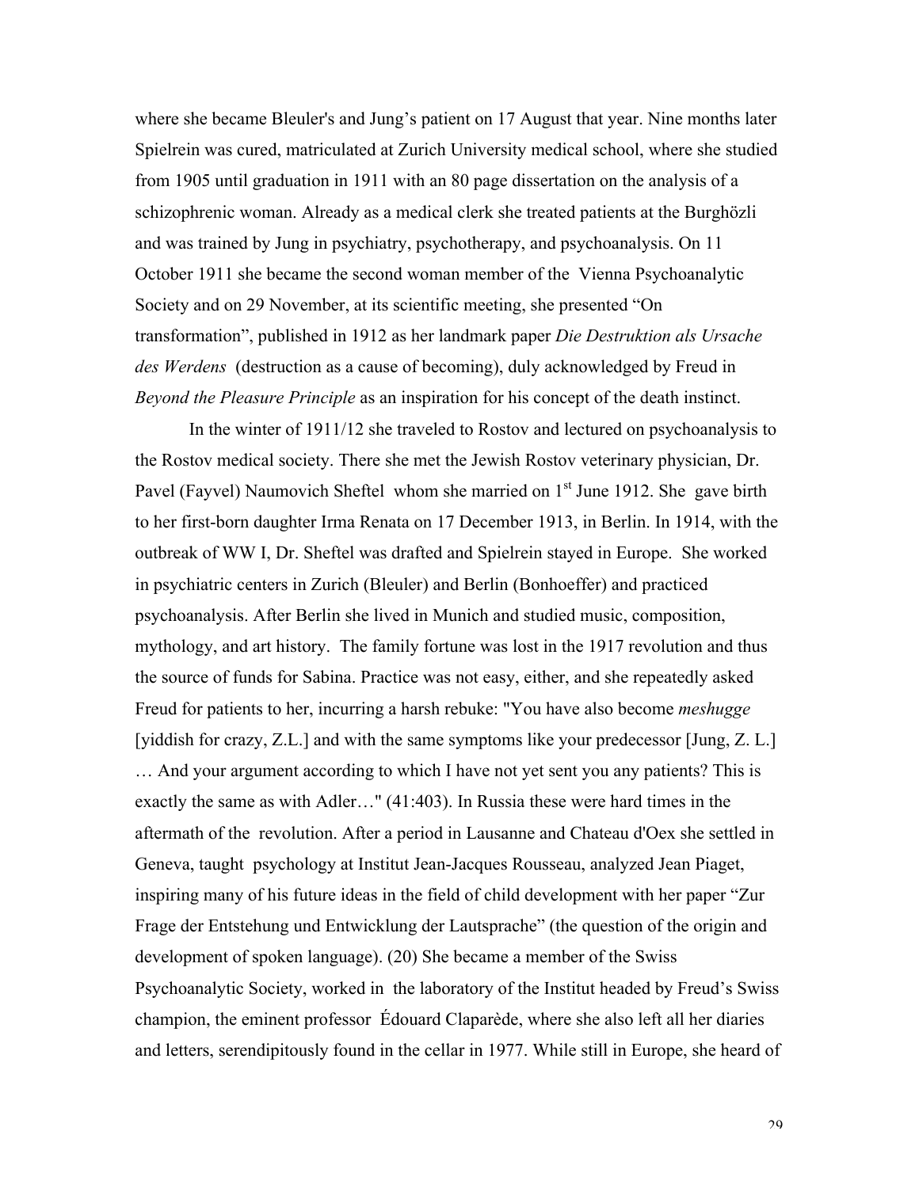where she became Bleuler's and Jung's patient on 17 August that year. Nine months later Spielrein was cured, matriculated at Zurich University medical school, where she studied from 1905 until graduation in 1911 with an 80 page dissertation on the analysis of a schizophrenic woman. Already as a medical clerk she treated patients at the Burghözli and was trained by Jung in psychiatry, psychotherapy, and psychoanalysis. On 11 October 1911 she became the second woman member of the Vienna Psychoanalytic Society and on 29 November, at its scientific meeting, she presented "On transformation", published in 1912 as her landmark paper *Die Destruktion als Ursache des Werdens* (destruction as a cause of becoming), duly acknowledged by Freud in *Beyond the Pleasure Principle* as an inspiration for his concept of the death instinct.

In the winter of 1911/12 she traveled to Rostov and lectured on psychoanalysis to the Rostov medical society. There she met the Jewish Rostov veterinary physician, Dr. Pavel (Fayvel) Naumovich Sheftel whom she married on 1st June 1912. She gave birth to her first-born daughter Irma Renata on 17 December 1913, in Berlin. In 1914, with the outbreak of WW I, Dr. Sheftel was drafted and Spielrein stayed in Europe. She worked in psychiatric centers in Zurich (Bleuler) and Berlin (Bonhoeffer) and practiced psychoanalysis. After Berlin she lived in Munich and studied music, composition, mythology, and art history. The family fortune was lost in the 1917 revolution and thus the source of funds for Sabina. Practice was not easy, either, and she repeatedly asked Freud for patients to her, incurring a harsh rebuke: "You have also become *meshugge* [yiddish for crazy, Z.L.] and with the same symptoms like your predecessor [Jung, Z. L.] … And your argument according to which I have not yet sent you any patients? This is exactly the same as with Adler…" (41:403). In Russia these were hard times in the aftermath of the revolution. After a period in Lausanne and Chateau d'Oex she settled in Geneva, taught psychology at Institut Jean-Jacques Rousseau, analyzed Jean Piaget, inspiring many of his future ideas in the field of child development with her paper "Zur Frage der Entstehung und Entwicklung der Lautsprache" (the question of the origin and development of spoken language). (20) She became a member of the Swiss Psychoanalytic Society, worked in the laboratory of the Institut headed by Freud's Swiss champion, the eminent professor Édouard Claparède, where she also left all her diaries and letters, serendipitously found in the cellar in 1977. While still in Europe, she heard of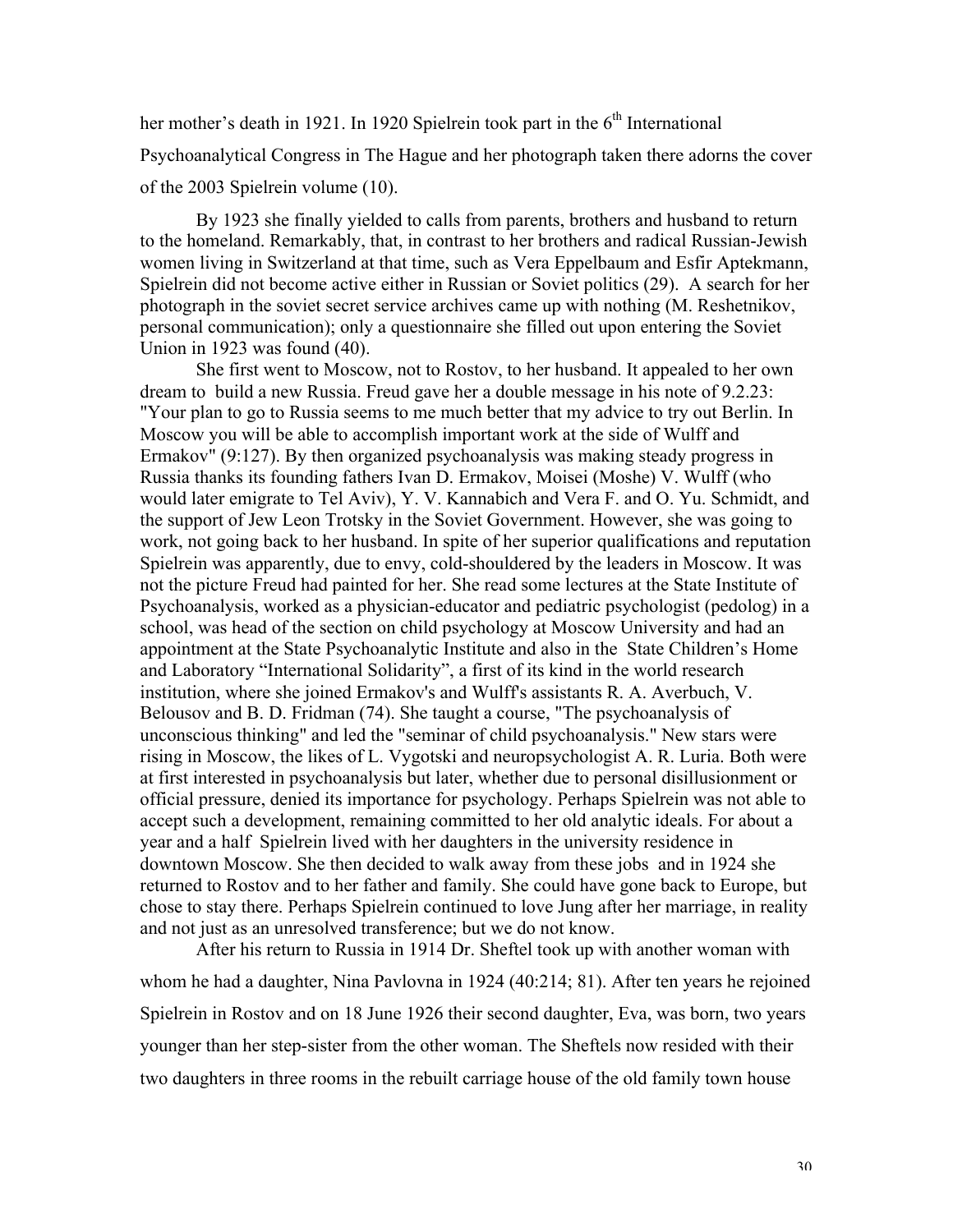her mother's death in 1921. In 1920 Spielrein took part in the 6th International Psychoanalytical Congress in The Hague and her photograph taken there adorns the cover of the 2003 Spielrein volume (10).

By 1923 she finally yielded to calls from parents, brothers and husband to return to the homeland. Remarkably, that, in contrast to her brothers and radical Russian-Jewish women living in Switzerland at that time, such as Vera Eppelbaum and Esfir Aptekmann, Spielrein did not become active either in Russian or Soviet politics (29). A search for her photograph in the soviet secret service archives came up with nothing (M. Reshetnikov, personal communication); only a questionnaire she filled out upon entering the Soviet Union in 1923 was found (40).

She first went to Moscow, not to Rostov, to her husband. It appealed to her own dream to build a new Russia. Freud gave her a double message in his note of 9.2.23: "Your plan to go to Russia seems to me much better that my advice to try out Berlin. In Moscow you will be able to accomplish important work at the side of Wulff and Ermakov" (9:127). By then organized psychoanalysis was making steady progress in Russia thanks its founding fathers Ivan D. Ermakov, Moisei (Moshe) V. Wulff (who would later emigrate to Tel Aviv), Y. V. Kannabich and Vera F. and O. Yu. Schmidt, and the support of Jew Leon Trotsky in the Soviet Government. However, she was going to work, not going back to her husband. In spite of her superior qualifications and reputation Spielrein was apparently, due to envy, cold-shouldered by the leaders in Moscow. It was not the picture Freud had painted for her. She read some lectures at the State Institute of Psychoanalysis, worked as a physician-educator and pediatric psychologist (pedolog) in a school, was head of the section on child psychology at Moscow University and had an appointment at the State Psychoanalytic Institute and also in the State Children's Home and Laboratory "International Solidarity", a first of its kind in the world research institution, where she joined Ermakov's and Wulff's assistants R. A. Averbuch, V. Belousov and B. D. Fridman (74). She taught a course, "The psychoanalysis of unconscious thinking" and led the "seminar of child psychoanalysis." New stars were rising in Moscow, the likes of L. Vygotski and neuropsychologist A. R. Luria. Both were at first interested in psychoanalysis but later, whether due to personal disillusionment or official pressure, denied its importance for psychology. Perhaps Spielrein was not able to accept such a development, remaining committed to her old analytic ideals. For about a year and a half Spielrein lived with her daughters in the university residence in downtown Moscow. She then decided to walk away from these jobs and in 1924 she returned to Rostov and to her father and family. She could have gone back to Europe, but chose to stay there. Perhaps Spielrein continued to love Jung after her marriage, in reality and not just as an unresolved transference; but we do not know.

After his return to Russia in 1914 Dr. Sheftel took up with another woman with whom he had a daughter, Nina Pavlovna in 1924 (40:214; 81). After ten years he rejoined Spielrein in Rostov and on 18 June 1926 their second daughter, Eva, was born, two years younger than her step-sister from the other woman. The Sheftels now resided with their two daughters in three rooms in the rebuilt carriage house of the old family town house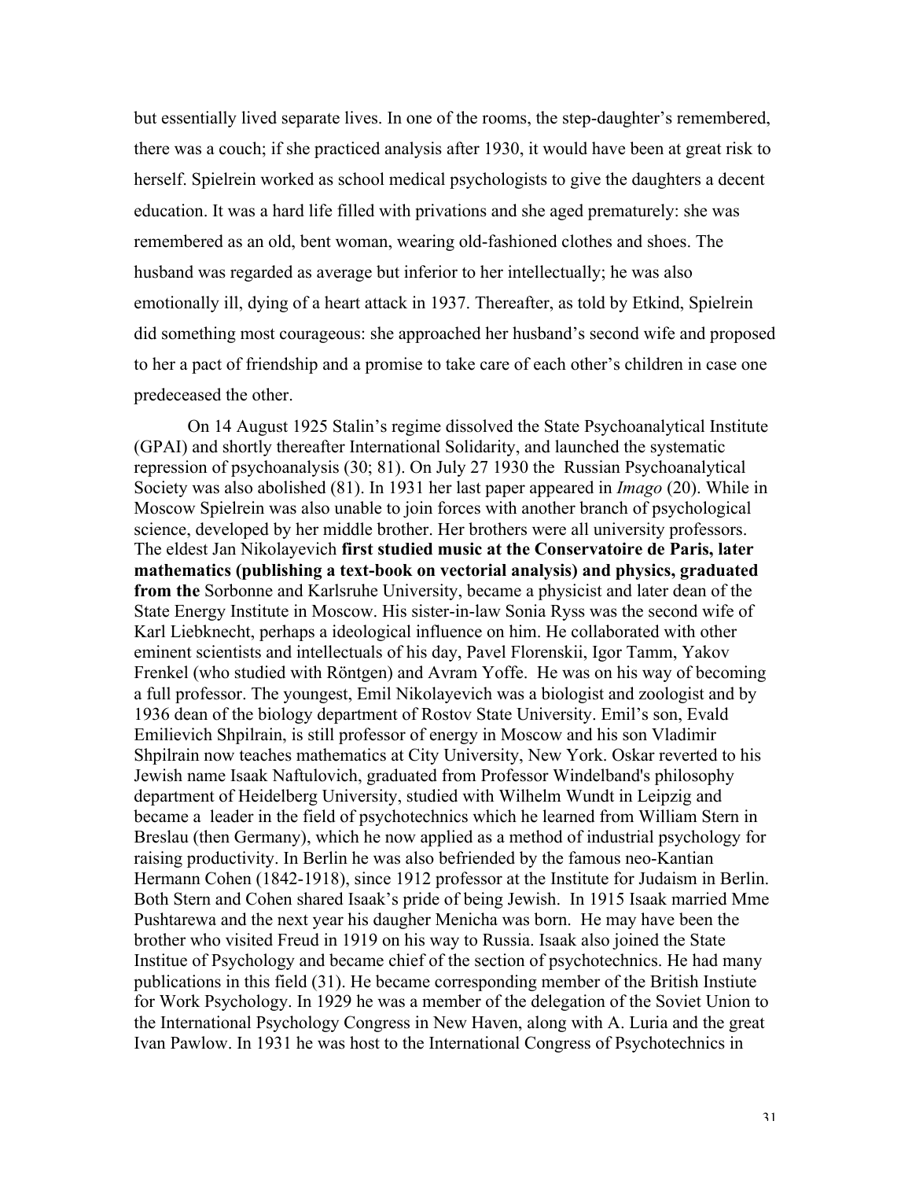but essentially lived separate lives. In one of the rooms, the step-daughter's remembered, there was a couch; if she practiced analysis after 1930, it would have been at great risk to herself. Spielrein worked as school medical psychologists to give the daughters a decent education. It was a hard life filled with privations and she aged prematurely: she was remembered as an old, bent woman, wearing old-fashioned clothes and shoes. The husband was regarded as average but inferior to her intellectually; he was also emotionally ill, dying of a heart attack in 1937. Thereafter, as told by Etkind, Spielrein did something most courageous: she approached her husband's second wife and proposed to her a pact of friendship and a promise to take care of each other's children in case one predeceased the other.

On 14 August 1925 Stalin's regime dissolved the State Psychoanalytical Institute (GPAI) and shortly thereafter International Solidarity, and launched the systematic repression of psychoanalysis (30; 81). On July 27 1930 the Russian Psychoanalytical Society was also abolished (81). In 1931 her last paper appeared in *Imago* (20). While in Moscow Spielrein was also unable to join forces with another branch of psychological science, developed by her middle brother. Her brothers were all university professors. The eldest Jan Nikolayevich **first studied music at the Conservatoire de Paris, later mathematics (publishing a text-book on vectorial analysis) and physics, graduated from the** Sorbonne and Karlsruhe University, became a physicist and later dean of the State Energy Institute in Moscow. His sister-in-law Sonia Ryss was the second wife of Karl Liebknecht, perhaps a ideological influence on him. He collaborated with other eminent scientists and intellectuals of his day, Pavel Florenskii, Igor Tamm, Yakov Frenkel (who studied with Röntgen) and Avram Yoffe. He was on his way of becoming a full professor. The youngest, Emil Nikolayevich was a biologist and zoologist and by 1936 dean of the biology department of Rostov State University. Emil's son, Evald Emilievich Shpilrain, is still professor of energy in Moscow and his son Vladimir Shpilrain now teaches mathematics at City University, New York. Oskar reverted to his Jewish name Isaak Naftulovich, graduated from Professor Windelband's philosophy department of Heidelberg University, studied with Wilhelm Wundt in Leipzig and became a leader in the field of psychotechnics which he learned from William Stern in Breslau (then Germany), which he now applied as a method of industrial psychology for raising productivity. In Berlin he was also befriended by the famous neo-Kantian Hermann Cohen (1842-1918), since 1912 professor at the Institute for Judaism in Berlin. Both Stern and Cohen shared Isaak's pride of being Jewish. In 1915 Isaak married Mme Pushtarewa and the next year his daughter Menicha was born. He may have been the brother who visited Freud in 1919 on his way to Russia. Isaak also joined the State Institue of Psychology and became chief of the section of psychotechnics. He had many publications in this field (31). He became corresponding member of the British Instiute for Work Psychology. In 1929 he was a member of the delegation of the Soviet Union to the International Psychology Congress in New Haven, along with A. Luria and the great Ivan Pawlow. In 1931 he was host to the International Congress of Psychotechnics in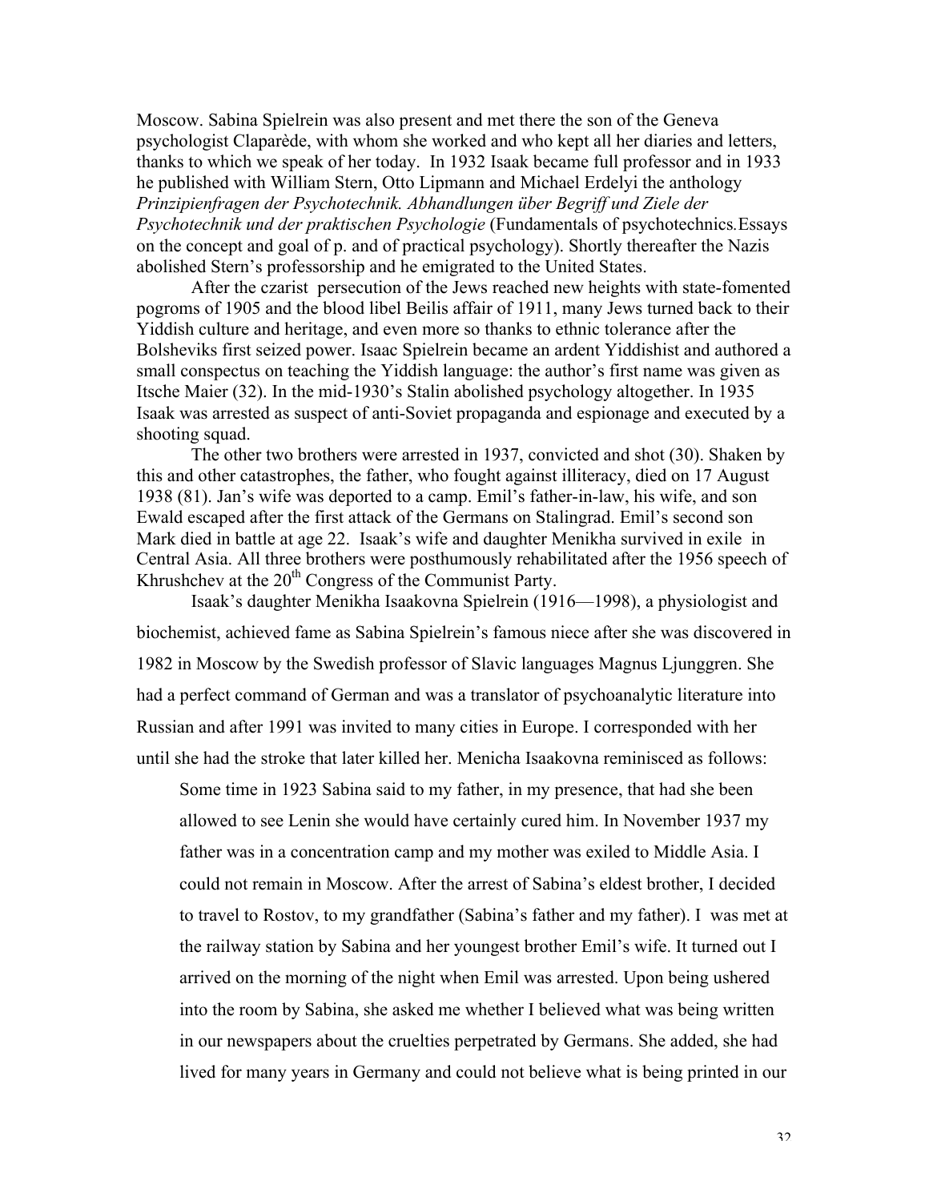Moscow. Sabina Spielrein was also present and met there the son of the Geneva psychologist Claparède, with whom she worked and who kept all her diaries and letters, thanks to which we speak of her today. In 1932 Isaak became full professor and in 1933 he published with William Stern, Otto Lipmann and Michael Erdelyi the anthology *Prinzipienfragen der Psychotechnik. Abhandlungen über Begriff und Ziele der Psychotechnik und der praktischen Psychologie* (Fundamentals of psychotechnics.Essays on the concept and goal of p. and of practical psychology). Shortly thereafter the Nazis abolished Stern's professorship and he emigrated to the United States.

After the czarist persecution of the Jews reached new heights with state-fomented pogroms of 1905 and the blood libel Beilis affair of 1911, many Jews turned back to their Yiddish culture and heritage, and even more so thanks to ethnic tolerance after the Bolsheviks first seized power. Isaac Spielrein became an ardent Yiddishist and authored a small conspectus on teaching the Yiddish language: the author's first name was given as Itsche Maier (32). In the mid-1930's Stalin abolished psychology altogether. In 1935 Isaak was arrested as suspect of anti-Soviet propaganda and espionage and executed by a shooting squad.

The other two brothers were arrested in 1937, convicted and shot (30). Shaken by this and other catastrophes, the father, who fought against illiteracy, died on 17 August 1938 (81). Jan's wife was deported to a camp. Emil's father-in-law, his wife, and son Ewald escaped after the first attack of the Germans on Stalingrad. Emil's second son Mark died in battle at age 22. Isaak's wife and daughter Menikha survived in exile in Central Asia. All three brothers were posthumously rehabilitated after the 1956 speech of Khrushchev at the 20th Congress of the Communist Party.

Isaak's daughter Menikha Isaakovna Spielrein (1916—1998), a physiologist and biochemist, achieved fame as Sabina Spielrein's famous niece after she was discovered in 1982 in Moscow by the Swedish professor of Slavic languages Magnus Ljunggren. She had a perfect command of German and was a translator of psychoanalytic literature into Russian and after 1991 was invited to many cities in Europe. I corresponded with her until she had the stroke that later killed her. Menicha Isaakovna reminisced as follows:

> Some time in 1923 Sabina said to my father, in my presence, that had she been allowed to see Lenin she would have certainly cured him. In November 1937 my father was in a concentration camp and my mother was exiled to Middle Asia. I could not remain in Moscow. After the arrest of Sabina's eldest brother, I decided to travel to Rostov, to my grandfather (Sabina's father and my father). I was met at the railway station by Sabina and her youngest brother Emil's wife. It turned out I arrived on the morning of the night when Emil was arrested. Upon being ushered into the room by Sabina, she asked me whether I believed what was being written in our newspapers about the cruelties perpetrated by Germans. She added, she had lived for many years in Germany and could not believe what is being printed in our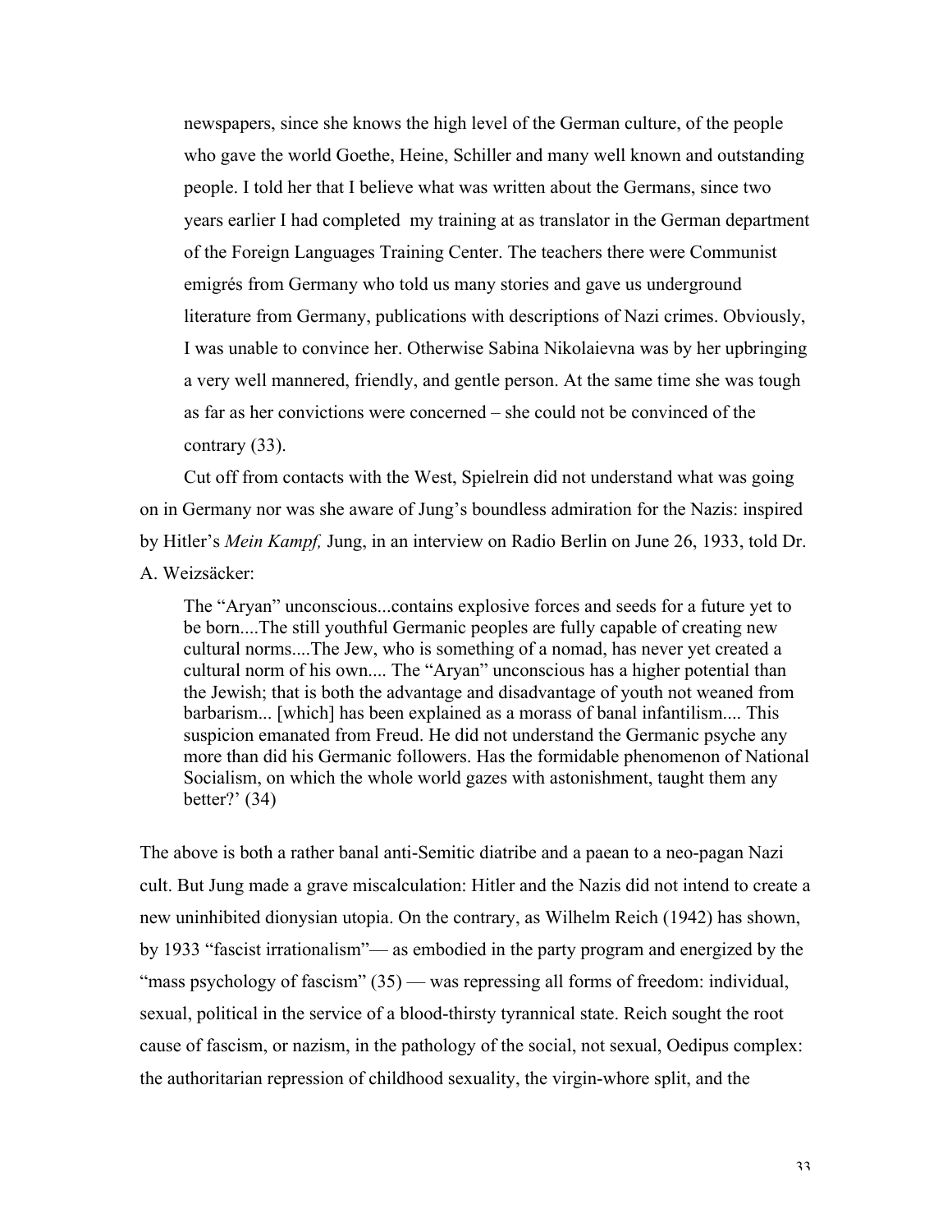> newspapers, since she knows the high level of the German culture, of the people who gave the world Goethe, Heine, Schiller and many well known and outstanding people. I told her that I believe what was written about the Germans, since two years earlier I had completed my training at as translator in the German department of the Foreign Languages Training Center. The teachers there were Communist emigrés from Germany who told us many stories and gave us underground literature from Germany, publications with descriptions of Nazi crimes. Obviously, I was unable to convince her. Otherwise Sabina Nikolaievna was by her upbringing a very well mannered, friendly, and gentle person. At the same time she was tough as far as her convictions were concerned – she could not be convinced of the contrary (33).

Cut off from contacts with the West, Spielrein did not understand what was going on in Germany nor was she aware of Jung's boundless admiration for the Nazis: inspired by Hitler's *Mein Kampf,* Jung, in an interview on Radio Berlin on June 26, 1933, told Dr. A. Weizsäcker:

> The "Aryan" unconscious...contains explosive forces and seeds for a future yet to be born....The still youthful Germanic peoples are fully capable of creating new cultural norms....The Jew, who is something of a nomad, has never yet created a cultural norm of his own.... The "Aryan" unconscious has a higher potential than the Jewish; that is both the advantage and disadvantage of youth not weaned from barbarism... [which] has been explained as a morass of banal infantilism.... This suspicion emanated from Freud. He did not understand the Germanic psyche any more than did his Germanic followers. Has the formidable phenomenon of National Socialism, on which the whole world gazes with astonishment, taught them any better?' (34)

The above is both a rather banal anti-Semitic diatribe and a paean to a neo-pagan Nazi cult. But Jung made a grave miscalculation: Hitler and the Nazis did not intend to create a new uninhibited dionysian utopia. On the contrary, as Wilhelm Reich (1942) has shown, by 1933 "fascist irrationalism"— as embodied in the party program and energized by the "mass psychology of fascism" (35) — was repressing all forms of freedom: individual, sexual, political in the service of a blood-thirsty tyrannical state. Reich sought the root cause of fascism, or nazism, in the pathology of the social, not sexual, Oedipus complex: the authoritarian repression of childhood sexuality, the virgin-whore split, and the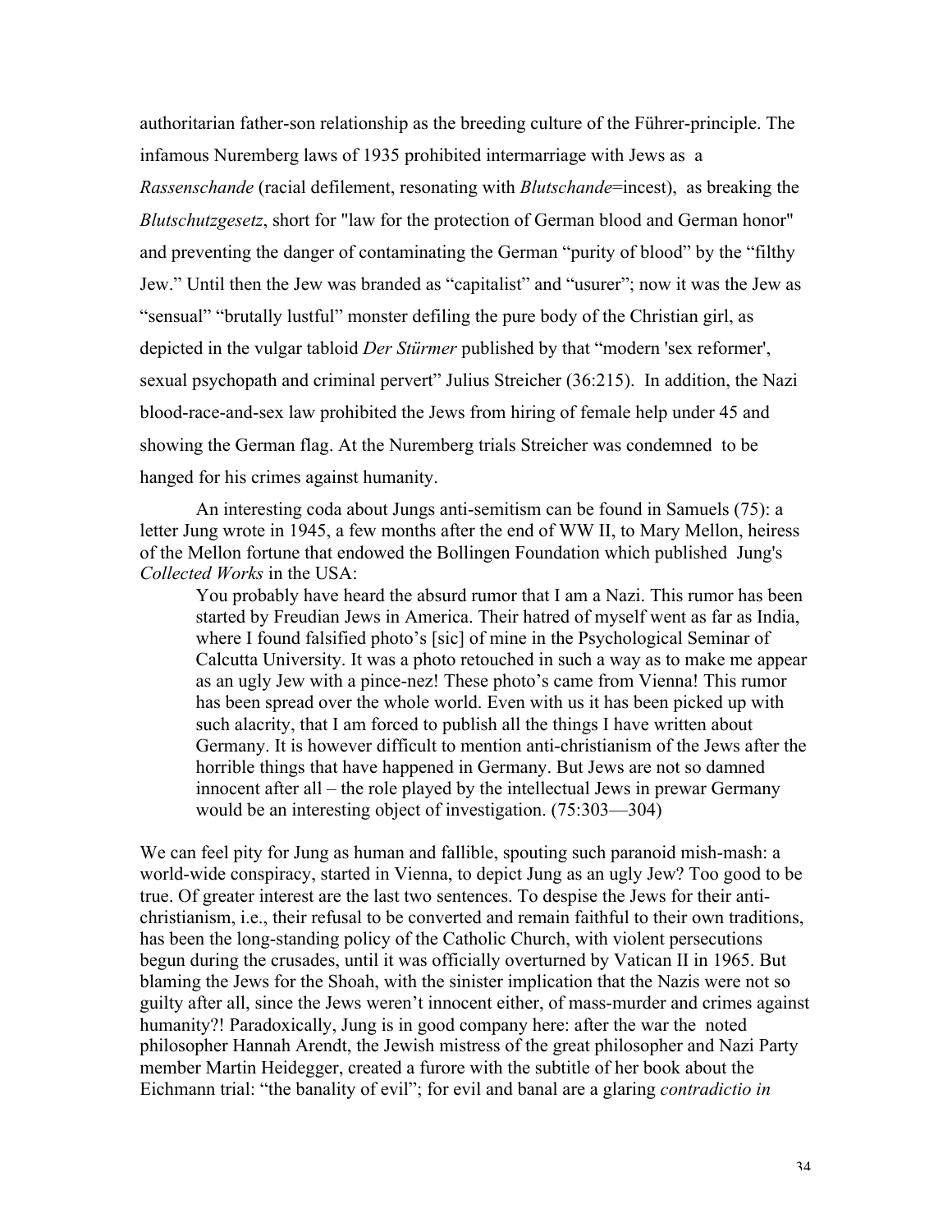authoritarian father-son relationship as the breeding culture of the Führer-principle. The infamous Nuremberg laws of 1935 prohibited intermarriage with Jews as a *Rassenschande* (racial defilement, resonating with *Blutschande*=incest), as breaking the *Blutschutzgesetz*, short for "law for the protection of German blood and German honor" and preventing the danger of contaminating the German "purity of blood" by the "filthy Jew." Until then the Jew was branded as "capitalist" and "usurer"; now it was the Jew as "sensual" "brutally lustful" monster defiling the pure body of the Christian girl, as depicted in the vulgar tabloid *Der Stürmer* published by that "modern 'sex reformer', sexual psychopath and criminal pervert" Julius Streicher (36:215). In addition, the Nazi blood-race-and-sex law prohibited the Jews from hiring of female help under 45 and showing the German flag. At the Nuremberg trials Streicher was condemned to be hanged for his crimes against humanity.

An interesting coda about Jungs anti-semitism can be found in Samuels (75): a letter Jung wrote in 1945, a few months after the end of WW II, to Mary Mellon, heiress of the Mellon fortune that endowed the Bollingen Foundation which published Jung's *Collected Works* in the USA:

> You probably have heard the absurd rumor that I am a Nazi. This rumor has been started by Freudian Jews in America. Their hatred of myself went as far as India, where I found falsified photo's [sic] of mine in the Psychological Seminar of Calcutta University. It was a photo retouched in such a way as to make me appear as an ugly Jew with a pince-nez! These photo's came from Vienna! This rumor has been spread over the whole world. Even with us it has been picked up with such alacrity, that I am forced to publish all the things I have written about Germany. It is however difficult to mention anti-christianism of the Jews after the horrible things that have happened in Germany. But Jews are not so damned innocent after all – the role played by the intellectual Jews in prewar Germany would be an interesting object of investigation. (75:303—304)

We can feel pity for Jung as human and fallible, spouting such paranoid mish-mash: a world-wide conspiracy, started in Vienna, to depict Jung as an ugly Jew? Too good to be true. Of greater interest are the last two sentences. To despise the Jews for their anti-christianism, i.e., their refusal to be converted and remain faithful to their own traditions, has been the long-standing policy of the Catholic Church, with violent persecutions begun during the crusades, until it was officially overturned by Vatican II in 1965. But blaming the Jews for the Shoah, with the sinister implication that the Nazis were not so guilty after all, since the Jews weren't innocent either, of mass-murder and crimes against humanity?! Paradoxically, Jung is in good company here: after the war the noted philosopher Hannah Arendt, the Jewish mistress of the great philosopher and Nazi Party member Martin Heidegger, created a furore with the subtitle of her book about the Eichmann trial: "the banality of evil"; for evil and banal are a glaring *contradictio in*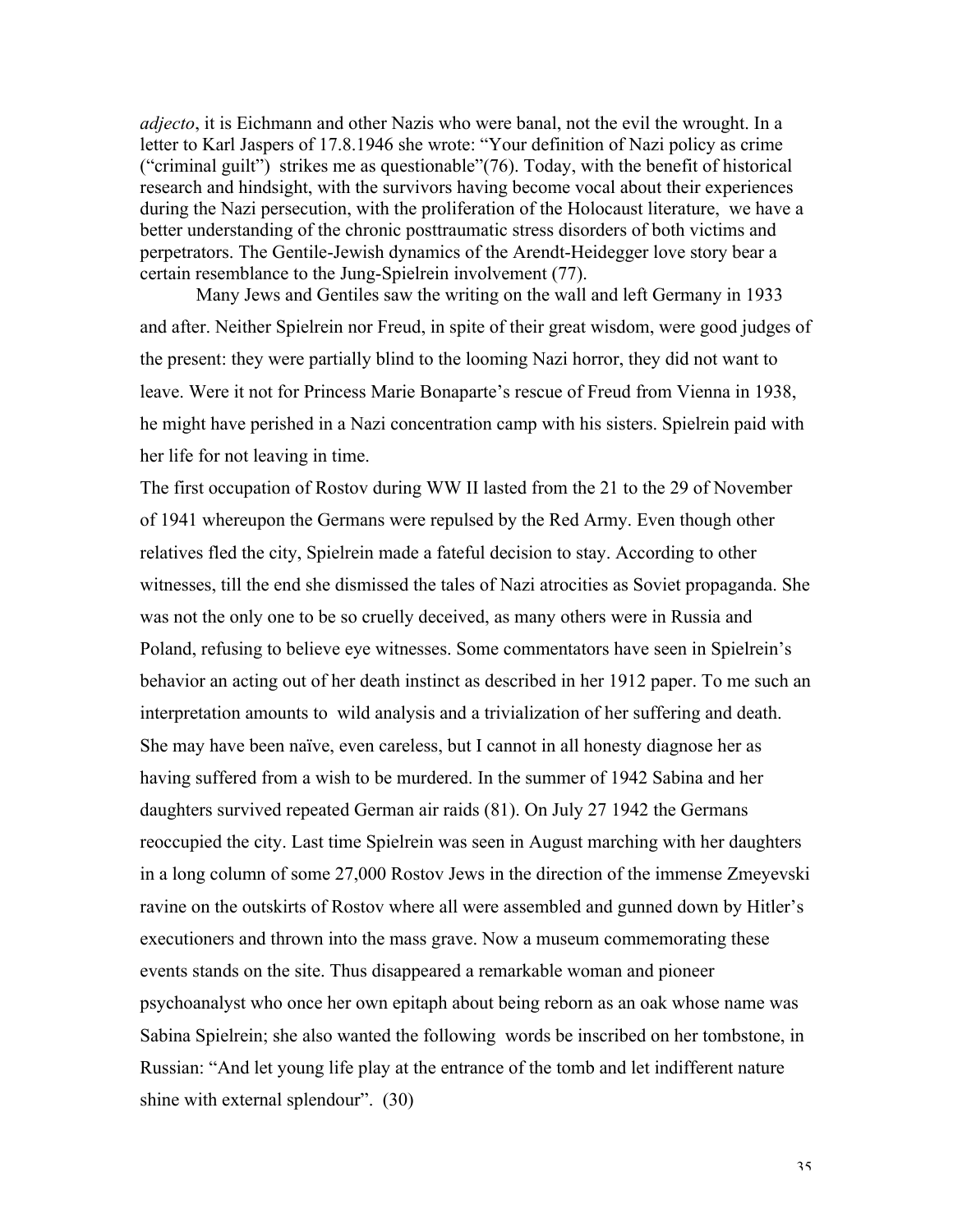*adjecto*, it is Eichmann and other Nazis who were banal, not the evil the wrought. In a letter to Karl Jaspers of 17.8.1946 she wrote: "Your definition of Nazi policy as crime ("criminal guilt") strikes me as questionable"(76). Today, with the benefit of historical research and hindsight, with the survivors having become vocal about their experiences during the Nazi persecution, with the proliferation of the Holocaust literature, we have a better understanding of the chronic posttraumatic stress disorders of both victims and perpetrators. The Gentile-Jewish dynamics of the Arendt-Heidegger love story bear a certain resemblance to the Jung-Spielrein involvement (77).

Many Jews and Gentiles saw the writing on the wall and left Germany in 1933 and after. Neither Spielrein nor Freud, in spite of their great wisdom, were good judges of the present: they were partially blind to the looming Nazi horror, they did not want to leave. Were it not for Princess Marie Bonaparte's rescue of Freud from Vienna in 1938, he might have perished in a Nazi concentration camp with his sisters. Spielrein paid with her life for not leaving in time.

The first occupation of Rostov during WW II lasted from the 21 to the 29 of November of 1941 whereupon the Germans were repulsed by the Red Army. Even though other relatives fled the city, Spielrein made a fateful decision to stay. According to other witnesses, till the end she dismissed the tales of Nazi atrocities as Soviet propaganda. She was not the only one to be so cruelly deceived, as many others were in Russia and Poland, refusing to believe eye witnesses. Some commentators have seen in Spielrein's behavior an acting out of her death instinct as described in her 1912 paper. To me such an interpretation amounts to wild analysis and a trivialization of her suffering and death. She may have been naïve, even careless, but I cannot in all honesty diagnose her as having suffered from a wish to be murdered. In the summer of 1942 Sabina and her daughters survived repeated German air raids (81). On July 27 1942 the Germans reoccupied the city. Last time Spielrein was seen in August marching with her daughters in a long column of some 27,000 Rostov Jews in the direction of the immense Zmeyevski ravine on the outskirts of Rostov where all were assembled and gunned down by Hitler's executioners and thrown into the mass grave. Now a museum commemorating these events stands on the site. Thus disappeared a remarkable woman and pioneer psychoanalyst who once her own epitaph about being reborn as an oak whose name was Sabina Spielrein; she also wanted the following words be inscribed on her tombstone, in Russian: "And let young life play at the entrance of the tomb and let indifferent nature shine with external splendour". (30)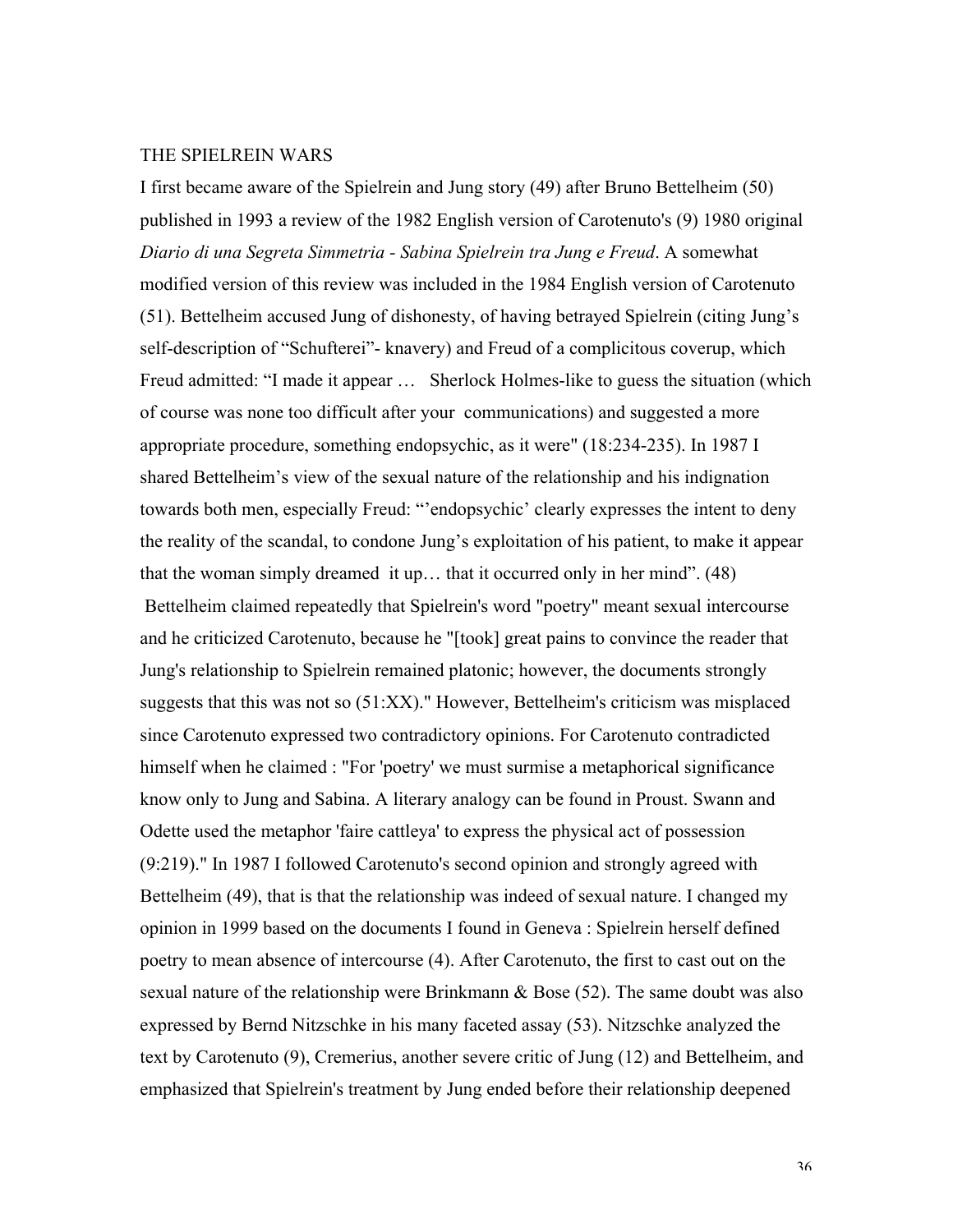## THE SPIELREIN WARS

I first became aware of the Spielrein and Jung story (49) after Bruno Bettelheim (50) published in 1993 a review of the 1982 English version of Carotenuto's (9) 1980 original *Diario di una Segreta Simmetria - Sabina Spielrein tra Jung e Freud*. A somewhat modified version of this review was included in the 1984 English version of Carotenuto (51). Bettelheim accused Jung of dishonesty, of having betrayed Spielrein (citing Jung's self-description of "Schufterei"- knavery) and Freud of a complicitous coverup, which Freud admitted: "I made it appear … Sherlock Holmes-like to guess the situation (which of course was none too difficult after your communications) and suggested a more appropriate procedure, something endopsychic, as it were" (18:234-235). In 1987 I shared Bettelheim's view of the sexual nature of the relationship and his indignation towards both men, especially Freud: "'endopsychic' clearly expresses the intent to deny the reality of the scandal, to condone Jung's exploitation of his patient, to make it appear that the woman simply dreamed it up… that it occurred only in her mind". (48)

Bettelheim claimed repeatedly that Spielrein's word "poetry" meant sexual intercourse and he criticized Carotenuto, because he "[took] great pains to convince the reader that Jung's relationship to Spielrein remained platonic; however, the documents strongly suggests that this was not so (51:XX)." However, Bettelheim's criticism was misplaced since Carotenuto expressed two contradictory opinions. For Carotenuto contradicted himself when he claimed : "For 'poetry' we must surmise a metaphorical significance know only to Jung and Sabina. A literary analogy can be found in Proust. Swann and Odette used the metaphor 'faire cattleya' to express the physical act of possession (9:219)." In 1987 I followed Carotenuto's second opinion and strongly agreed with Bettelheim (49), that is that the relationship was indeed of sexual nature. I changed my opinion in 1999 based on the documents I found in Geneva : Spielrein herself defined poetry to mean absence of intercourse (4). After Carotenuto, the first to cast out on the sexual nature of the relationship were Brinkmann & Bose (52). The same doubt was also expressed by Bernd Nitzschke in his many faceted assay (53). Nitzschke analyzed the text by Carotenuto (9), Cremerius, another severe critic of Jung (12) and Bettelheim, and emphasized that Spielrein's treatment by Jung ended before their relationship deepened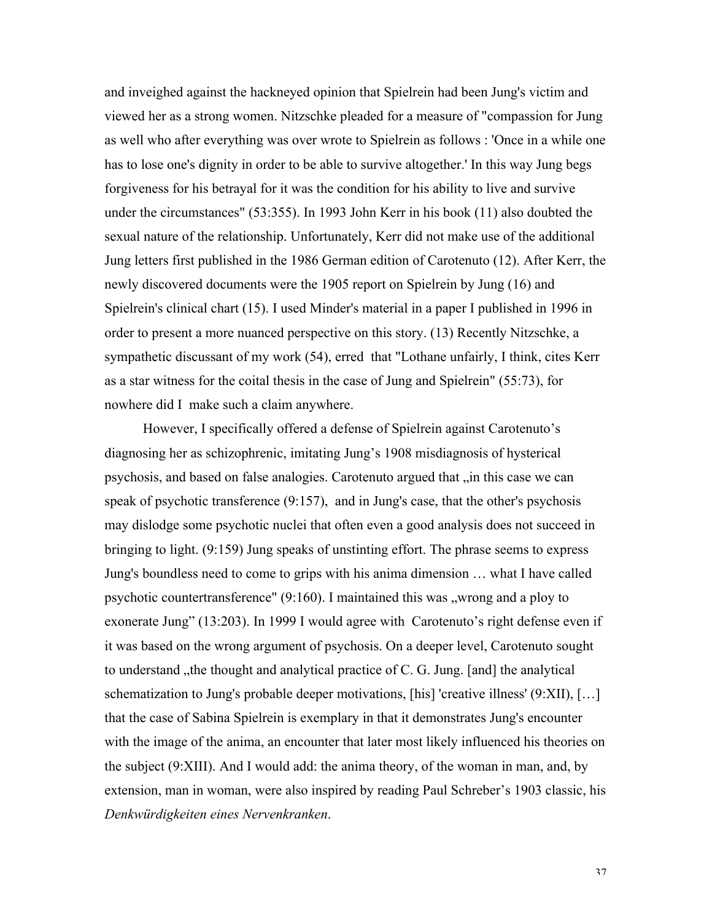and inveighed against the hackneyed opinion that Spielrein had been Jung's victim and viewed her as a strong women. Nitzschke pleaded for a measure of "compassion for Jung as well who after everything was over wrote to Spielrein as follows : 'Once in a while one has to lose one's dignity in order to be able to survive altogether.' In this way Jung begs forgiveness for his betrayal for it was the condition for his ability to live and survive under the circumstances" (53:355). In 1993 John Kerr in his book (11) also doubted the sexual nature of the relationship. Unfortunately, Kerr did not make use of the additional Jung letters first published in the 1986 German edition of Carotenuto (12). After Kerr, the newly discovered documents were the 1905 report on Spielrein by Jung (16) and Spielrein's clinical chart (15). I used Minder's material in a paper I published in 1996 in order to present a more nuanced perspective on this story. (13) Recently Nitzschke, a sympathetic discussant of my work (54), erred that "Lothane unfairly, I think, cites Kerr as a star witness for the coital thesis in the case of Jung and Spielrein" (55:73), for nowhere did I make such a claim anywhere.

However, I specifically offered a defense of Spielrein against Carotenuto's diagnosing her as schizophrenic, imitating Jung's 1908 misdiagnosis of hysterical psychosis, and based on false analogies. Carotenuto argued that „in this case we can speak of psychotic transference (9:157), and in Jung's case, that the other's psychosis may dislodge some psychotic nuclei that often even a good analysis does not succeed in bringing to light. (9:159) Jung speaks of unstinting effort. The phrase seems to express Jung's boundless need to come to grips with his anima dimension … what I have called psychotic countertransference" (9:160). I maintained this was „wrong and a ploy to exonerate Jung" (13:203). In 1999 I would agree with Carotenuto's right defense even if it was based on the wrong argument of psychosis. On a deeper level, Carotenuto sought to understand „the thought and analytical practice of C. G. Jung. [and] the analytical schematization to Jung's probable deeper motivations, [his] 'creative illness' (9:XII), […] that the case of Sabina Spielrein is exemplary in that it demonstrates Jung's encounter with the image of the anima, an encounter that later most likely influenced his theories on the subject (9:XIII). And I would add: the anima theory, of the woman in man, and, by extension, man in woman, were also inspired by reading Paul Schreber's 1903 classic, his *Denkwürdigkeiten eines Nervenkranken*.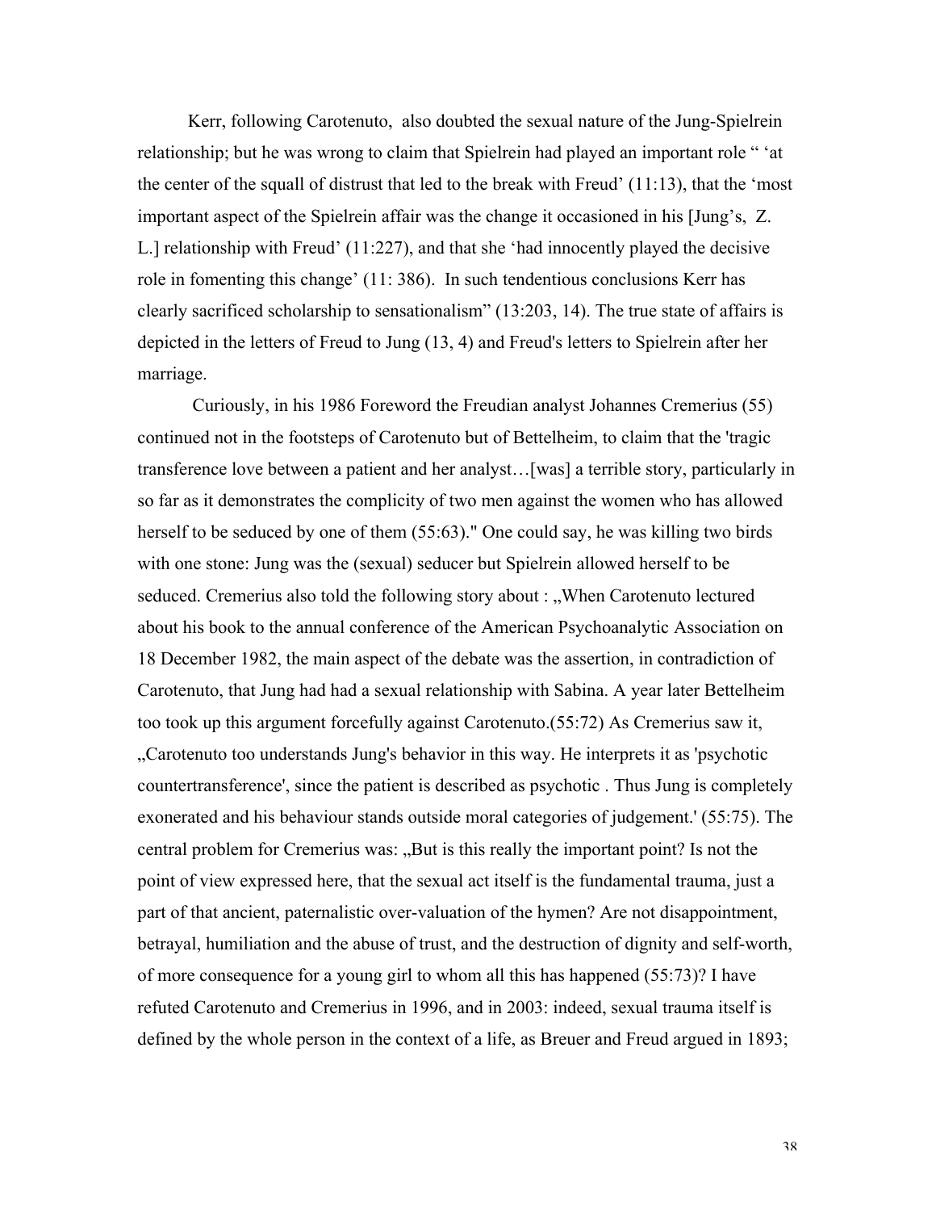Kerr, following Carotenuto, also doubted the sexual nature of the Jung-Spielrein relationship; but he was wrong to claim that Spielrein had played an important role " 'at the center of the squall of distrust that led to the break with Freud' (11:13), that the 'most important aspect of the Spielrein affair was the change it occasioned in his [Jung's, Z. L.] relationship with Freud' (11:227), and that she 'had innocently played the decisive role in fomenting this change' (11: 386). In such tendentious conclusions Kerr has clearly sacrificed scholarship to sensationalism" (13:203, 14). The true state of affairs is depicted in the letters of Freud to Jung (13, 4) and Freud's letters to Spielrein after her marriage.

Curiously, in his 1986 Foreword the Freudian analyst Johannes Cremerius (55) continued not in the footsteps of Carotenuto but of Bettelheim, to claim that the 'tragic transference love between a patient and her analyst…[was] a terrible story, particularly in so far as it demonstrates the complicity of two men against the women who has allowed herself to be seduced by one of them (55:63)." One could say, he was killing two birds with one stone: Jung was the (sexual) seducer but Spielrein allowed herself to be seduced. Cremerius also told the following story about : „When Carotenuto lectured about his book to the annual conference of the American Psychoanalytic Association on 18 December 1982, the main aspect of the debate was the assertion, in contradiction of Carotenuto, that Jung had had a sexual relationship with Sabina. A year later Bettelheim too took up this argument forcefully against Carotenuto.(55:72) As Cremerius saw it, „Carotenuto too understands Jung's behavior in this way. He interprets it as 'psychotic countertransference', since the patient is described as psychotic . Thus Jung is completely exonerated and his behaviour stands outside moral categories of judgement.' (55:75). The central problem for Cremerius was: „But is this really the important point? Is not the point of view expressed here, that the sexual act itself is the fundamental trauma, just a part of that ancient, paternalistic over-valuation of the hymen? Are not disappointment, betrayal, humiliation and the abuse of trust, and the destruction of dignity and self-worth, of more consequence for a young girl to whom all this has happened (55:73)? I have refuted Carotenuto and Cremerius in 1996, and in 2003: indeed, sexual trauma itself is defined by the whole person in the context of a life, as Breuer and Freud argued in 1893;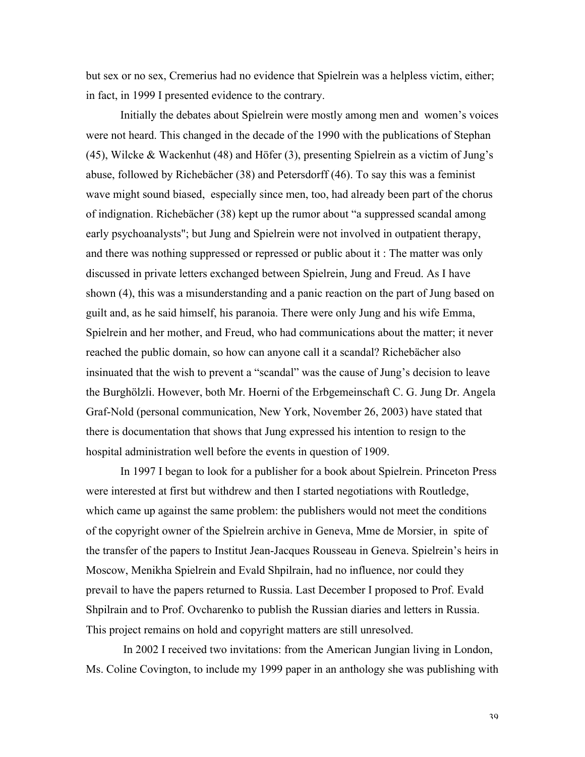but sex or no sex, Cremerius had no evidence that Spielrein was a helpless victim, either; in fact, in 1999 I presented evidence to the contrary.

Initially the debates about Spielrein were mostly among men and women's voices were not heard. This changed in the decade of the 1990 with the publications of Stephan (45), Wilcke & Wackenhut (48) and Höfer (3), presenting Spielrein as a victim of Jung's abuse, followed by Richebächer (38) and Petersdorff (46). To say this was a feminist wave might sound biased, especially since men, too, had already been part of the chorus of indignation. Richebächer (38) kept up the rumor about "a suppressed scandal among early psychoanalysts"; but Jung and Spielrein were not involved in outpatient therapy, and there was nothing suppressed or repressed or public about it : The matter was only discussed in private letters exchanged between Spielrein, Jung and Freud. As I have shown (4), this was a misunderstanding and a panic reaction on the part of Jung based on guilt and, as he said himself, his paranoia. There were only Jung and his wife Emma, Spielrein and her mother, and Freud, who had communications about the matter; it never reached the public domain, so how can anyone call it a scandal? Richebächer also insinuated that the wish to prevent a "scandal" was the cause of Jung's decision to leave the Burghölzli. However, both Mr. Hoerni of the Erbgemeinschaft C. G. Jung Dr. Angela Graf-Nold (personal communication, New York, November 26, 2003) have stated that there is documentation that shows that Jung expressed his intention to resign to the hospital administration well before the events in question of 1909.

In 1997 I began to look for a publisher for a book about Spielrein. Princeton Press were interested at first but withdrew and then I started negotiations with Routledge, which came up against the same problem: the publishers would not meet the conditions of the copyright owner of the Spielrein archive in Geneva, Mme de Morsier, in spite of the transfer of the papers to Institut Jean-Jacques Rousseau in Geneva. Spielrein's heirs in Moscow, Menikha Spielrein and Evald Shpilrain, had no influence, nor could they prevail to have the papers returned to Russia. Last December I proposed to Prof. Evald Shpilrain and to Prof. Ovcharenko to publish the Russian diaries and letters in Russia. This project remains on hold and copyright matters are still unresolved.

In 2002 I received two invitations: from the American Jungian living in London, Ms. Coline Covington, to include my 1999 paper in an anthology she was publishing with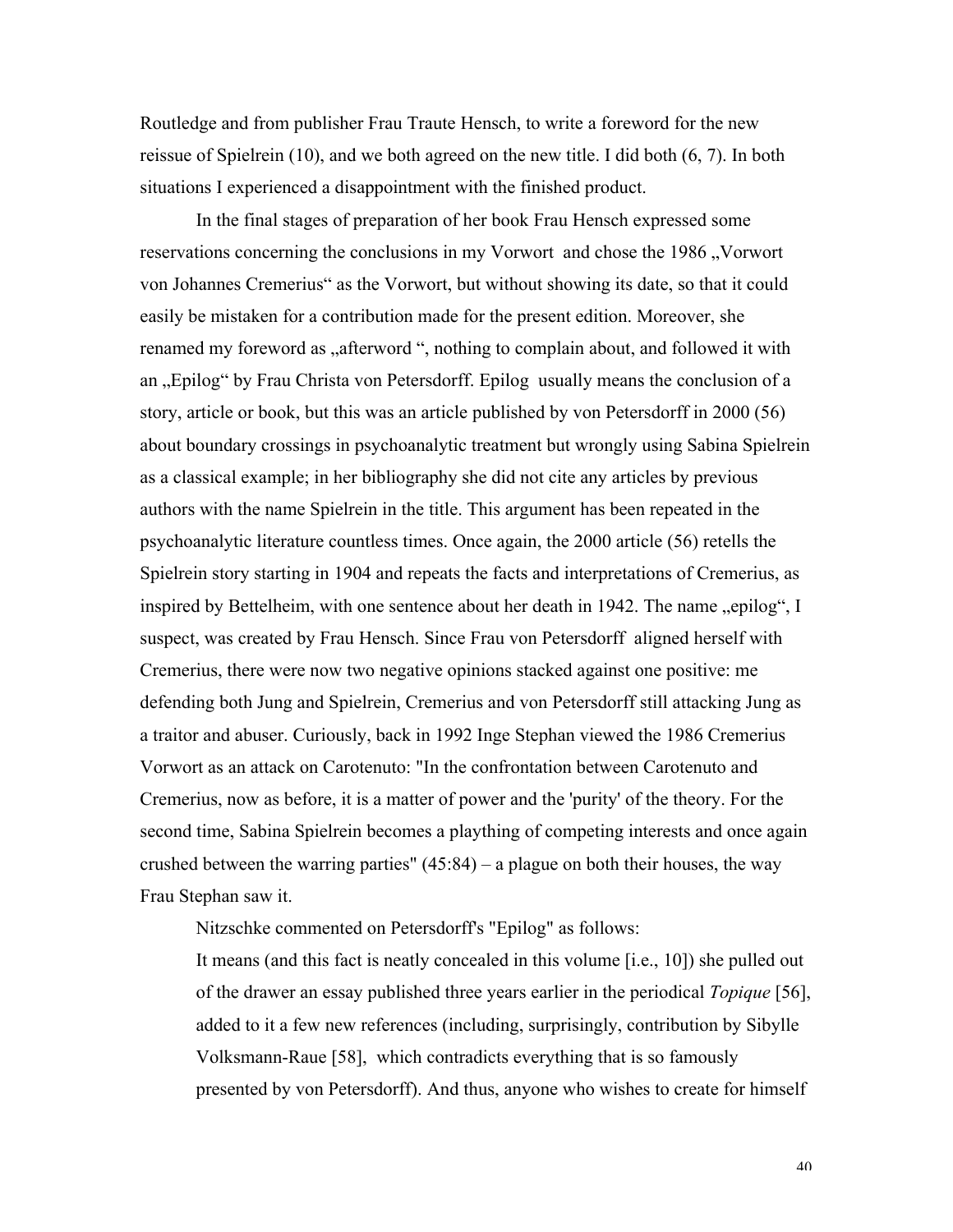Routledge and from publisher Frau Traute Hensch, to write a foreword for the new reissue of Spielrein (10), and we both agreed on the new title. I did both (6, 7). In both situations I experienced a disappointment with the finished product.

In the final stages of preparation of her book Frau Hensch expressed some reservations concerning the conclusions in my Vorwort and chose the 1986 „Vorwort von Johannes Cremerius“ as the Vorwort, but without showing its date, so that it could easily be mistaken for a contribution made for the present edition. Moreover, she renamed my foreword as „afterword “, nothing to complain about, and followed it with an „Epilog“ by Frau Christa von Petersdorff. Epilog usually means the conclusion of a story, article or book, but this was an article published by von Petersdorff in 2000 (56) about boundary crossings in psychoanalytic treatment but wrongly using Sabina Spielrein as a classical example; in her bibliography she did not cite any articles by previous authors with the name Spielrein in the title. This argument has been repeated in the psychoanalytic literature countless times. Once again, the 2000 article (56) retells the Spielrein story starting in 1904 and repeats the facts and interpretations of Cremerius, as inspired by Bettelheim, with one sentence about her death in 1942. The name „epilog“, I suspect, was created by Frau Hensch. Since Frau von Petersdorff aligned herself with Cremerius, there were now two negative opinions stacked against one positive: me defending both Jung and Spielrein, Cremerius and von Petersdorff still attacking Jung as a traitor and abuser. Curiously, back in 1992 Inge Stephan viewed the 1986 Cremerius Vorwort as an attack on Carotenuto: "In the confrontation between Carotenuto and Cremerius, now as before, it is a matter of power and the 'purity' of the theory. For the second time, Sabina Spielrein becomes a plaything of competing interests and once again crushed between the warring parties" (45:84) – a plague on both their houses, the way Frau Stephan saw it.

Nitzschke commented on Petersdorff's "Epilog" as follows:

> It means (and this fact is neatly concealed in this volume [i.e., 10]) she pulled out of the drawer an essay published three years earlier in the periodical *Topique* [56], added to it a few new references (including, surprisingly, contribution by Sibylle Volksmann-Raue [58], which contradicts everything that is so famously presented by von Petersdorff). And thus, anyone who wishes to create for himself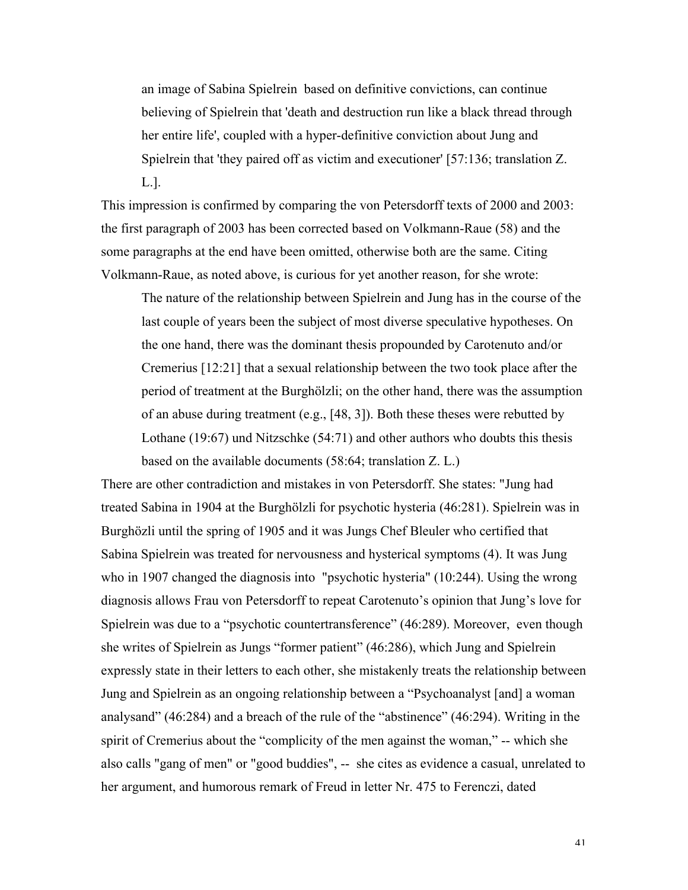> an image of Sabina Spielrein based on definitive convictions, can continue believing of Spielrein that 'death and destruction run like a black thread through her entire life', coupled with a hyper-definitive conviction about Jung and Spielrein that 'they paired off as victim and executioner' [57:136; translation Z. L.].

This impression is confirmed by comparing the von Petersdorff texts of 2000 and 2003: the first paragraph of 2003 has been corrected based on Volkmann-Raue (58) and the some paragraphs at the end have been omitted, otherwise both are the same. Citing Volkmann-Raue, as noted above, is curious for yet another reason, for she wrote:

> The nature of the relationship between Spielrein and Jung has in the course of the last couple of years been the subject of most diverse speculative hypotheses. On the one hand, there was the dominant thesis propounded by Carotenuto and/or Cremerius [12:21] that a sexual relationship between the two took place after the period of treatment at the Burghölzli; on the other hand, there was the assumption of an abuse during treatment (e.g., [48, 3]). Both these theses were rebutted by Lothane (19:67) und Nitzschke (54:71) and other authors who doubts this thesis based on the available documents (58:64; translation Z. L.)

There are other contradiction and mistakes in von Petersdorff. She states: "Jung had treated Sabina in 1904 at the Burghölzli for psychotic hysteria (46:281). Spielrein was in Burghözli until the spring of 1905 and it was Jungs Chef Bleuler who certified that Sabina Spielrein was treated for nervousness and hysterical symptoms (4). It was Jung who in 1907 changed the diagnosis into "psychotic hysteria" (10:244). Using the wrong diagnosis allows Frau von Petersdorff to repeat Carotenuto's opinion that Jung's love for Spielrein was due to a "psychotic countertransference" (46:289). Moreover, even though she writes of Spielrein as Jungs "former patient" (46:286), which Jung and Spielrein expressly state in their letters to each other, she mistakenly treats the relationship between Jung and Spielrein as an ongoing relationship between a "Psychoanalyst [and] a woman analysand" (46:284) and a breach of the rule of the "abstinence" (46:294). Writing in the spirit of Cremerius about the "complicity of the men against the woman," -- which she also calls "gang of men" or "good buddies", -- she cites as evidence a casual, unrelated to her argument, and humorous remark of Freud in letter Nr. 475 to Ferenczi, dated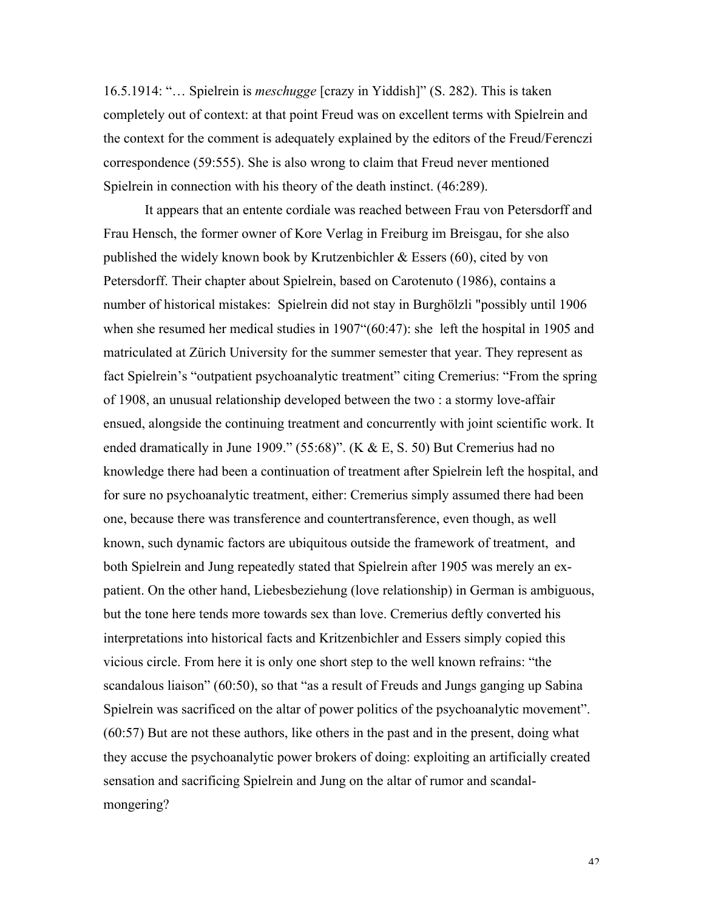16.5.1914: "… Spielrein is *meschugge* [crazy in Yiddish]" (S. 282). This is taken completely out of context: at that point Freud was on excellent terms with Spielrein and the context for the comment is adequately explained by the editors of the Freud/Ferenczi correspondence (59:555). She is also wrong to claim that Freud never mentioned Spielrein in connection with his theory of the death instinct. (46:289).

It appears that an entente cordiale was reached between Frau von Petersdorff and Frau Hensch, the former owner of Kore Verlag in Freiburg im Breisgau, for she also published the widely known book by Krutzenbichler & Essers (60), cited by von Petersdorff. Their chapter about Spielrein, based on Carotenuto (1986), contains a number of historical mistakes: Spielrein did not stay in Burghölzli "possibly until 1906 when she resumed her medical studies in 1907"(60:47): she left the hospital in 1905 and matriculated at Zürich University for the summer semester that year. They represent as fact Spielrein's "outpatient psychoanalytic treatment" citing Cremerius: "From the spring of 1908, an unusual relationship developed between the two : a stormy love-affair ensued, alongside the continuing treatment and concurrently with joint scientific work. It ended dramatically in June 1909." (55:68)". (K & E, S. 50) But Cremerius had no knowledge there had been a continuation of treatment after Spielrein left the hospital, and for sure no psychoanalytic treatment, either: Cremerius simply assumed there had been one, because there was transference and countertransference, even though, as well known, such dynamic factors are ubiquitous outside the framework of treatment, and both Spielrein and Jung repeatedly stated that Spielrein after 1905 was merely an ex-patient. On the other hand, Liebesbeziehung (love relationship) in German is ambiguous, but the tone here tends more towards sex than love. Cremerius deftly converted his interpretations into historical facts and Kritzenbichler and Essers simply copied this vicious circle. From here it is only one short step to the well known refrains: "the scandalous liaison" (60:50), so that "as a result of Freuds and Jungs ganging up Sabina Spielrein was sacrificed on the altar of power politics of the psychoanalytic movement". (60:57) But are not these authors, like others in the past and in the present, doing what they accuse the psychoanalytic power brokers of doing: exploiting an artificially created sensation and sacrificing Spielrein and Jung on the altar of rumor and scandal-mongering?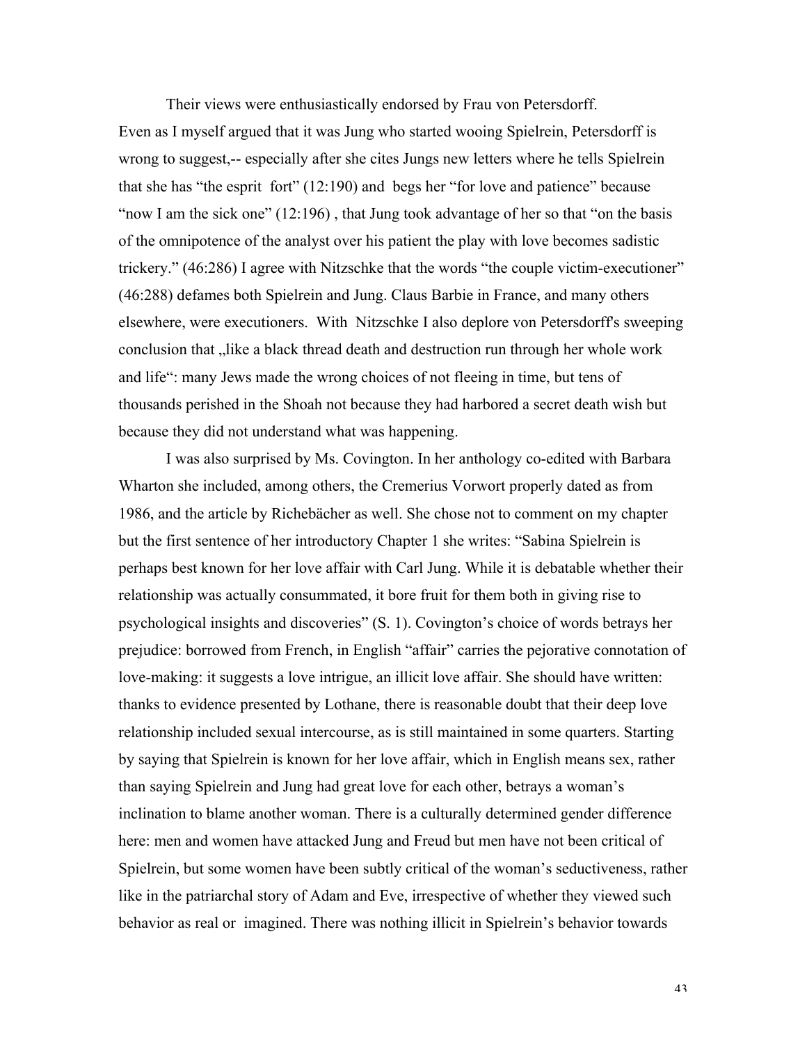Their views were enthusiastically endorsed by Frau von Petersdorff. Even as I myself argued that it was Jung who started wooing Spielrein, Petersdorff is wrong to suggest,-- especially after she cites Jungs new letters where he tells Spielrein that she has "the esprit fort" (12:190) and begs her "for love and patience" because "now I am the sick one" (12:196) , that Jung took advantage of her so that "on the basis of the omnipotence of the analyst over his patient the play with love becomes sadistic trickery." (46:286) I agree with Nitzschke that the words "the couple victim-executioner" (46:288) defames both Spielrein and Jung. Claus Barbie in France, and many others elsewhere, were executioners. With Nitzschke I also deplore von Petersdorff's sweeping conclusion that „like a black thread death and destruction run through her whole work and life": many Jews made the wrong choices of not fleeing in time, but tens of thousands perished in the Shoah not because they had harbored a secret death wish but because they did not understand what was happening.

I was also surprised by Ms. Covington. In her anthology co-edited with Barbara Wharton she included, among others, the Cremerius Vorwort properly dated as from 1986, and the article by Richebächer as well. She chose not to comment on my chapter but the first sentence of her introductory Chapter 1 she writes: "Sabina Spielrein is perhaps best known for her love affair with Carl Jung. While it is debatable whether their relationship was actually consummated, it bore fruit for them both in giving rise to psychological insights and discoveries" (S. 1). Covington's choice of words betrays her prejudice: borrowed from French, in English "affair" carries the pejorative connotation of love-making: it suggests a love intrigue, an illicit love affair. She should have written: thanks to evidence presented by Lothane, there is reasonable doubt that their deep love relationship included sexual intercourse, as is still maintained in some quarters. Starting by saying that Spielrein is known for her love affair, which in English means sex, rather than saying Spielrein and Jung had great love for each other, betrays a woman's inclination to blame another woman. There is a culturally determined gender difference here: men and women have attacked Jung and Freud but men have not been critical of Spielrein, but some women have been subtly critical of the woman's seductiveness, rather like in the patriarchal story of Adam and Eve, irrespective of whether they viewed such behavior as real or imagined. There was nothing illicit in Spielrein's behavior towards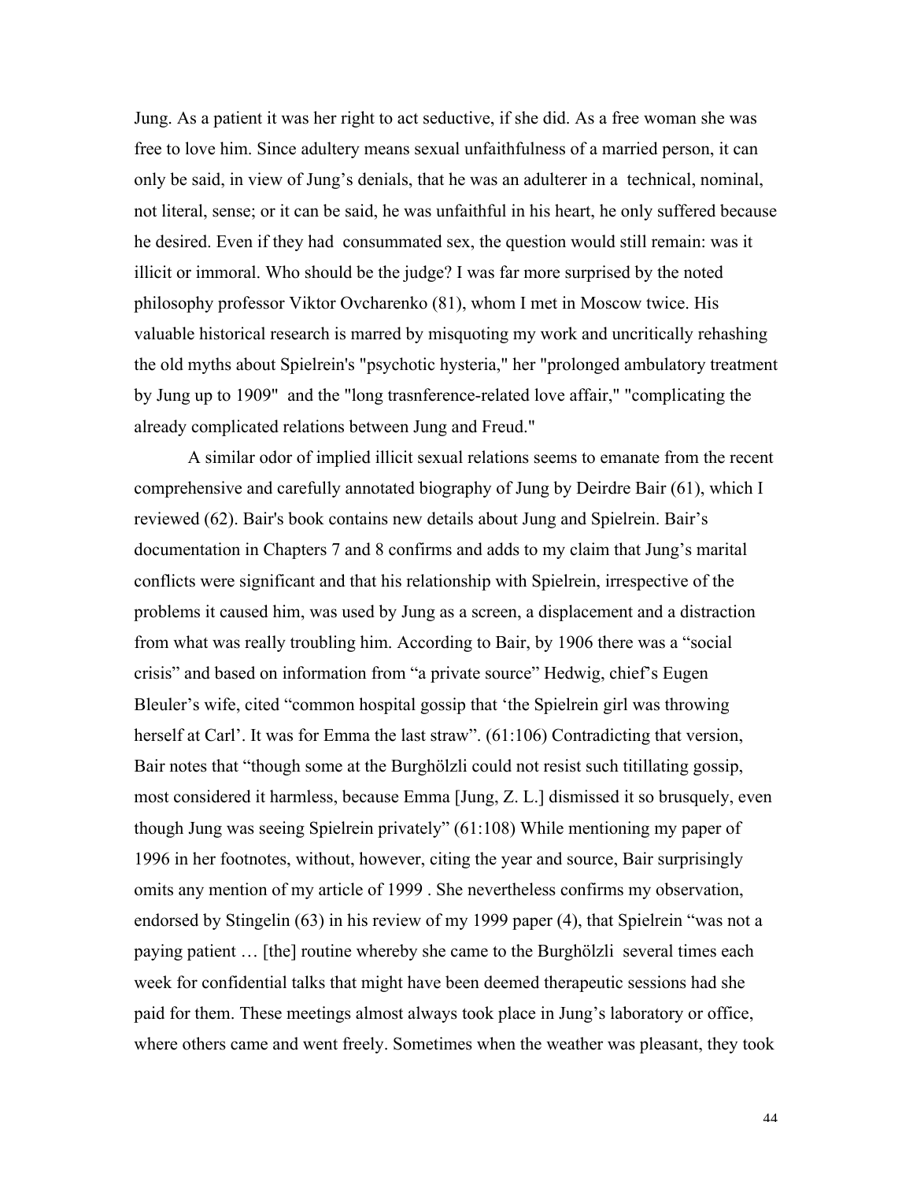Jung. As a patient it was her right to act seductive, if she did. As a free woman she was free to love him. Since adultery means sexual unfaithfulness of a married person, it can only be said, in view of Jung's denials, that he was an adulterer in a technical, nominal, not literal, sense; or it can be said, he was unfaithful in his heart, he only suffered because he desired. Even if they had consummated sex, the question would still remain: was it illicit or immoral. Who should be the judge? I was far more surprised by the noted philosophy professor Viktor Ovcharenko (81), whom I met in Moscow twice. His valuable historical research is marred by misquoting my work and uncritically rehashing the old myths about Spielrein's "psychotic hysteria," her "prolonged ambulatory treatment by Jung up to 1909" and the "long trasnference-related love affair," "complicating the already complicated relations between Jung and Freud."

A similar odor of implied illicit sexual relations seems to emanate from the recent comprehensive and carefully annotated biography of Jung by Deirdre Bair (61), which I reviewed (62). Bair's book contains new details about Jung and Spielrein. Bair's documentation in Chapters 7 and 8 confirms and adds to my claim that Jung's marital conflicts were significant and that his relationship with Spielrein, irrespective of the problems it caused him, was used by Jung as a screen, a displacement and a distraction from what was really troubling him. According to Bair, by 1906 there was a "social crisis" and based on information from "a private source" Hedwig, chief's Eugen Bleuler's wife, cited "common hospital gossip that 'the Spielrein girl was throwing herself at Carl'. It was for Emma the last straw". (61:106) Contradicting that version, Bair notes that "though some at the Burghölzli could not resist such titillating gossip, most considered it harmless, because Emma [Jung, Z. L.] dismissed it so brusquely, even though Jung was seeing Spielrein privately" (61:108) While mentioning my paper of 1996 in her footnotes, without, however, citing the year and source, Bair surprisingly omits any mention of my article of 1999 . She nevertheless confirms my observation, endorsed by Stingelin (63) in his review of my 1999 paper (4), that Spielrein "was not a paying patient … [the] routine whereby she came to the Burghölzli several times each week for confidential talks that might have been deemed therapeutic sessions had she paid for them. These meetings almost always took place in Jung's laboratory or office, where others came and went freely. Sometimes when the weather was pleasant, they took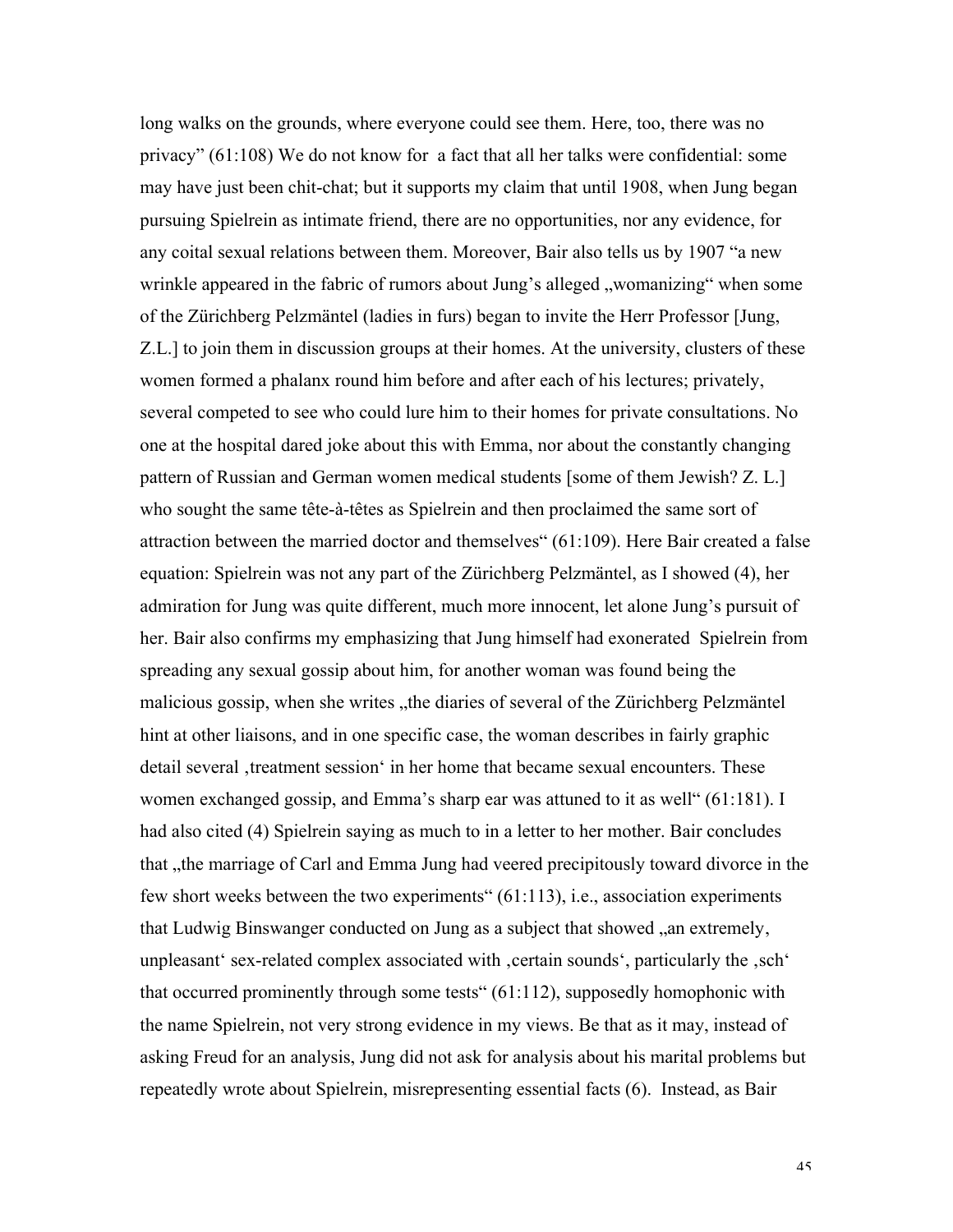long walks on the grounds, where everyone could see them. Here, too, there was no privacy" (61:108) We do not know for a fact that all her talks were confidential: some may have just been chit-chat; but it supports my claim that until 1908, when Jung began pursuing Spielrein as intimate friend, there are no opportunities, nor any evidence, for any coital sexual relations between them. Moreover, Bair also tells us by 1907 "a new wrinkle appeared in the fabric of rumors about Jung's alleged „womanizing" when some of the Zürichberg Pelzmäntel (ladies in furs) began to invite the Herr Professor [Jung, Z.L.] to join them in discussion groups at their homes. At the university, clusters of these women formed a phalanx round him before and after each of his lectures; privately, several competed to see who could lure him to their homes for private consultations. No one at the hospital dared joke about this with Emma, nor about the constantly changing pattern of Russian and German women medical students [some of them Jewish? Z. L.] who sought the same tête-à-têtes as Spielrein and then proclaimed the same sort of attraction between the married doctor and themselves" (61:109). Here Bair created a false equation: Spielrein was not any part of the Zürichberg Pelzmäntel, as I showed (4), her admiration for Jung was quite different, much more innocent, let alone Jung's pursuit of her. Bair also confirms my emphasizing that Jung himself had exonerated Spielrein from spreading any sexual gossip about him, for another woman was found being the malicious gossip, when she writes „the diaries of several of the Zürichberg Pelzmäntel hint at other liaisons, and in one specific case, the woman describes in fairly graphic detail several ‚treatment session' in her home that became sexual encounters. These women exchanged gossip, and Emma's sharp ear was attuned to it as well" (61:181). I had also cited (4) Spielrein saying as much to in a letter to her mother. Bair concludes that „the marriage of Carl and Emma Jung had veered precipitously toward divorce in the few short weeks between the two experiments" (61:113), i.e., association experiments that Ludwig Binswanger conducted on Jung as a subject that showed „an extremely, unpleasant' sex-related complex associated with ‚certain sounds', particularly the ‚sch' that occurred prominently through some tests" (61:112), supposedly homophonic with the name Spielrein, not very strong evidence in my views. Be that as it may, instead of asking Freud for an analysis, Jung did not ask for analysis about his marital problems but repeatedly wrote about Spielrein, misrepresenting essential facts (6). Instead, as Bair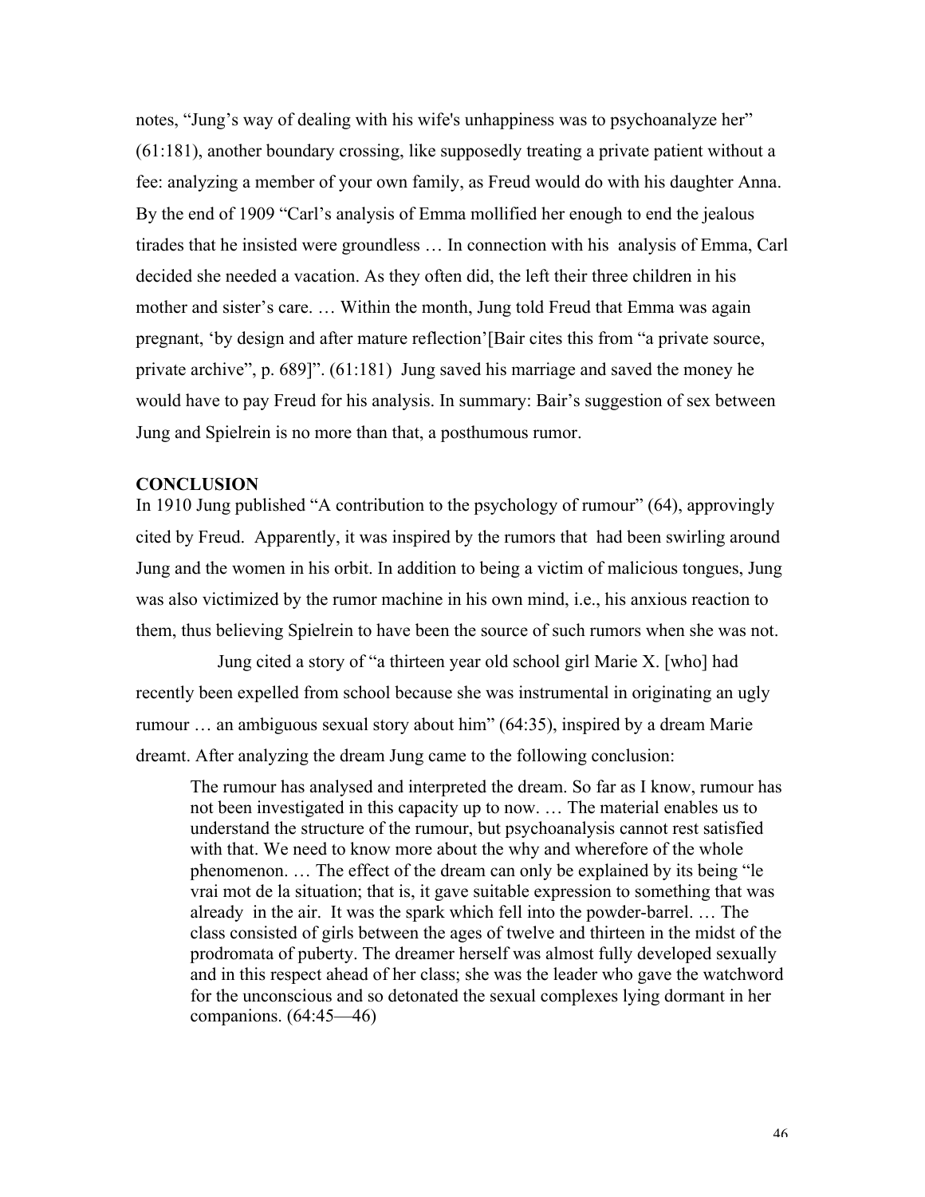notes, "Jung's way of dealing with his wife's unhappiness was to psychoanalyze her" (61:181), another boundary crossing, like supposedly treating a private patient without a fee: analyzing a member of your own family, as Freud would do with his daughter Anna. By the end of 1909 "Carl's analysis of Emma mollified her enough to end the jealous tirades that he insisted were groundless … In connection with his analysis of Emma, Carl decided she needed a vacation. As they often did, the left their three children in his mother and sister's care. … Within the month, Jung told Freud that Emma was again pregnant, 'by design and after mature reflection'[Bair cites this from "a private source, private archive", p. 689]". (61:181) Jung saved his marriage and saved the money he would have to pay Freud for his analysis. In summary: Bair's suggestion of sex between Jung and Spielrein is no more than that, a posthumous rumor.

**CONCLUSION**

In 1910 Jung published "A contribution to the psychology of rumour" (64), approvingly cited by Freud. Apparently, it was inspired by the rumors that had been swirling around Jung and the women in his orbit. In addition to being a victim of malicious tongues, Jung was also victimized by the rumor machine in his own mind, i.e., his anxious reaction to them, thus believing Spielrein to have been the source of such rumors when she was not.

Jung cited a story of "a thirteen year old school girl Marie X. [who] had recently been expelled from school because she was instrumental in originating an ugly rumour … an ambiguous sexual story about him" (64:35), inspired by a dream Marie dreamt. After analyzing the dream Jung came to the following conclusion:

> The rumour has analysed and interpreted the dream. So far as I know, rumour has not been investigated in this capacity up to now. … The material enables us to understand the structure of the rumour, but psychoanalysis cannot rest satisfied with that. We need to know more about the why and wherefore of the whole phenomenon. … The effect of the dream can only be explained by its being "le vrai mot de la situation; that is, it gave suitable expression to something that was already in the air. It was the spark which fell into the powder-barrel. … The class consisted of girls between the ages of twelve and thirteen in the midst of the prodromata of puberty. The dreamer herself was almost fully developed sexually and in this respect ahead of her class; she was the leader who gave the watchword for the unconscious and so detonated the sexual complexes lying dormant in her companions. (64:45—46)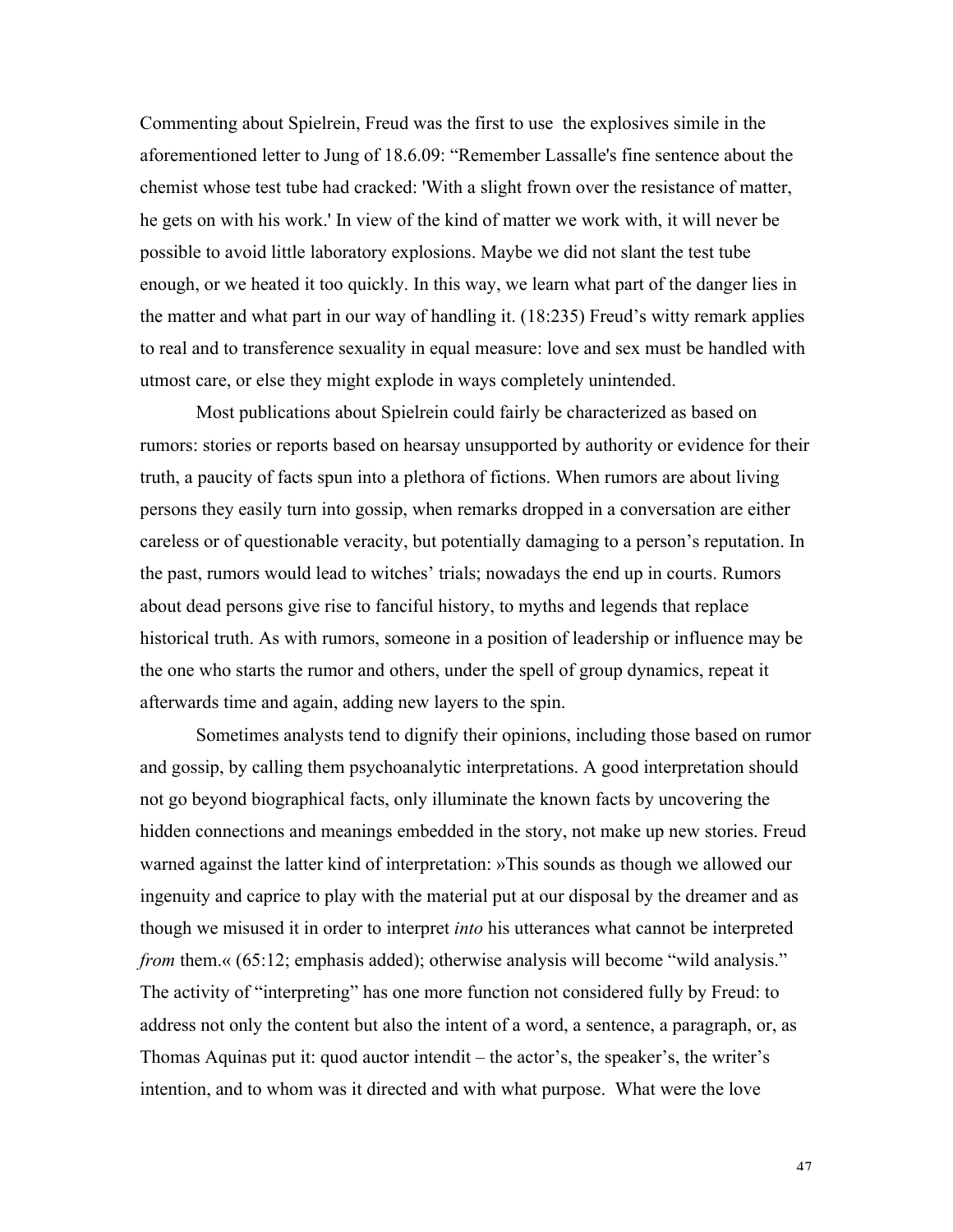Commenting about Spielrein, Freud was the first to use the explosives simile in the aforementioned letter to Jung of 18.6.09: "Remember Lassalle's fine sentence about the chemist whose test tube had cracked: 'With a slight frown over the resistance of matter, he gets on with his work.' In view of the kind of matter we work with, it will never be possible to avoid little laboratory explosions. Maybe we did not slant the test tube enough, or we heated it too quickly. In this way, we learn what part of the danger lies in the matter and what part in our way of handling it. (18:235) Freud's witty remark applies to real and to transference sexuality in equal measure: love and sex must be handled with utmost care, or else they might explode in ways completely unintended.

Most publications about Spielrein could fairly be characterized as based on rumors: stories or reports based on hearsay unsupported by authority or evidence for their truth, a paucity of facts spun into a plethora of fictions. When rumors are about living persons they easily turn into gossip, when remarks dropped in a conversation are either careless or of questionable veracity, but potentially damaging to a person's reputation. In the past, rumors would lead to witches' trials; nowadays the end up in courts. Rumors about dead persons give rise to fanciful history, to myths and legends that replace historical truth. As with rumors, someone in a position of leadership or influence may be the one who starts the rumor and others, under the spell of group dynamics, repeat it afterwards time and again, adding new layers to the spin.

Sometimes analysts tend to dignify their opinions, including those based on rumor and gossip, by calling them psychoanalytic interpretations. A good interpretation should not go beyond biographical facts, only illuminate the known facts by uncovering the hidden connections and meanings embedded in the story, not make up new stories. Freud warned against the latter kind of interpretation: »This sounds as though we allowed our ingenuity and caprice to play with the material put at our disposal by the dreamer and as though we misused it in order to interpret *into* his utterances what cannot be interpreted *from* them.« (65:12; emphasis added); otherwise analysis will become "wild analysis." The activity of "interpreting" has one more function not considered fully by Freud: to address not only the content but also the intent of a word, a sentence, a paragraph, or, as Thomas Aquinas put it: quod auctor intendit – the actor's, the speaker's, the writer's intention, and to whom was it directed and with what purpose. What were the love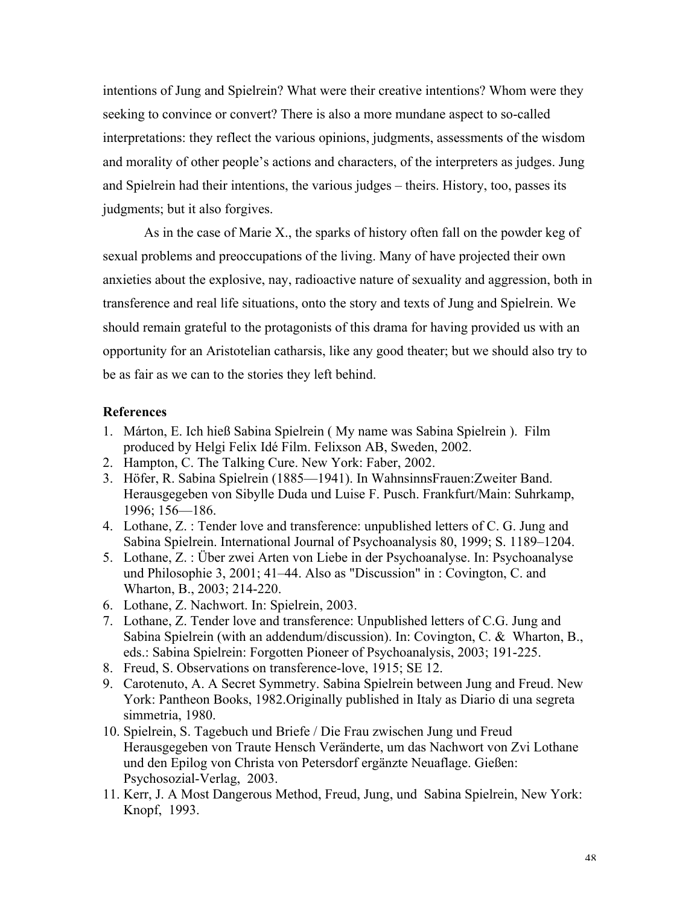intentions of Jung and Spielrein? What were their creative intentions? Whom were they seeking to convince or convert? There is also a more mundane aspect to so-called interpretations: they reflect the various opinions, judgments, assessments of the wisdom and morality of other people's actions and characters, of the interpreters as judges. Jung and Spielrein had their intentions, the various judges – theirs. History, too, passes its judgments; but it also forgives.

As in the case of Marie X., the sparks of history often fall on the powder keg of sexual problems and preoccupations of the living. Many of have projected their own anxieties about the explosive, nay, radioactive nature of sexuality and aggression, both in transference and real life situations, onto the story and texts of Jung and Spielrein. We should remain grateful to the protagonists of this drama for having provided us with an opportunity for an Aristotelian catharsis, like any good theater; but we should also try to be as fair as we can to the stories they left behind.

**References**

1. Márton, E. Ich hieß Sabina Spielrein ( My name was Sabina Spielrein ). Film produced by Helgi Felix Idé Film. Felixson AB, Sweden, 2002.
2. Hampton, C. The Talking Cure. New York: Faber, 2002.
3. Höfer, R. Sabina Spielrein (1885—1941). In WahnsinnsFrauen:Zweiter Band. Herausgegeben von Sibylle Duda und Luise F. Pusch. Frankfurt/Main: Suhrkamp, 1996; 156—186.
4. Lothane, Z. : Tender love and transference: unpublished letters of C. G. Jung and Sabina Spielrein. International Journal of Psychoanalysis 80, 1999; S. 1189–1204.
5. Lothane, Z. : Über zwei Arten von Liebe in der Psychoanalyse. In: Psychoanalyse und Philosophie 3, 2001; 41–44. Also as "Discussion" in : Covington, C. and Wharton, B., 2003; 214-220.
6. Lothane, Z. Nachwort. In: Spielrein, 2003.
7. Lothane, Z. Tender love and transference: Unpublished letters of C.G. Jung and Sabina Spielrein (with an addendum/discussion). In: Covington, C. & Wharton, B., eds.: Sabina Spielrein: Forgotten Pioneer of Psychoanalysis, 2003; 191-225.
8. Freud, S. Observations on transference-love, 1915; SE 12.
9. Carotenuto, A. A Secret Symmetry. Sabina Spielrein between Jung and Freud. New York: Pantheon Books, 1982.Originally published in Italy as Diario di una segreta simmetria, 1980.
10. Spielrein, S. Tagebuch und Briefe / Die Frau zwischen Jung und Freud Herausgegeben von Traute Hensch Veränderte, um das Nachwort von Zvi Lothane und den Epilog von Christa von Petersdorf ergänzte Neuaflage. Gießen: Psychosozial-Verlag, 2003.
11. Kerr, J. A Most Dangerous Method, Freud, Jung, und Sabina Spielrein, New York: Knopf, 1993.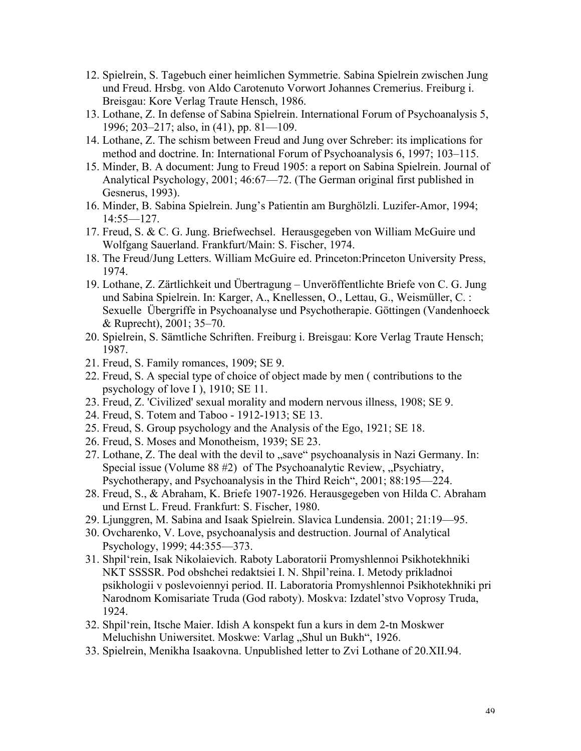12. Spielrein, S. Tagebuch einer heimlichen Symmetrie. Sabina Spielrein zwischen Jung und Freud. Hrsbg. von Aldo Carotenuto Vorwort Johannes Cremerius. Freiburg i. Breisgau: Kore Verlag Traute Hensch, 1986.
13. Lothane, Z. In defense of Sabina Spielrein. International Forum of Psychoanalysis 5, 1996; 203–217; also, in (41), pp. 81—109.
14. Lothane, Z. The schism between Freud and Jung over Schreber: its implications for method and doctrine. In: International Forum of Psychoanalysis 6, 1997; 103–115.
15. Minder, B. A document: Jung to Freud 1905: a report on Sabina Spielrein. Journal of Analytical Psychology, 2001; 46:67—72. (The German original first published in Gesnerus, 1993).
16. Minder, B. Sabina Spielrein. Jung's Patientin am Burghölzli. Luzifer-Amor, 1994; 14:55—127.
17. Freud, S. & C. G. Jung. Briefwechsel. Herausgegeben von William McGuire und Wolfgang Sauerland. Frankfurt/Main: S. Fischer, 1974.
18. The Freud/Jung Letters. William McGuire ed. Princeton:Princeton University Press, 1974.
19. Lothane, Z. Zärtlichkeit und Übertragung – Unveröffentlichte Briefe von C. G. Jung und Sabina Spielrein. In: Karger, A., Knellessen, O., Lettau, G., Weismüller, C. : Sexuelle Übergriffe in Psychoanalyse und Psychotherapie. Göttingen (Vandenhoeck & Ruprecht), 2001; 35–70.
20. Spielrein, S. Sämtliche Schriften. Freiburg i. Breisgau: Kore Verlag Traute Hensch; 1987.
21. Freud, S. Family romances, 1909; SE 9.
22. Freud, S. A special type of choice of object made by men ( contributions to the psychology of love I ), 1910; SE 11.
23. Freud, Z. 'Civilized' sexual morality and modern nervous illness, 1908; SE 9.
24. Freud, S. Totem and Taboo - 1912-1913; SE 13.
25. Freud, S. Group psychology and the Analysis of the Ego, 1921; SE 18.
26. Freud, S. Moses and Monotheism, 1939; SE 23.
27. Lothane, Z. The deal with the devil to „save" psychoanalysis in Nazi Germany. In: Special issue (Volume 88 #2) of The Psychoanalytic Review, „Psychiatry, Psychotherapy, and Psychoanalysis in the Third Reich", 2001; 88:195—224.
28. Freud, S., & Abraham, K. Briefe 1907-1926. Herausgegeben von Hilda C. Abraham und Ernst L. Freud. Frankfurt: S. Fischer, 1980.
29. Ljunggren, M. Sabina and Isaak Spielrein. Slavica Lundensia. 2001; 21:19—95.
30. Ovcharenko, V. Love, psychoanalysis and destruction. Journal of Analytical Psychology, 1999; 44:355—373.
31. Shpil'rein, Isak Nikolaievich. Raboty Laboratorii Promyshlennoi Psikhotekhniki NKT SSSSR. Pod obshchei redaktsiei I. N. Shpil'reina. I. Metody prikladnoi psikhologii v poslevoiennyi period. II. Laboratoria Promyshlennoi Psikhotekhniki pri Narodnom Komisariate Truda (God raboty). Moskva: Izdatel'stvo Voprosy Truda, 1924.
32. Shpil'rein, Itsche Maier. Idish A konspekt fun a kurs in dem 2-tn Moskwer Meluchishn Uniwersitet. Moskwe: Varlag „Shul un Bukh", 1926.
33. Spielrein, Menikha Isaakovna. Unpublished letter to Zvi Lothane of 20.XII.94.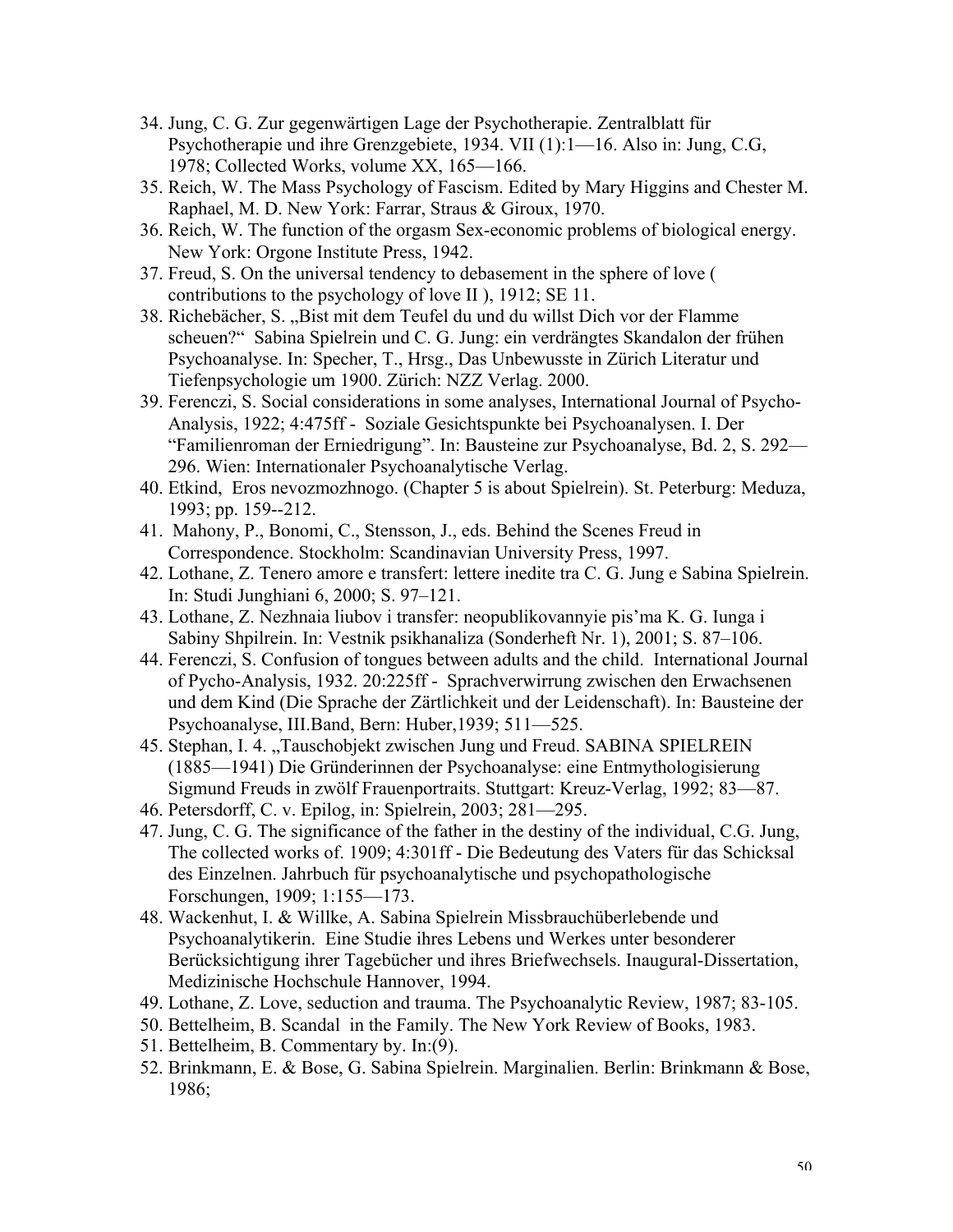34. Jung, C. G. Zur gegenwärtigen Lage der Psychotherapie. Zentralblatt für Psychotherapie und ihre Grenzgebiete, 1934. VII (1):1—16. Also in: Jung, C.G, 1978; Collected Works, volume XX, 165—166.
35. Reich, W. The Mass Psychology of Fascism. Edited by Mary Higgins and Chester M. Raphael, M. D. New York: Farrar, Straus & Giroux, 1970.
36. Reich, W. The function of the orgasm Sex-economic problems of biological energy. New York: Orgone Institute Press, 1942.
37. Freud, S. On the universal tendency to debasement in the sphere of love ( contributions to the psychology of love II ), 1912; SE 11.
38. Richebächer, S. „Bist mit dem Teufel du und du willst Dich vor der Flamme scheuen?“ Sabina Spielrein und C. G. Jung: ein verdrängtes Skandalon der frühen Psychoanalyse. In: Specher, T., Hrsg., Das Unbewusste in Zürich Literatur und Tiefenpsychologie um 1900. Zürich: NZZ Verlag. 2000.
39. Ferenczi, S. Social considerations in some analyses, International Journal of Psycho-Analysis, 1922; 4:475ff - Soziale Gesichtspunkte bei Psychoanalysen. I. Der “Familienroman der Erniedrigung”. In: Bausteine zur Psychoanalyse, Bd. 2, S. 292—296. Wien: Internationaler Psychoanalytische Verlag.
40. Etkind, Eros nevozmozhnogo. (Chapter 5 is about Spielrein). St. Peterburg: Meduza, 1993; pp. 159--212.
41. Mahony, P., Bonomi, C., Stensson, J., eds. Behind the Scenes Freud in Correspondence. Stockholm: Scandinavian University Press, 1997.
42. Lothane, Z. Tenero amore e transfert: lettere inedite tra C. G. Jung e Sabina Spielrein. In: Studi Junghiani 6, 2000; S. 97–121.
43. Lothane, Z. Nezhnaia liubov i transfer: neopublikovannyie pis’ma K. G. Iunga i Sabiny Shpilrein. In: Vestnik psikhanaliza (Sonderheft Nr. 1), 2001; S. 87–106.
44. Ferenczi, S. Confusion of tongues between adults and the child. International Journal of Pycho-Analysis, 1932. 20:225ff - Sprachverwirrung zwischen den Erwachsenen und dem Kind (Die Sprache der Zärtlichkeit und der Leidenschaft). In: Bausteine der Psychoanalyse, III.Band, Bern: Huber,1939; 511—525.
45. Stephan, I. 4. „Tauschobjekt zwischen Jung und Freud. SABINA SPIELREIN (1885—1941) Die Gründerinnen der Psychoanalyse: eine Entmythologisierung Sigmund Freuds in zwölf Frauenportraits. Stuttgart: Kreuz-Verlag, 1992; 83—87.
46. Petersdorff, C. v. Epilog, in: Spielrein, 2003; 281—295.
47. Jung, C. G. The significance of the father in the destiny of the individual, C.G. Jung, The collected works of. 1909; 4:301ff - Die Bedeutung des Vaters für das Schicksal des Einzelnen. Jahrbuch für psychoanalytische und psychopathologische Forschungen, 1909; 1:155—173.
48. Wackenhut, I. & Willke, A. Sabina Spielrein Missbrauchüberlebende und Psychoanalytikerin. Eine Studie ihres Lebens und Werkes unter besonderer Berücksichtigung ihrer Tagebücher und ihres Briefwechsels. Inaugural-Dissertation, Medizinische Hochschule Hannover, 1994.
49. Lothane, Z. Love, seduction and trauma. The Psychoanalytic Review, 1987; 83-105.
50. Bettelheim, B. Scandal in the Family. The New York Review of Books, 1983.
51. Bettelheim, B. Commentary by. In:(9).
52. Brinkmann, E. & Bose, G. Sabina Spielrein. Marginalien. Berlin: Brinkmann & Bose, 1986;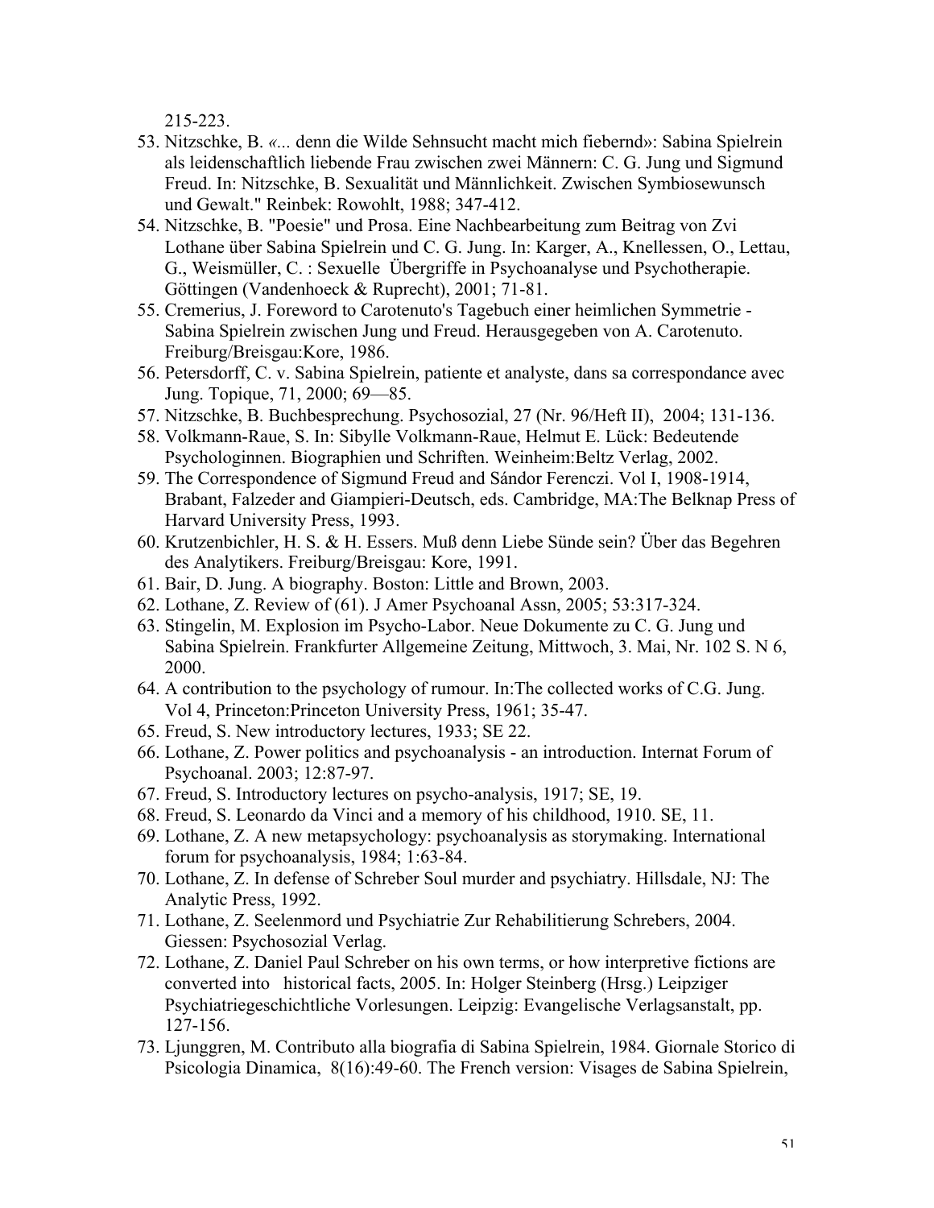215-223.

53. Nitzschke, B. «... denn die Wilde Sehnsucht macht mich fiebernd»: Sabina Spielrein als leidenschaftlich liebende Frau zwischen zwei Männern: C. G. Jung und Sigmund Freud. In: Nitzschke, B. Sexualität und Männlichkeit. Zwischen Symbiosewunsch und Gewalt." Reinbek: Rowohlt, 1988; 347-412.
54. Nitzschke, B. "Poesie" und Prosa. Eine Nachbearbeitung zum Beitrag von Zvi Lothane über Sabina Spielrein und C. G. Jung. In: Karger, A., Knellessen, O., Lettau, G., Weismüller, C. : Sexuelle Übergriffe in Psychoanalyse und Psychotherapie. Göttingen (Vandenhoeck & Ruprecht), 2001; 71-81.
55. Cremerius, J. Foreword to Carotenuto's Tagebuch einer heimlichen Symmetrie - Sabina Spielrein zwischen Jung und Freud. Herausgegeben von A. Carotenuto. Freiburg/Breisgau:Kore, 1986.
56. Petersdorff, C. v. Sabina Spielrein, patiente et analyste, dans sa correspondance avec Jung. Topique, 71, 2000; 69—85.
57. Nitzschke, B. Buchbesprechung. Psychosozial, 27 (Nr. 96/Heft II), 2004; 131-136.
58. Volkmann-Raue, S. In: Sibylle Volkmann-Raue, Helmut E. Lück: Bedeutende Psychologinnen. Biographien und Schriften. Weinheim:Beltz Verlag, 2002.
59. The Correspondence of Sigmund Freud and Sándor Ferenczi. Vol I, 1908-1914, Brabant, Falzeder and Giampieri-Deutsch, eds. Cambridge, MA:The Belknap Press of Harvard University Press, 1993.
60. Krutzenbichler, H. S. & H. Essers. Muß denn Liebe Sünde sein? Über das Begehren des Analytikers. Freiburg/Breisgau: Kore, 1991.
61. Bair, D. Jung. A biography. Boston: Little and Brown, 2003.
62. Lothane, Z. Review of (61). J Amer Psychoanal Assn, 2005; 53:317-324.
63. Stingelin, M. Explosion im Psycho-Labor. Neue Dokumente zu C. G. Jung und Sabina Spielrein. Frankfurter Allgemeine Zeitung, Mittwoch, 3. Mai, Nr. 102 S. N 6, 2000.
64. A contribution to the psychology of rumour. In:The collected works of C.G. Jung. Vol 4, Princeton:Princeton University Press, 1961; 35-47.
65. Freud, S. New introductory lectures, 1933; SE 22.
66. Lothane, Z. Power politics and psychoanalysis - an introduction. Internat Forum of Psychoanal. 2003; 12:87-97.
67. Freud, S. Introductory lectures on psycho-analysis, 1917; SE, 19.
68. Freud, S. Leonardo da Vinci and a memory of his childhood, 1910. SE, 11.
69. Lothane, Z. A new metapsychology: psychoanalysis as storymaking. International forum for psychoanalysis, 1984; 1:63-84.
70. Lothane, Z. In defense of Schreber Soul murder and psychiatry. Hillsdale, NJ: The Analytic Press, 1992.
71. Lothane, Z. Seelenmord und Psychiatrie Zur Rehabilitierung Schrebers, 2004. Giessen: Psychosozial Verlag.
72. Lothane, Z. Daniel Paul Schreber on his own terms, or how interpretive fictions are converted into historical facts, 2005. In: Holger Steinberg (Hrsg.) Leipziger Psychiatriegeschichtliche Vorlesungen. Leipzig: Evangelische Verlagsanstalt, pp. 127-156.
73. Ljunggren, M. Contributo alla biografia di Sabina Spielrein, 1984. Giornale Storico di Psicologia Dinamica, 8(16):49-60. The French version: Visages de Sabina Spielrein,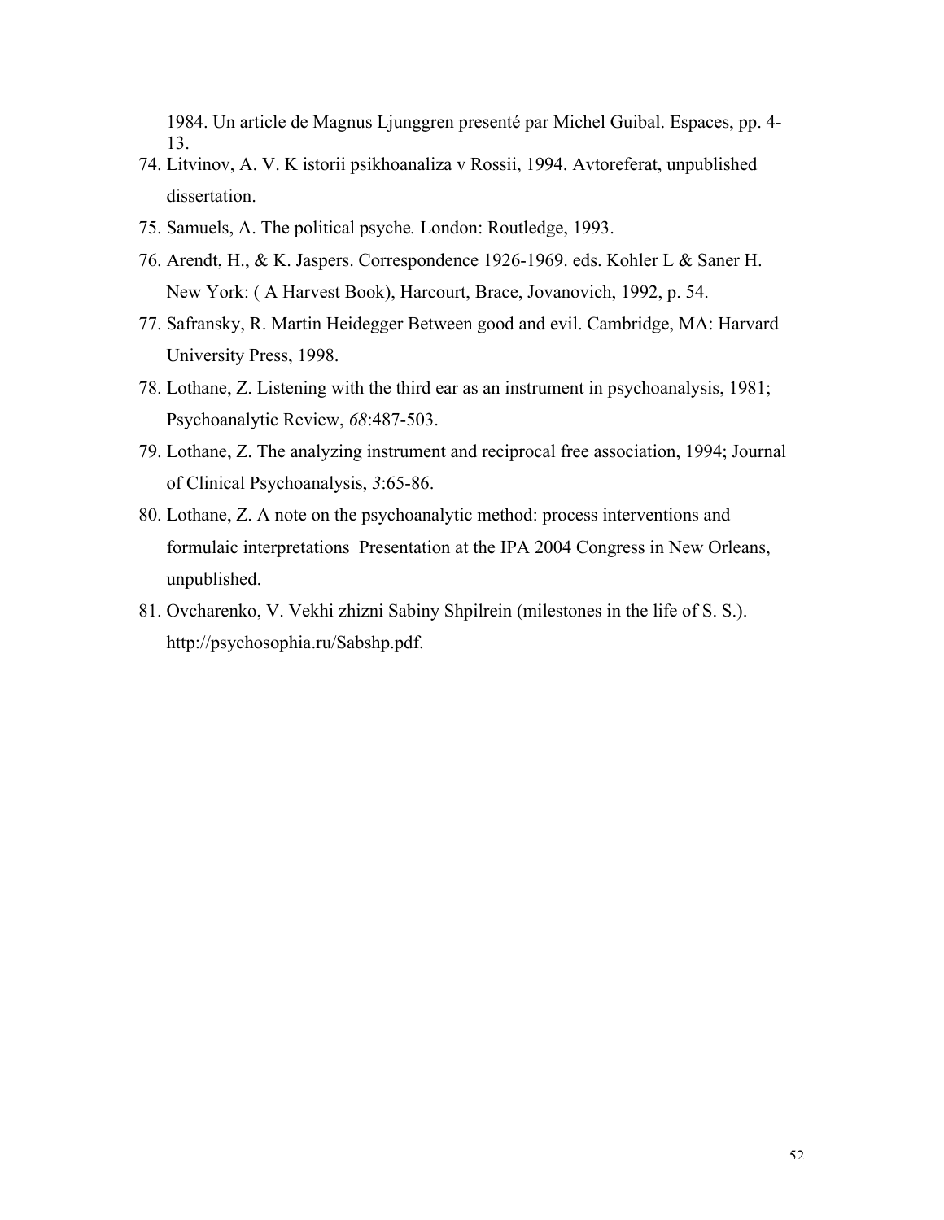1984. Un article de Magnus Ljunggren presenté par Michel Guibal. Espaces, pp. 4-13.

74. Litvinov, A. V. K istorii psikhoanaliza v Rossii, 1994. Avtoreferat, unpublished dissertation.
75. Samuels, A. The political psyche*.* London: Routledge, 1993.
76. Arendt, H., & K. Jaspers. Correspondence 1926-1969. eds. Kohler L & Saner H. New York: ( A Harvest Book), Harcourt, Brace, Jovanovich, 1992, p. 54.
77. Safransky, R. Martin Heidegger Between good and evil. Cambridge, MA: Harvard University Press, 1998.
78. Lothane, Z. Listening with the third ear as an instrument in psychoanalysis, 1981; Psychoanalytic Review, *68*:487-503.
79. Lothane, Z. The analyzing instrument and reciprocal free association, 1994; Journal of Clinical Psychoanalysis, *3*:65-86.
80. Lothane, Z. A note on the psychoanalytic method: process interventions and formulaic interpretations Presentation at the IPA 2004 Congress in New Orleans, unpublished.
81. Ovcharenko, V. Vekhi zhizni Sabiny Shpilrein (milestones in the life of S. S.). http://psychosophia.ru/Sabshp.pdf.